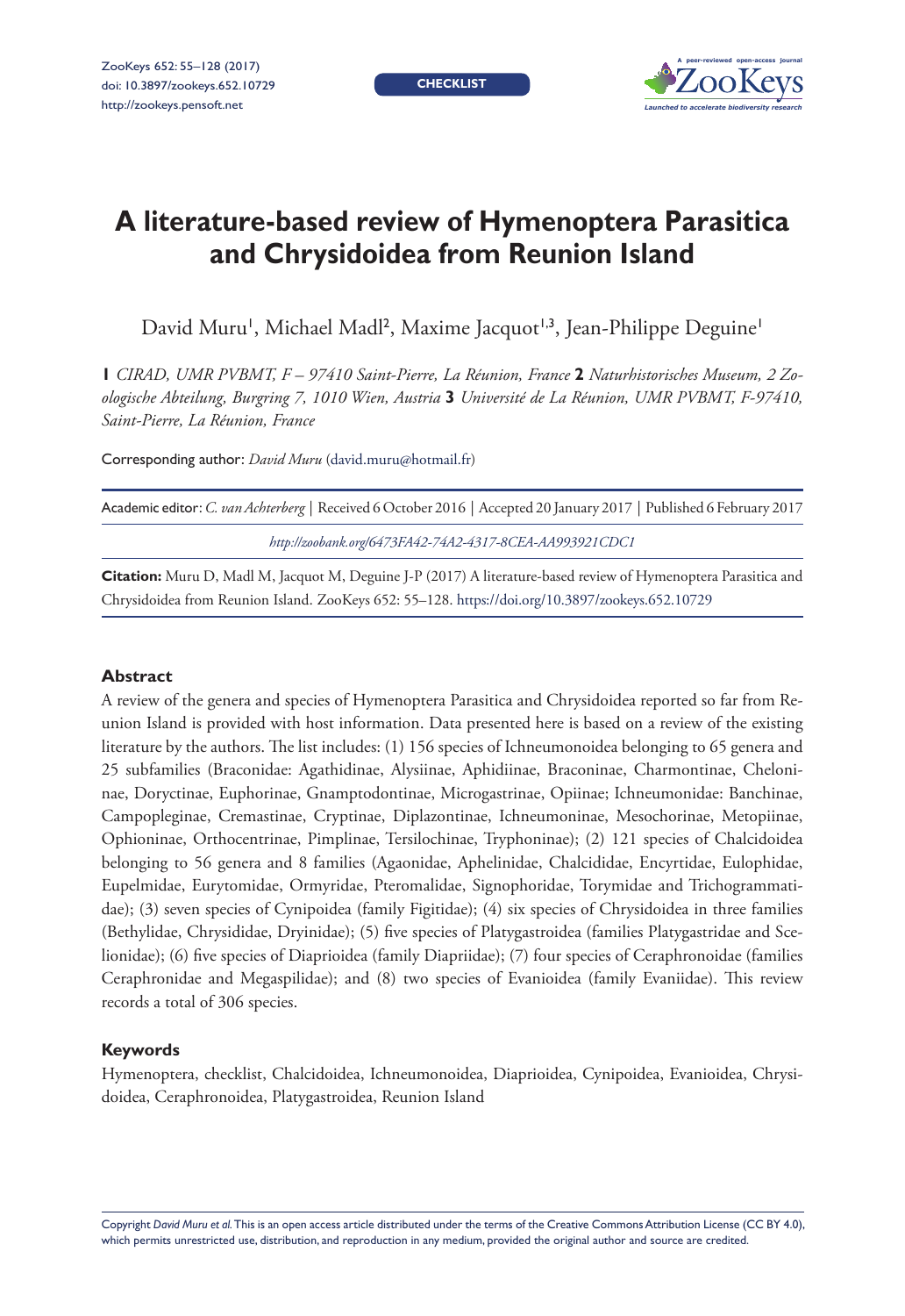CHECKLIST

# A literature-based review of Hymenoptera Parasitica and Chrysidoidea from Reunion Island

David Muru[1], Michael Madl[2], Maxime Jacquot[1,3], Jean-Philippe Deguine[1]

**1** *CIRAD, UMR PVBMT, F – 97410 Saint-Pierre, La Réunion, France* **2** *Naturhistorisches Museum, 2 Zoologische Abteilung, Burgring 7, 1010 Wien, Austria* **3** *Université de La Réunion, UMR PVBMT, F-97410, Saint-Pierre, La Réunion, France*

Corresponding author: *David Muru* (david.muru@hotmail.fr)

Academic editor: *C. van Achterberg* | Received 6 October 2016 | Accepted 20 January 2017 | Published 6 February 2017

*http://zoobank.org/6473FA42-74A2-4317-8CEA-AA993921CDC1*

**Citation:** Muru D, Madl M, Jacquot M, Deguine J-P (2017) A literature-based review of Hymenoptera Parasitica and Chrysidoidea from Reunion Island. ZooKeys 652: 55–128. https://doi.org/10.3897/zookeys.652.10729

## Abstract

A review of the genera and species of Hymenoptera Parasitica and Chrysidoidea reported so far from Reunion Island is provided with host information. Data presented here is based on a review of the existing literature by the authors. The list includes: (1) 156 species of Ichneumonoidea belonging to 65 genera and 25 subfamilies (Braconidae: Agathidinae, Alysiinae, Aphidiinae, Braconinae, Charmontinae, Cheloninae, Doryctinae, Euphorinae, Gnamptodontinae, Microgastrinae, Opiinae; Ichneumonidae: Banchinae, Campopleginae, Cremastinae, Cryptinae, Diplazontinae, Ichneumoninae, Mesochorinae, Metopiinae, Ophioninae, Orthocentrinae, Pimplinae, Tersilochinae, Tryphoninae); (2) 121 species of Chalcidoidea belonging to 56 genera and 8 families (Agaonidae, Aphelinidae, Chalcididae, Encyrtidae, Eulophidae, Eupelmidae, Eurytomidae, Ormyridae, Pteromalidae, Signophoridae, Torymidae and Trichogrammatidae); (3) seven species of Cynipoidea (family Figitidae); (4) six species of Chrysidoidea in three families (Bethylidae, Chrysididae, Dryinidae); (5) five species of Platygastroidea (families Platygastridae and Scelionidae); (6) five species of Diaprioidea (family Diapriidae); (7) four species of Ceraphronoidae (families Ceraphronidae and Megaspilidae); and (8) two species of Evanioidea (family Evaniidae). This review records a total of 306 species.

### Keywords

Hymenoptera, checklist, Chalcidoidea, Ichneumonoidea, Diaprioidea, Cynipoidea, Evanioidea, Chrysidoidea, Ceraphronoidea, Platygastroidea, Reunion Island

Copyright *David Muru et al.* This is an open access article distributed under the terms of the Creative Commons Attribution License (CC BY 4.0), which permits unrestricted use, distribution, and reproduction in any medium, provided the original author and source are credited.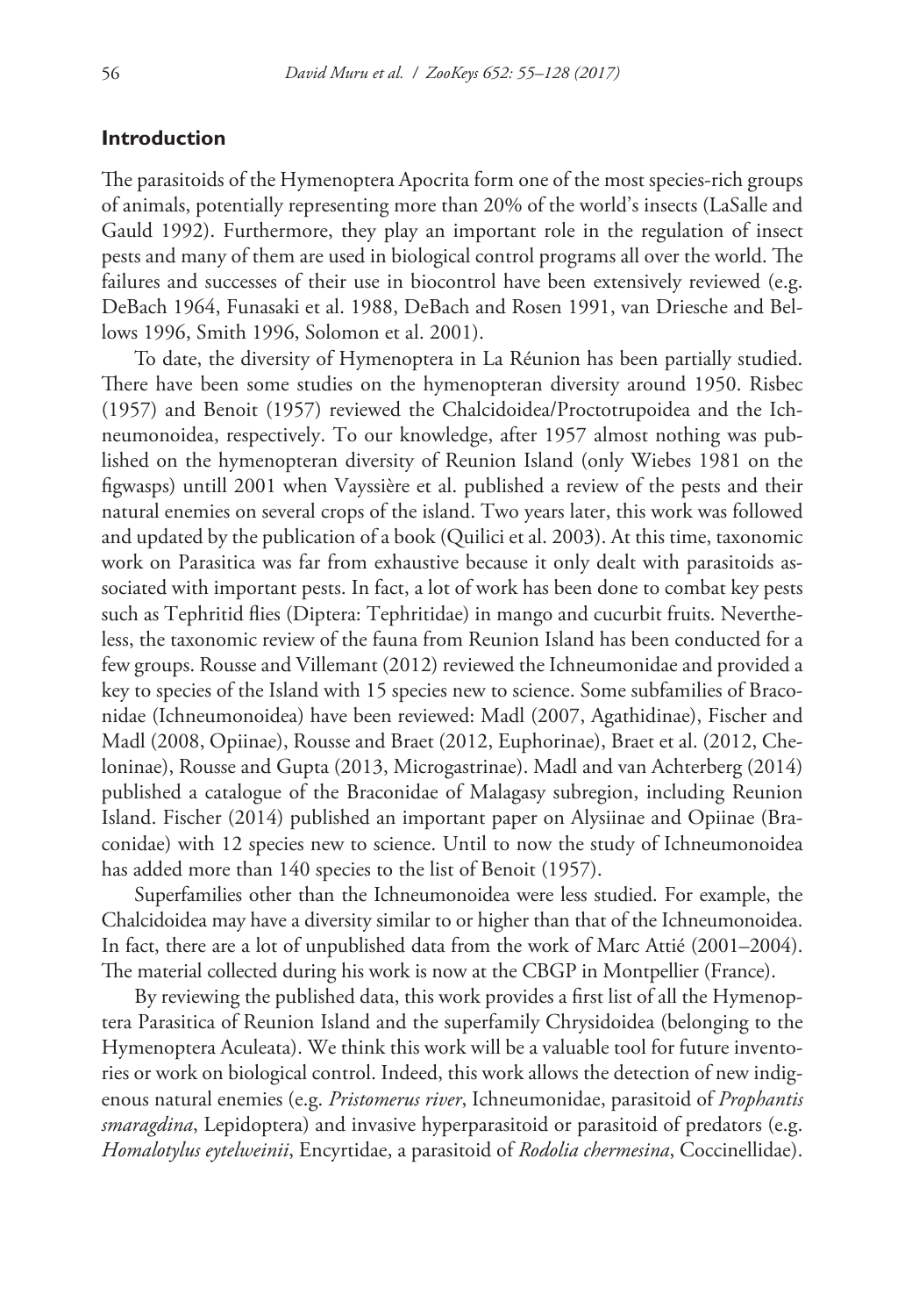## Introduction

The parasitoids of the Hymenoptera Apocrita form one of the most species-rich groups of animals, potentially representing more than 20% of the world's insects (LaSalle and Gauld 1992). Furthermore, they play an important role in the regulation of insect pests and many of them are used in biological control programs all over the world. The failures and successes of their use in biocontrol have been extensively reviewed (e.g. DeBach 1964, Funasaki et al. 1988, DeBach and Rosen 1991, van Driesche and Bellows 1996, Smith 1996, Solomon et al. 2001).

To date, the diversity of Hymenoptera in La Réunion has been partially studied. There have been some studies on the hymenopteran diversity around 1950. Risbec (1957) and Benoit (1957) reviewed the Chalcidoidea/Proctotrupoidea and the Ichneumonoidea, respectively. To our knowledge, after 1957 almost nothing was published on the hymenopteran diversity of Reunion Island (only Wiebes 1981 on the figwasps) untill 2001 when Vayssière et al. published a review of the pests and their natural enemies on several crops of the island. Two years later, this work was followed and updated by the publication of a book (Quilici et al. 2003). At this time, taxonomic work on Parasitica was far from exhaustive because it only dealt with parasitoids associated with important pests. In fact, a lot of work has been done to combat key pests such as Tephritid flies (Diptera: Tephritidae) in mango and cucurbit fruits. Nevertheless, the taxonomic review of the fauna from Reunion Island has been conducted for a few groups. Rousse and Villemant (2012) reviewed the Ichneumonidae and provided a key to species of the Island with 15 species new to science. Some subfamilies of Braconidae (Ichneumonoidea) have been reviewed: Madl (2007, Agathidinae), Fischer and Madl (2008, Opiinae), Rousse and Braet (2012, Euphorinae), Braet et al. (2012, Cheloninae), Rousse and Gupta (2013, Microgastrinae). Madl and van Achterberg (2014) published a catalogue of the Braconidae of Malagasy subregion, including Reunion Island. Fischer (2014) published an important paper on Alysiinae and Opiinae (Braconidae) with 12 species new to science. Until to now the study of Ichneumonoidea has added more than 140 species to the list of Benoit (1957).

Superfamilies other than the Ichneumonoidea were less studied. For example, the Chalcidoidea may have a diversity similar to or higher than that of the Ichneumonoidea. In fact, there are a lot of unpublished data from the work of Marc Attié (2001–2004). The material collected during his work is now at the CBGP in Montpellier (France).

By reviewing the published data, this work provides a first list of all the Hymenoptera Parasitica of Reunion Island and the superfamily Chrysidoidea (belonging to the Hymenoptera Aculeata). We think this work will be a valuable tool for future inventories or work on biological control. Indeed, this work allows the detection of new indigenous natural enemies (e.g. *Pristomerus river*, Ichneumonidae, parasitoid of *Prophantis smaragdina*, Lepidoptera) and invasive hyperparasitoid or parasitoid of predators (e.g. *Homalotylus eytelweinii*, Encyrtidae, a parasitoid of *Rodolia chermesina*, Coccinellidae).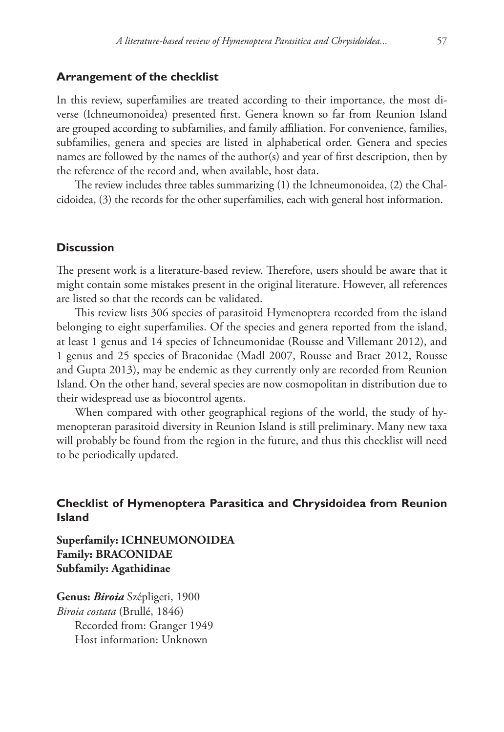## Arrangement of the checklist

In this review, superfamilies are treated according to their importance, the most diverse (Ichneumonoidea) presented first. Genera known so far from Reunion Island are grouped according to subfamilies, and family affiliation. For convenience, families, subfamilies, genera and species are listed in alphabetical order. Genera and species names are followed by the names of the author(s) and year of first description, then by the reference of the record and, when available, host data.

The review includes three tables summarizing (1) the Ichneumonoidea, (2) the Chalcidoidea, (3) the records for the other superfamilies, each with general host information.

## Discussion

The present work is a literature-based review. Therefore, users should be aware that it might contain some mistakes present in the original literature. However, all references are listed so that the records can be validated.

This review lists 306 species of parasitoid Hymenoptera recorded from the island belonging to eight superfamilies. Of the species and genera reported from the island, at least 1 genus and 14 species of Ichneumonidae (Rousse and Villemant 2012), and 1 genus and 25 species of Braconidae (Madl 2007, Rousse and Braet 2012, Rousse and Gupta 2013), may be endemic as they currently only are recorded from Reunion Island. On the other hand, several species are now cosmopolitan in distribution due to their widespread use as biocontrol agents.

When compared with other geographical regions of the world, the study of hymenopteran parasitoid diversity in Reunion Island is still preliminary. Many new taxa will probably be found from the region in the future, and thus this checklist will need to be periodically updated.

## Checklist of Hymenoptera Parasitica and Chrysidoidea from Reunion Island

**Superfamily: ICHNEUMONOIDEA**
**Family: BRACONIDAE**
**Subfamily: Agathidinae**

**Genus: *Biroia*** Szépligeti, 1900
*Biroia costata* (Brullé, 1846)
Recorded from: Granger 1949
Host information: Unknown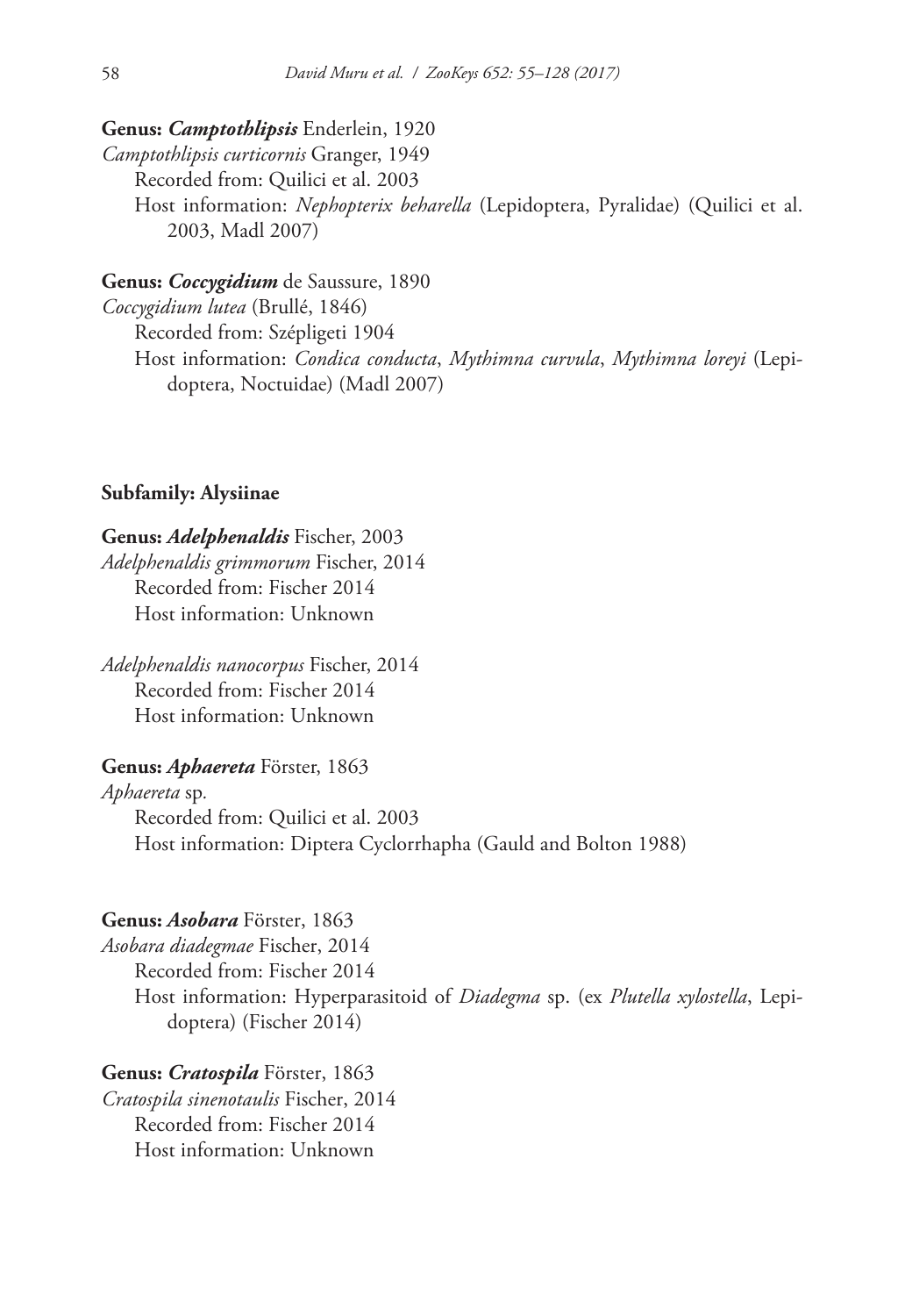**Genus: *Camptothlipsis* Enderlein, 1920**

*Camptothlipsis curticornis* Granger, 1949

Recorded from: Quilici et al. 2003

Host information: *Nephopterix beharella* (Lepidoptera, Pyralidae) (Quilici et al. 2003, Madl 2007)

**Genus: *Coccygidium* de Saussure, 1890**

*Coccygidium lutea* (Brullé, 1846)

Recorded from: Szépligeti 1904

Host information: *Condica conducta*, *Mythimna curvula*, *Mythimna loreyi* (Lepidoptera, Noctuidae) (Madl 2007)

**Subfamily: Alysiinae**

**Genus: *Adelphenaldis* Fischer, 2003**

*Adelphenaldis grimmorum* Fischer, 2014

Recorded from: Fischer 2014

Host information: Unknown

*Adelphenaldis nanocorpus* Fischer, 2014

Recorded from: Fischer 2014

Host information: Unknown

**Genus: *Aphaereta* Förster, 1863**

*Aphaereta* sp.

Recorded from: Quilici et al. 2003

Host information: Diptera Cyclorrhapha (Gauld and Bolton 1988)

**Genus: *Asobara* Förster, 1863**

*Asobara diadegmae* Fischer, 2014

Recorded from: Fischer 2014

Host information: Hyperparasitoid of *Diadegma* sp. (ex *Plutella xylostella*, Lepidoptera) (Fischer 2014)

**Genus: *Cratospila* Förster, 1863**

*Cratospila sinenotaulis* Fischer, 2014

Recorded from: Fischer 2014

Host information: Unknown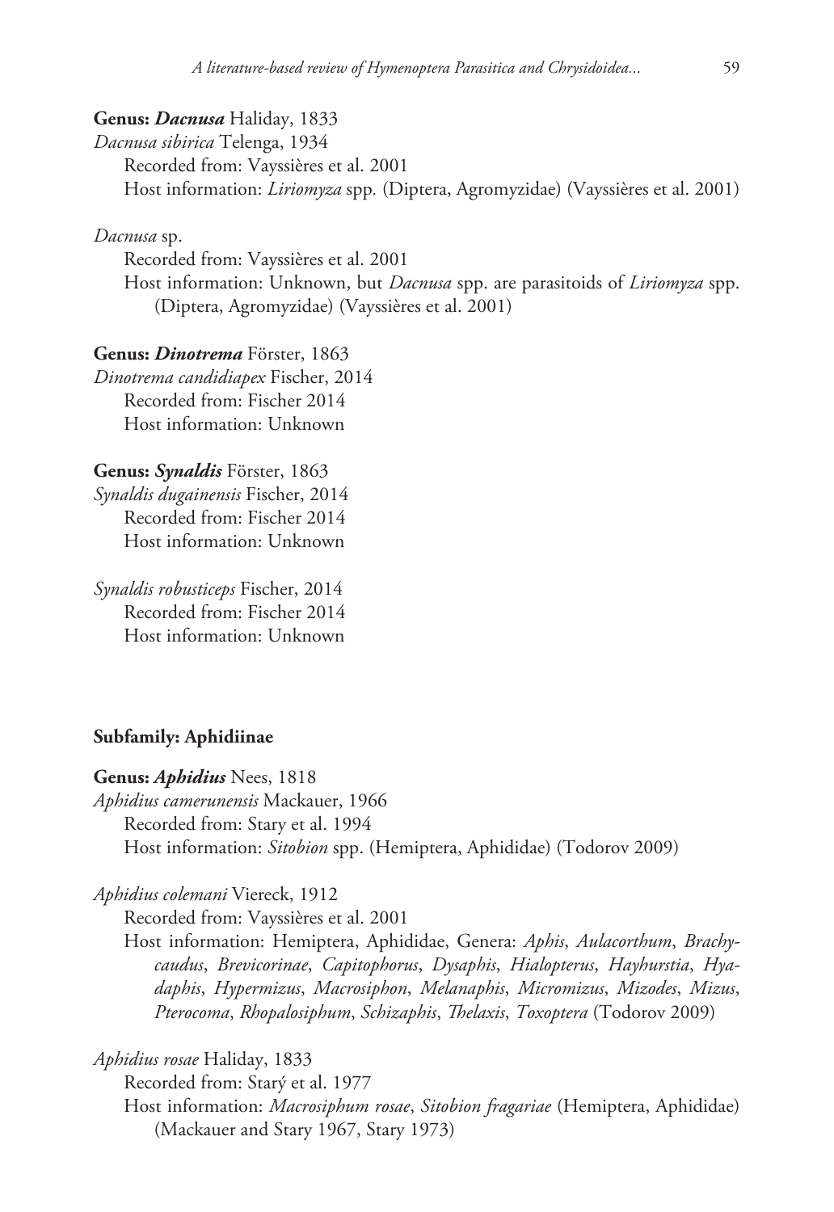**Genus: *Dacnusa*** Haliday, 1833

*Dacnusa sibirica* Telenga, 1934

Recorded from: Vayssières et al. 2001

Host information: *Liriomyza* spp. (Diptera, Agromyzidae) (Vayssières et al. 2001)

*Dacnusa* sp.

Recorded from: Vayssières et al. 2001

Host information: Unknown, but *Dacnusa* spp. are parasitoids of *Liriomyza* spp. (Diptera, Agromyzidae) (Vayssières et al. 2001)

**Genus: *Dinotrema*** Förster, 1863

*Dinotrema candidiapex* Fischer, 2014

Recorded from: Fischer 2014

Host information: Unknown

**Genus: *Synaldis*** Förster, 1863

*Synaldis dugainensis* Fischer, 2014

Recorded from: Fischer 2014

Host information: Unknown

*Synaldis robusticeps* Fischer, 2014

Recorded from: Fischer 2014

Host information: Unknown

**Subfamily: Aphidiinae**

**Genus: *Aphidius*** Nees, 1818

*Aphidius camerunensis* Mackauer, 1966

Recorded from: Stary et al. 1994

Host information: *Sitobion* spp. (Hemiptera, Aphididae) (Todorov 2009)

*Aphidius colemani* Viereck, 1912

Recorded from: Vayssières et al. 2001

Host information: Hemiptera, Aphididae, Genera: *Aphis*, *Aulacorthum*, *Brachycaudus*, *Brevicorinae*, *Capitophorus*, *Dysaphis*, *Hialopterus*, *Hayhurstia*, *Hyadaphis*, *Hypermizus*, *Macrosiphon*, *Melanaphis*, *Micromizus*, *Mizodes*, *Mizus*, *Pterocoma*, *Rhopalosiphum*, *Schizaphis*, *Thelaxis*, *Toxoptera* (Todorov 2009)

*Aphidius rosae* Haliday, 1833

Recorded from: Starý et al. 1977

Host information: *Macrosiphum rosae*, *Sitobion fragariae* (Hemiptera, Aphididae) (Mackauer and Stary 1967, Stary 1973)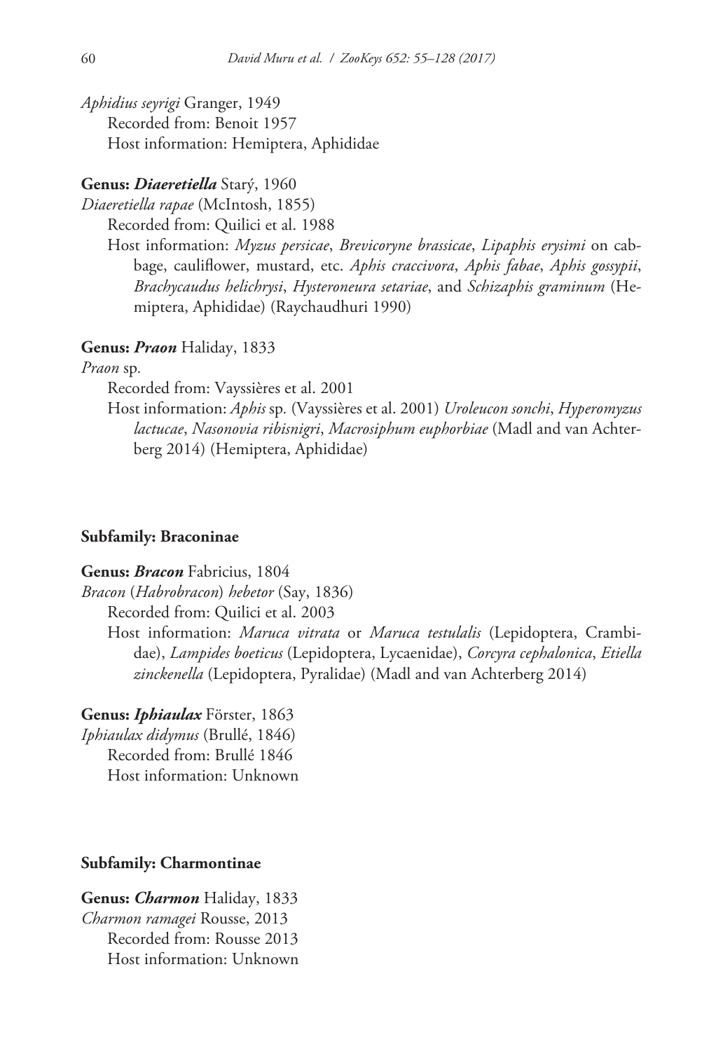*Aphidius seyrigi* Granger, 1949
Recorded from: Benoit 1957
Host information: Hemiptera, Aphididae

**Genus: *Diaeretiella*** Starý, 1960

*Diaeretiella rapae* (McIntosh, 1855)
Recorded from: Quilici et al. 1988
Host information: *Myzus persicae*, *Brevicoryne brassicae*, *Lipaphis erysimi* on cabbage, cauliflower, mustard, etc. *Aphis craccivora*, *Aphis fabae*, *Aphis gossypii*, *Brachycaudus helichrysi*, *Hysteroneura setariae*, and *Schizaphis graminum* (Hemiptera, Aphididae) (Raychaudhuri 1990)

**Genus: *Praon*** Haliday, 1833

*Praon* sp.
Recorded from: Vayssières et al. 2001
Host information: *Aphis* sp. (Vayssières et al. 2001) *Uroleucon sonchi*, *Hyperomyzus lactucae*, *Nasonovia ribisnigri*, *Macrosiphum euphorbiae* (Madl and van Achterberg 2014) (Hemiptera, Aphididae)

**Subfamily: Braconinae**

**Genus: *Bracon*** Fabricius, 1804

*Bracon* (*Habrobracon*) *hebetor* (Say, 1836)
Recorded from: Quilici et al. 2003
Host information: *Maruca vitrata* or *Maruca testulalis* (Lepidoptera, Crambidae), *Lampides boeticus* (Lepidoptera, Lycaenidae), *Corcyra cephalonica*, *Etiella zinckenella* (Lepidoptera, Pyralidae) (Madl and van Achterberg 2014)

**Genus: *Iphiaulax*** Förster, 1863

*Iphiaulax didymus* (Brullé, 1846)
Recorded from: Brullé 1846
Host information: Unknown

**Subfamily: Charmontinae**

**Genus: *Charmon*** Haliday, 1833

*Charmon ramagei* Rousse, 2013
Recorded from: Rousse 2013
Host information: Unknown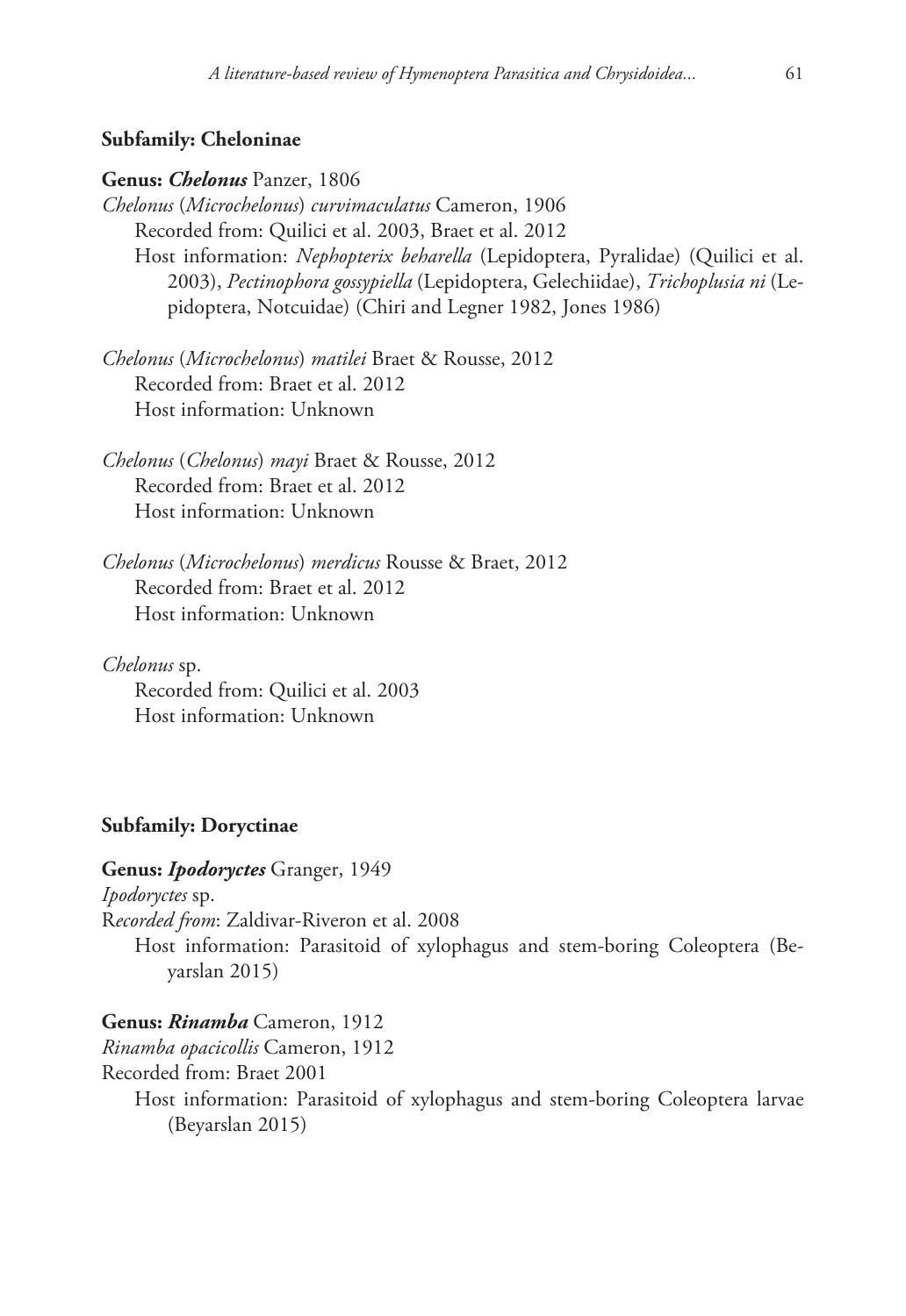**Subfamily: Cheloninae**

**Genus: *Chelonus*** Panzer, 1806

*Chelonus* (*Microchelonus*) *curvimaculatus* Cameron, 1906

Recorded from: Quilici et al. 2003, Braet et al. 2012

Host information: *Nephopterix beharella* (Lepidoptera, Pyralidae) (Quilici et al. 2003), *Pectinophora gossypiella* (Lepidoptera, Gelechiidae), *Trichoplusia ni* (Lepidoptera, Notcuidae) (Chiri and Legner 1982, Jones 1986)

*Chelonus* (*Microchelonus*) *matilei* Braet & Rousse, 2012

Recorded from: Braet et al. 2012

Host information: Unknown

*Chelonus* (*Chelonus*) *mayi* Braet & Rousse, 2012

Recorded from: Braet et al. 2012

Host information: Unknown

*Chelonus* (*Microchelonus*) *merdicus* Rousse & Braet, 2012

Recorded from: Braet et al. 2012

Host information: Unknown

*Chelonus* sp.

Recorded from: Quilici et al. 2003

Host information: Unknown

**Subfamily: Doryctinae**

**Genus: *Ipodoryctes*** Granger, 1949

*Ipodoryctes* sp.

R*ecorded from*: Zaldivar-Riveron et al. 2008

Host information: Parasitoid of xylophagus and stem-boring Coleoptera (Beyarslan 2015)

**Genus: *Rinamba*** Cameron, 1912

*Rinamba opacicollis* Cameron, 1912

Recorded from: Braet 2001

Host information: Parasitoid of xylophagus and stem-boring Coleoptera larvae (Beyarslan 2015)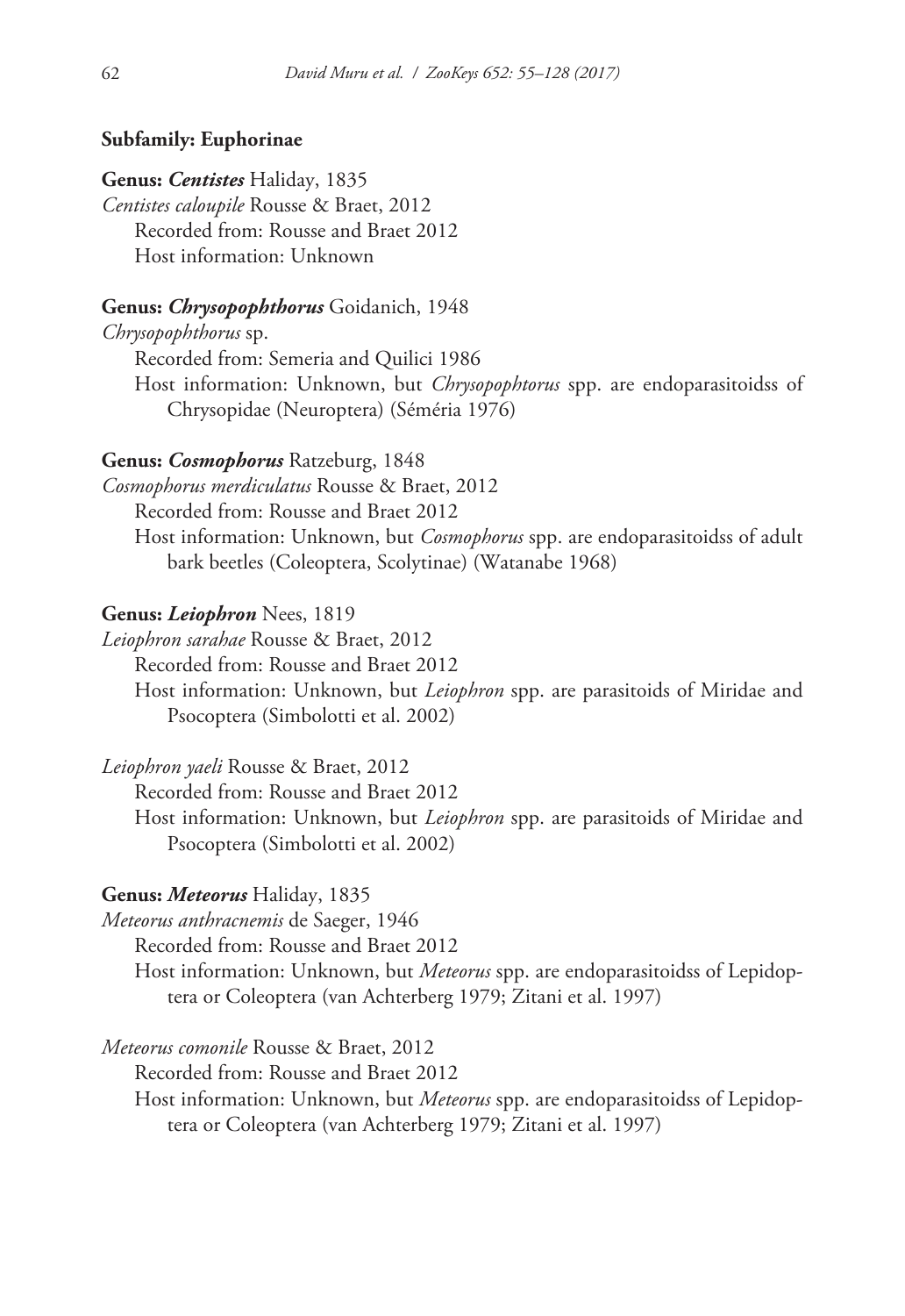**Subfamily: Euphorinae**

**Genus:** ***Centistes*** Haliday, 1835

*Centistes caloupile* Rousse & Braet, 2012

Recorded from: Rousse and Braet 2012

Host information: Unknown

**Genus:** ***Chrysopophthorus*** Goidanich, 1948

*Chrysopophthorus* sp.

Recorded from: Semeria and Quilici 1986

Host information: Unknown, but *Chrysopophtorus* spp. are endoparasitoidss of Chrysopidae (Neuroptera) (Séméria 1976)

**Genus:** ***Cosmophorus*** Ratzeburg, 1848

*Cosmophorus merdiculatus* Rousse & Braet, 2012

Recorded from: Rousse and Braet 2012

Host information: Unknown, but *Cosmophorus* spp. are endoparasitoidss of adult bark beetles (Coleoptera, Scolytinae) (Watanabe 1968)

**Genus:** ***Leiophron*** Nees, 1819

*Leiophron sarahae* Rousse & Braet, 2012

Recorded from: Rousse and Braet 2012

Host information: Unknown, but *Leiophron* spp. are parasitoids of Miridae and Psocoptera (Simbolotti et al. 2002)

*Leiophron yaeli* Rousse & Braet, 2012

Recorded from: Rousse and Braet 2012

Host information: Unknown, but *Leiophron* spp. are parasitoids of Miridae and Psocoptera (Simbolotti et al. 2002)

**Genus:** ***Meteorus*** Haliday, 1835

*Meteorus anthracnemis* de Saeger, 1946

Recorded from: Rousse and Braet 2012

Host information: Unknown, but *Meteorus* spp. are endoparasitoidss of Lepidoptera or Coleoptera (van Achterberg 1979; Zitani et al. 1997)

*Meteorus comonile* Rousse & Braet, 2012

Recorded from: Rousse and Braet 2012

Host information: Unknown, but *Meteorus* spp. are endoparasitoidss of Lepidoptera or Coleoptera (van Achterberg 1979; Zitani et al. 1997)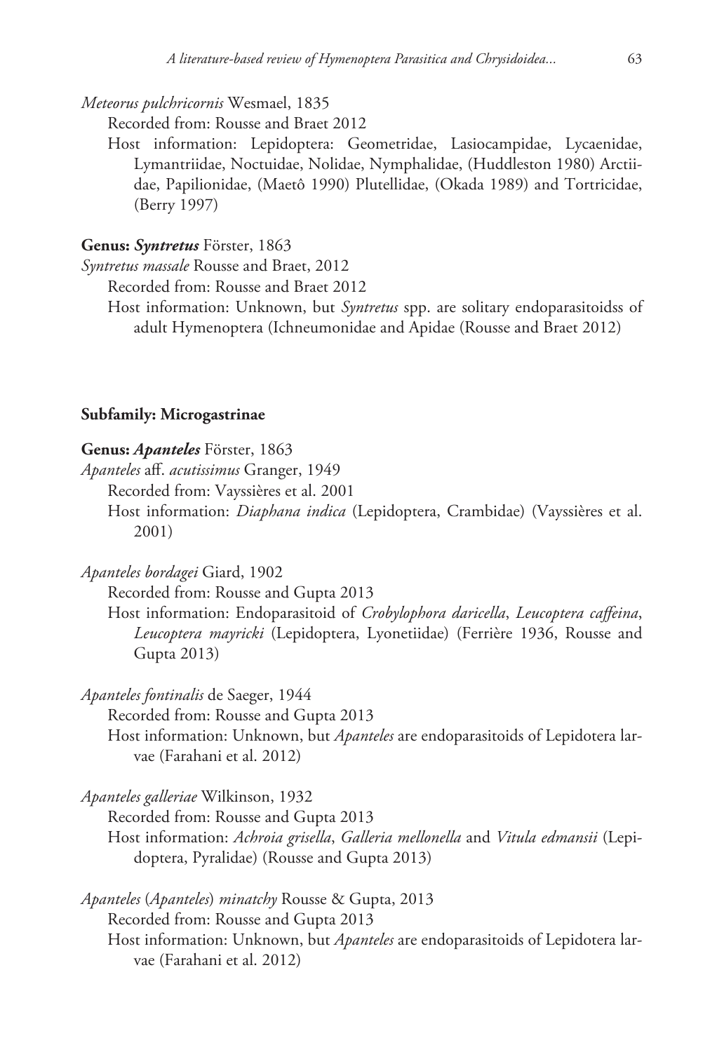*Meteorus pulchricornis* Wesmael, 1835

Recorded from: Rousse and Braet 2012

Host information: Lepidoptera: Geometridae, Lasiocampidae, Lycaenidae, Lymantriidae, Noctuidae, Nolidae, Nymphalidae, (Huddleston 1980) Arctiidae, Papilionidae, (Maetô 1990) Plutellidae, (Okada 1989) and Tortricidae, (Berry 1997)

**Genus: *Syntretus*** Förster, 1863

*Syntretus massale* Rousse and Braet, 2012

Recorded from: Rousse and Braet 2012

Host information: Unknown, but *Syntretus* spp. are solitary endoparasitoidss of adult Hymenoptera (Ichneumonidae and Apidae (Rousse and Braet 2012)

**Subfamily: Microgastrinae**

**Genus: *Apanteles*** Förster, 1863

*Apanteles* aff. *acutissimus* Granger, 1949

Recorded from: Vayssières et al. 2001

Host information: *Diaphana indica* (Lepidoptera, Crambidae) (Vayssières et al. 2001)

*Apanteles bordagei* Giard, 1902

Recorded from: Rousse and Gupta 2013

Host information: Endoparasitoid of *Crobylophora daricella*, *Leucoptera caffeina*, *Leucoptera mayricki* (Lepidoptera, Lyonetiidae) (Ferrière 1936, Rousse and Gupta 2013)

*Apanteles fontinalis* de Saeger, 1944

Recorded from: Rousse and Gupta 2013

Host information: Unknown, but *Apanteles* are endoparasitoids of Lepidotera larvae (Farahani et al. 2012)

*Apanteles galleriae* Wilkinson, 1932

Recorded from: Rousse and Gupta 2013

Host information: *Achroia grisella*, *Galleria mellonella* and *Vitula edmansii* (Lepidoptera, Pyralidae) (Rousse and Gupta 2013)

*Apanteles* (*Apanteles*) *minatchy* Rousse & Gupta, 2013

Recorded from: Rousse and Gupta 2013

Host information: Unknown, but *Apanteles* are endoparasitoids of Lepidotera larvae (Farahani et al. 2012)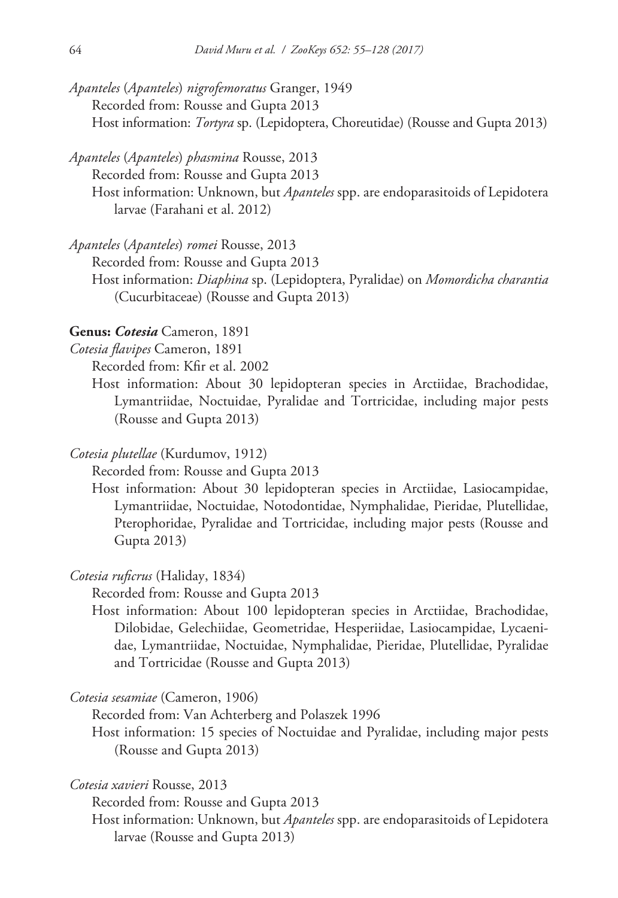*Apanteles* (*Apanteles*) *nigrofemoratus* Granger, 1949
Recorded from: Rousse and Gupta 2013
Host information: *Tortyra* sp. (Lepidoptera, Choreutidae) (Rousse and Gupta 2013)

*Apanteles* (*Apanteles*) *phasmina* Rousse, 2013
Recorded from: Rousse and Gupta 2013
Host information: Unknown, but *Apanteles* spp. are endoparasitoids of Lepidotera larvae (Farahani et al. 2012)

*Apanteles* (*Apanteles*) *romei* Rousse, 2013
Recorded from: Rousse and Gupta 2013
Host information: *Diaphina* sp. (Lepidoptera, Pyralidae) on *Momordicha charantia* (Cucurbitaceae) (Rousse and Gupta 2013)

**Genus: *Cotesia*** Cameron, 1891

*Cotesia flavipes* Cameron, 1891
Recorded from: Kfir et al. 2002
Host information: About 30 lepidopteran species in Arctiidae, Brachodidae, Lymantriidae, Noctuidae, Pyralidae and Tortricidae, including major pests (Rousse and Gupta 2013)

*Cotesia plutellae* (Kurdumov, 1912)
Recorded from: Rousse and Gupta 2013
Host information: About 30 lepidopteran species in Arctiidae, Lasiocampidae, Lymantriidae, Noctuidae, Notodontidae, Nymphalidae, Pieridae, Plutellidae, Pterophoridae, Pyralidae and Tortricidae, including major pests (Rousse and Gupta 2013)

*Cotesia ruficrus* (Haliday, 1834)
Recorded from: Rousse and Gupta 2013
Host information: About 100 lepidopteran species in Arctiidae, Brachodidae, Dilobidae, Gelechiidae, Geometridae, Hesperiidae, Lasiocampidae, Lycaenidae, Lymantriidae, Noctuidae, Nymphalidae, Pieridae, Plutellidae, Pyralidae and Tortricidae (Rousse and Gupta 2013)

*Cotesia sesamiae* (Cameron, 1906)
Recorded from: Van Achterberg and Polaszek 1996
Host information: 15 species of Noctuidae and Pyralidae, including major pests (Rousse and Gupta 2013)

*Cotesia xavieri* Rousse, 2013
Recorded from: Rousse and Gupta 2013
Host information: Unknown, but *Apanteles* spp. are endoparasitoids of Lepidotera larvae (Rousse and Gupta 2013)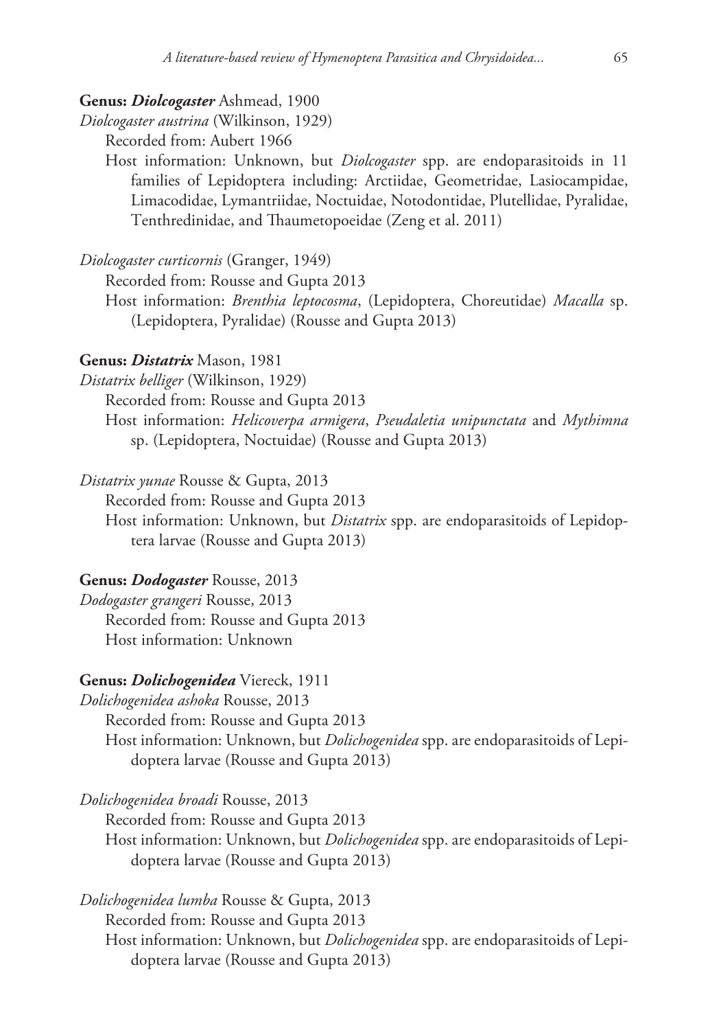**Genus: *Diolcogaster*** Ashmead, 1900

*Diolcogaster austrina* (Wilkinson, 1929)

Recorded from: Aubert 1966

Host information: Unknown, but *Diolcogaster* spp. are endoparasitoids in 11 families of Lepidoptera including: Arctiidae, Geometridae, Lasiocampidae, Limacodidae, Lymantriidae, Noctuidae, Notodontidae, Plutellidae, Pyralidae, Tenthredinidae, and Thaumetopoeidae (Zeng et al. 2011)

*Diolcogaster curticornis* (Granger, 1949)

Recorded from: Rousse and Gupta 2013

Host information: *Brenthia leptocosma*, (Lepidoptera, Choreutidae) *Macalla* sp. (Lepidoptera, Pyralidae) (Rousse and Gupta 2013)

**Genus: *Distatrix*** Mason, 1981

*Distatrix belliger* (Wilkinson, 1929)

Recorded from: Rousse and Gupta 2013

Host information: *Helicoverpa armigera*, *Pseudaletia unipunctata* and *Mythimna* sp. (Lepidoptera, Noctuidae) (Rousse and Gupta 2013)

*Distatrix yunae* Rousse & Gupta, 2013

Recorded from: Rousse and Gupta 2013

Host information: Unknown, but *Distatrix* spp. are endoparasitoids of Lepidoptera larvae (Rousse and Gupta 2013)

**Genus: *Dodogaster*** Rousse, 2013

*Dodogaster grangeri* Rousse, 2013

Recorded from: Rousse and Gupta 2013

Host information: Unknown

**Genus: *Dolichogenidea*** Viereck, 1911

*Dolichogenidea ashoka* Rousse, 2013

Recorded from: Rousse and Gupta 2013

Host information: Unknown, but *Dolichogenidea* spp. are endoparasitoids of Lepidoptera larvae (Rousse and Gupta 2013)

*Dolichogenidea broadi* Rousse, 2013

Recorded from: Rousse and Gupta 2013

Host information: Unknown, but *Dolichogenidea* spp. are endoparasitoids of Lepidoptera larvae (Rousse and Gupta 2013)

*Dolichogenidea lumba* Rousse & Gupta, 2013

Recorded from: Rousse and Gupta 2013

Host information: Unknown, but *Dolichogenidea* spp. are endoparasitoids of Lepidoptera larvae (Rousse and Gupta 2013)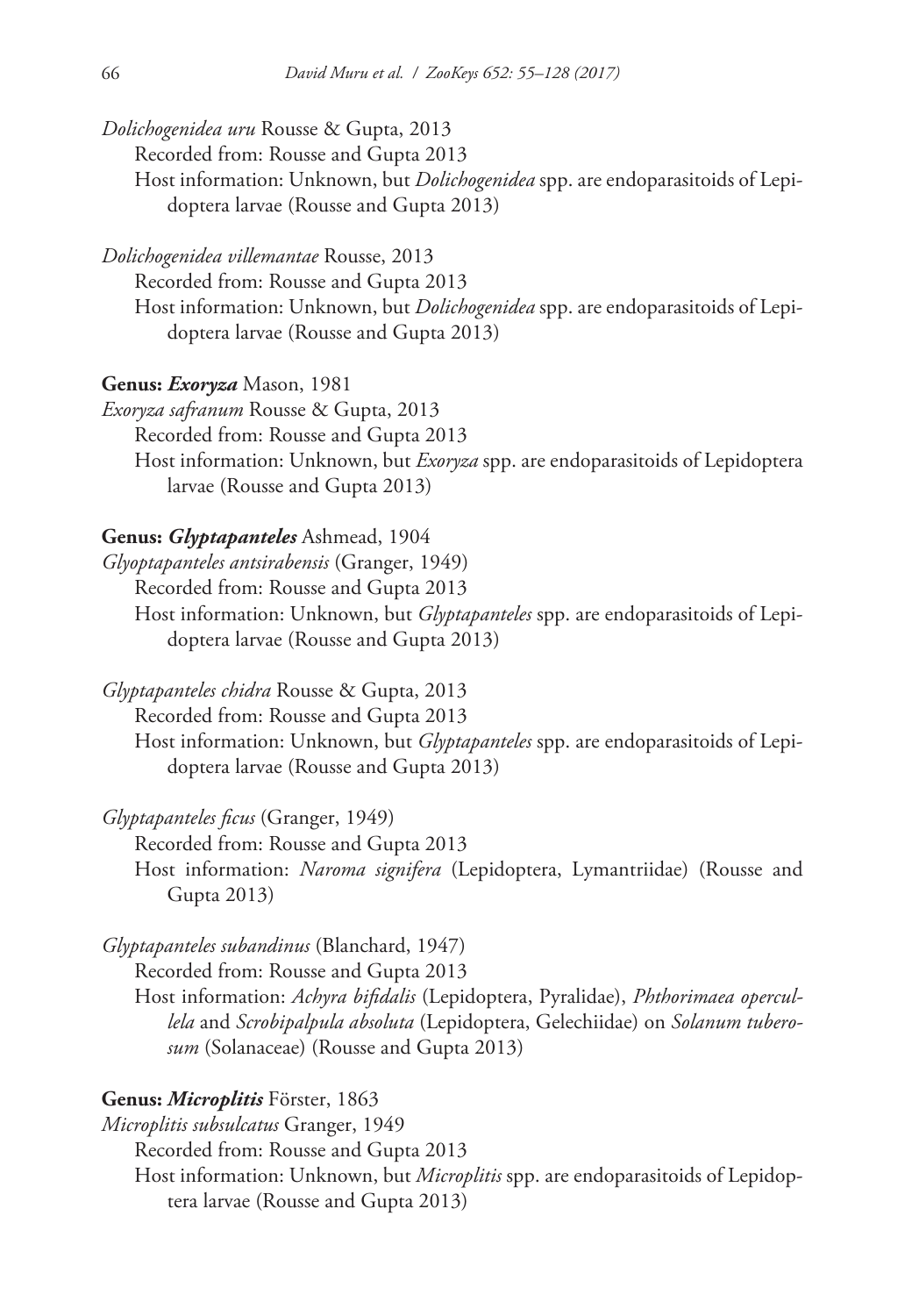*Dolichogenidea uru* Rousse & Gupta, 2013

Recorded from: Rousse and Gupta 2013

Host information: Unknown, but *Dolichogenidea* spp. are endoparasitoids of Lepidoptera larvae (Rousse and Gupta 2013)

*Dolichogenidea villemantae* Rousse, 2013

Recorded from: Rousse and Gupta 2013

Host information: Unknown, but *Dolichogenidea* spp. are endoparasitoids of Lepidoptera larvae (Rousse and Gupta 2013)

**Genus: *Exoryza*** Mason, 1981

*Exoryza safranum* Rousse & Gupta, 2013

Recorded from: Rousse and Gupta 2013

Host information: Unknown, but *Exoryza* spp. are endoparasitoids of Lepidoptera larvae (Rousse and Gupta 2013)

**Genus: *Glyptapanteles*** Ashmead, 1904

*Glyoptapanteles antsirabensis* (Granger, 1949)

Recorded from: Rousse and Gupta 2013

Host information: Unknown, but *Glyptapanteles* spp. are endoparasitoids of Lepidoptera larvae (Rousse and Gupta 2013)

*Glyptapanteles chidra* Rousse & Gupta, 2013

Recorded from: Rousse and Gupta 2013

Host information: Unknown, but *Glyptapanteles* spp. are endoparasitoids of Lepidoptera larvae (Rousse and Gupta 2013)

*Glyptapanteles ficus* (Granger, 1949)

Recorded from: Rousse and Gupta 2013

Host information: *Naroma signifera* (Lepidoptera, Lymantriidae) (Rousse and Gupta 2013)

*Glyptapanteles subandinus* (Blanchard, 1947)

Recorded from: Rousse and Gupta 2013

Host information: *Achyra bifidalis* (Lepidoptera, Pyralidae), *Phthorimaea operculella* and *Scrobipalpula absoluta* (Lepidoptera, Gelechiidae) on *Solanum tuberosum* (Solanaceae) (Rousse and Gupta 2013)

**Genus: *Microplitis*** Förster, 1863

*Microplitis subsulcatus* Granger, 1949

Recorded from: Rousse and Gupta 2013

Host information: Unknown, but *Microplitis* spp. are endoparasitoids of Lepidoptera larvae (Rousse and Gupta 2013)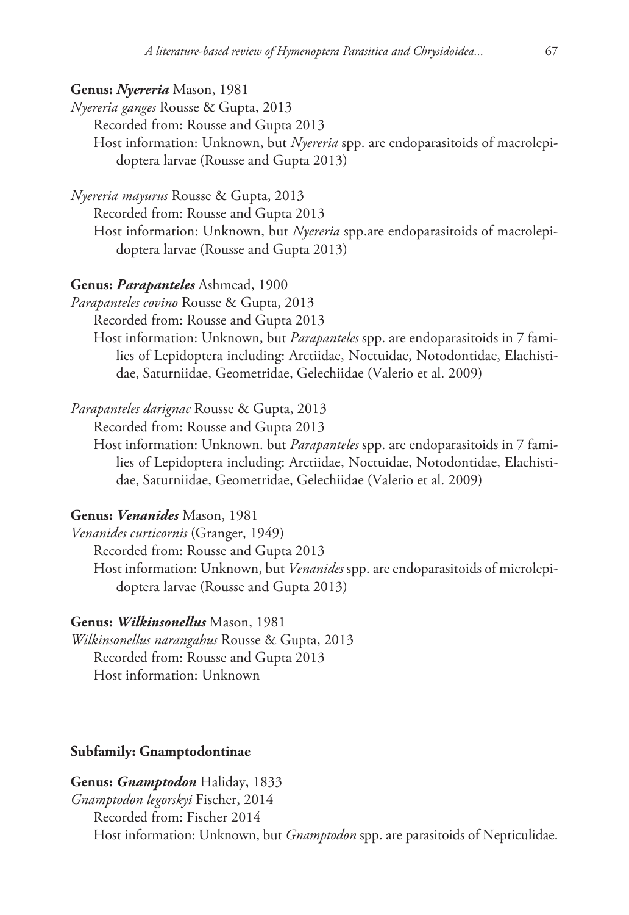**Genus: *Nyereria* Mason, 1981**

*Nyereria ganges* Rousse & Gupta, 2013

Recorded from: Rousse and Gupta 2013

Host information: Unknown, but *Nyereria* spp. are endoparasitoids of macrolepidoptera larvae (Rousse and Gupta 2013)

*Nyereria mayurus* Rousse & Gupta, 2013

Recorded from: Rousse and Gupta 2013

Host information: Unknown, but *Nyereria* spp.are endoparasitoids of macrolepidoptera larvae (Rousse and Gupta 2013)

**Genus: *Parapanteles* Ashmead, 1900**

*Parapanteles covino* Rousse & Gupta, 2013

Recorded from: Rousse and Gupta 2013

Host information: Unknown, but *Parapanteles* spp. are endoparasitoids in 7 families of Lepidoptera including: Arctiidae, Noctuidae, Notodontidae, Elachistidae, Saturniidae, Geometridae, Gelechiidae (Valerio et al. 2009)

*Parapanteles darignac* Rousse & Gupta, 2013

Recorded from: Rousse and Gupta 2013

Host information: Unknown. but *Parapanteles* spp. are endoparasitoids in 7 families of Lepidoptera including: Arctiidae, Noctuidae, Notodontidae, Elachistidae, Saturniidae, Geometridae, Gelechiidae (Valerio et al. 2009)

**Genus: *Venanides* Mason, 1981**

*Venanides curticornis* (Granger, 1949)

Recorded from: Rousse and Gupta 2013

Host information: Unknown, but *Venanides* spp. are endoparasitoids of microlepidoptera larvae (Rousse and Gupta 2013)

**Genus: *Wilkinsonellus* Mason, 1981**

*Wilkinsonellus narangahus* Rousse & Gupta, 2013

Recorded from: Rousse and Gupta 2013

Host information: Unknown

## Subfamily: Gnamptodontinae

**Genus: *Gnamptodon* Haliday, 1833**

*Gnamptodon legorskyi* Fischer, 2014

Recorded from: Fischer 2014

Host information: Unknown, but *Gnamptodon* spp. are parasitoids of Nepticulidae.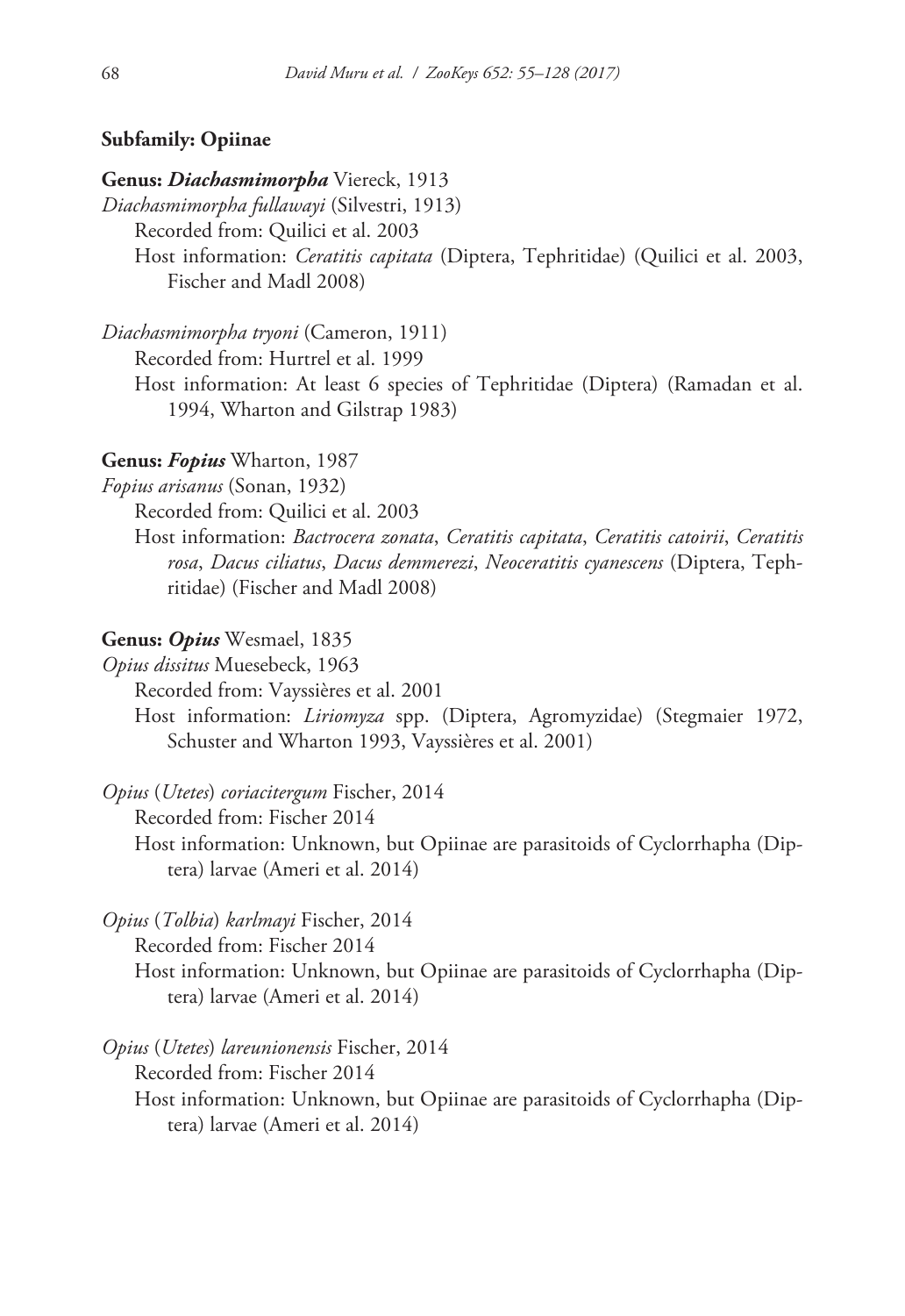**Subfamily: Opiinae**

**Genus: *Diachasmimorpha*** Viereck, 1913

*Diachasmimorpha fullawayi* (Silvestri, 1913)

Recorded from: Quilici et al. 2003

Host information: *Ceratitis capitata* (Diptera, Tephritidae) (Quilici et al. 2003, Fischer and Madl 2008)

*Diachasmimorpha tryoni* (Cameron, 1911)

Recorded from: Hurtrel et al. 1999

Host information: At least 6 species of Tephritidae (Diptera) (Ramadan et al. 1994, Wharton and Gilstrap 1983)

**Genus: *Fopius*** Wharton, 1987

*Fopius arisanus* (Sonan, 1932)

Recorded from: Quilici et al. 2003

Host information: *Bactrocera zonata*, *Ceratitis capitata*, *Ceratitis catoirii*, *Ceratitis rosa*, *Dacus ciliatus*, *Dacus demmerezi*, *Neoceratitis cyanescens* (Diptera, Tephritidae) (Fischer and Madl 2008)

**Genus: *Opius*** Wesmael, 1835

*Opius dissitus* Muesebeck, 1963

Recorded from: Vayssières et al. 2001

Host information: *Liriomyza* spp. (Diptera, Agromyzidae) (Stegmaier 1972, Schuster and Wharton 1993, Vayssières et al. 2001)

*Opius* (*Utetes*) *coriacitergum* Fischer, 2014

Recorded from: Fischer 2014

Host information: Unknown, but Opiinae are parasitoids of Cyclorrhapha (Diptera) larvae (Ameri et al. 2014)

*Opius* (*Tolbia*) *karlmayi* Fischer, 2014

Recorded from: Fischer 2014

Host information: Unknown, but Opiinae are parasitoids of Cyclorrhapha (Diptera) larvae (Ameri et al. 2014)

*Opius* (*Utetes*) *lareunionensis* Fischer, 2014

Recorded from: Fischer 2014

Host information: Unknown, but Opiinae are parasitoids of Cyclorrhapha (Diptera) larvae (Ameri et al. 2014)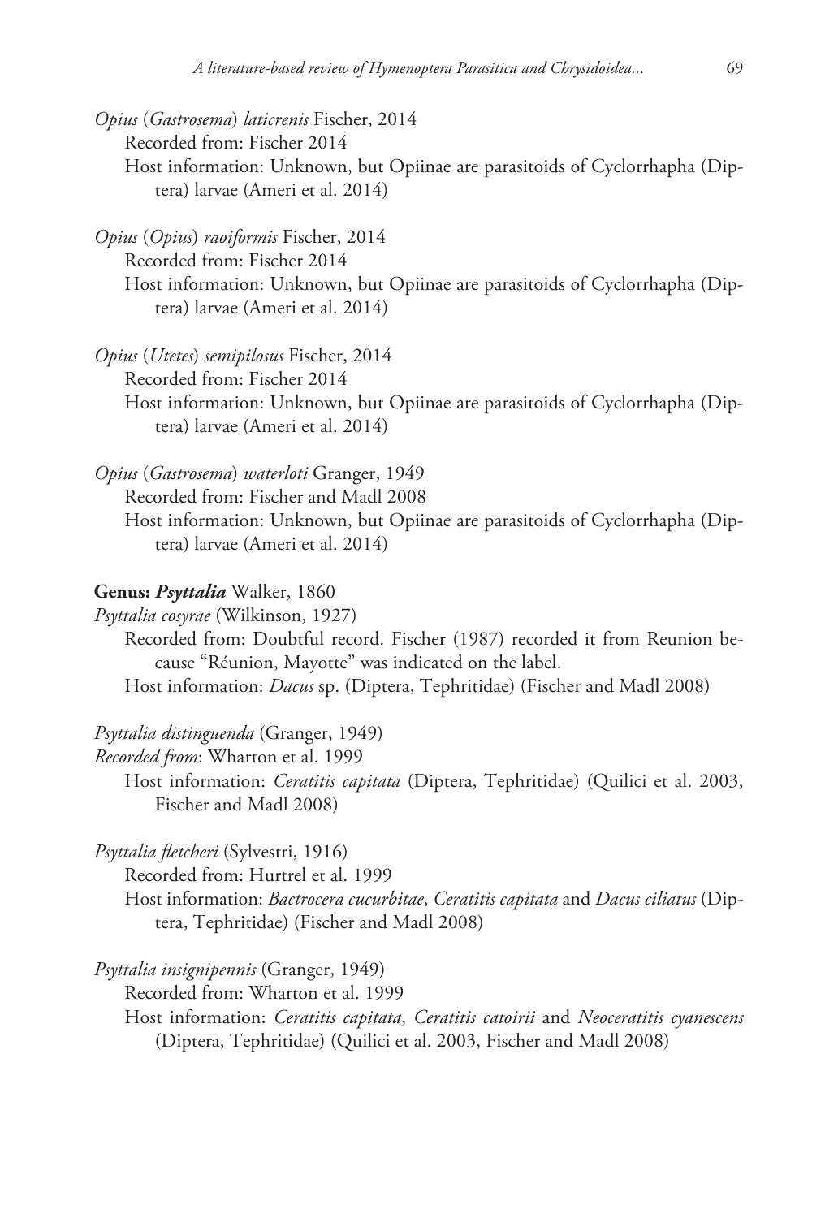*Opius* (*Gastrosema*) *laticrenis* Fischer, 2014

Recorded from: Fischer 2014

Host information: Unknown, but Opiinae are parasitoids of Cyclorrhapha (Diptera) larvae (Ameri et al. 2014)

*Opius* (*Opius*) *raoiformis* Fischer, 2014

Recorded from: Fischer 2014

Host information: Unknown, but Opiinae are parasitoids of Cyclorrhapha (Diptera) larvae (Ameri et al. 2014)

*Opius* (*Utetes*) *semipilosus* Fischer, 2014

Recorded from: Fischer 2014

Host information: Unknown, but Opiinae are parasitoids of Cyclorrhapha (Diptera) larvae (Ameri et al. 2014)

*Opius* (*Gastrosema*) *waterloti* Granger, 1949

Recorded from: Fischer and Madl 2008

Host information: Unknown, but Opiinae are parasitoids of Cyclorrhapha (Diptera) larvae (Ameri et al. 2014)

**Genus: *Psyttalia*** Walker, 1860

*Psyttalia cosyrae* (Wilkinson, 1927)

Recorded from: Doubtful record. Fischer (1987) recorded it from Reunion because "Réunion, Mayotte" was indicated on the label.

Host information: *Dacus* sp. (Diptera, Tephritidae) (Fischer and Madl 2008)

*Psyttalia distinguenda* (Granger, 1949)

*Recorded from*: Wharton et al. 1999

Host information: *Ceratitis capitata* (Diptera, Tephritidae) (Quilici et al. 2003, Fischer and Madl 2008)

*Psyttalia fletcheri* (Sylvestri, 1916)

Recorded from: Hurtrel et al. 1999

Host information: *Bactrocera cucurbitae*, *Ceratitis capitata* and *Dacus ciliatus* (Diptera, Tephritidae) (Fischer and Madl 2008)

*Psyttalia insignipennis* (Granger, 1949)

Recorded from: Wharton et al. 1999

Host information: *Ceratitis capitata*, *Ceratitis catoirii* and *Neoceratitis cyanescens* (Diptera, Tephritidae) (Quilici et al. 2003, Fischer and Madl 2008)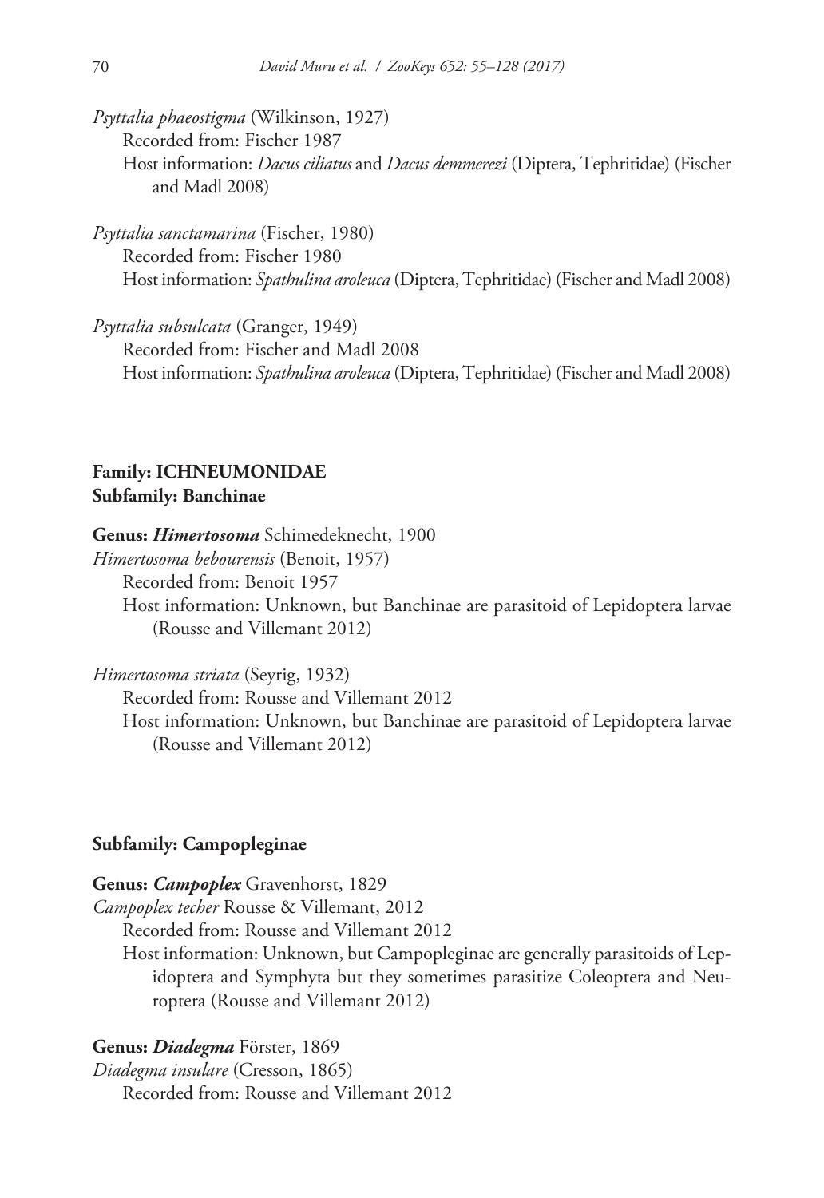*Psyttalia phaeostigma* (Wilkinson, 1927)
Recorded from: Fischer 1987
Host information: *Dacus ciliatus* and *Dacus demmerezi* (Diptera, Tephritidae) (Fischer and Madl 2008)

*Psyttalia sanctamarina* (Fischer, 1980)
Recorded from: Fischer 1980
Host information: *Spathulina aroleuca* (Diptera, Tephritidae) (Fischer and Madl 2008)

*Psyttalia subsulcata* (Granger, 1949)
Recorded from: Fischer and Madl 2008
Host information: *Spathulina aroleuca* (Diptera, Tephritidae) (Fischer and Madl 2008)

**Family: ICHNEUMONIDAE**
**Subfamily: Banchinae**

**Genus: *Himertosoma*** Schimedeknecht, 1900
*Himertosoma bebourensis* (Benoit, 1957)
Recorded from: Benoit 1957
Host information: Unknown, but Banchinae are parasitoid of Lepidoptera larvae (Rousse and Villemant 2012)

*Himertosoma striata* (Seyrig, 1932)
Recorded from: Rousse and Villemant 2012
Host information: Unknown, but Banchinae are parasitoid of Lepidoptera larvae (Rousse and Villemant 2012)

**Subfamily: Campopleginae**

**Genus: *Campoplex*** Gravenhorst, 1829
*Campoplex techer* Rousse & Villemant, 2012
Recorded from: Rousse and Villemant 2012
Host information: Unknown, but Campopleginae are generally parasitoids of Lepidoptera and Symphyta but they sometimes parasitize Coleoptera and Neuroptera (Rousse and Villemant 2012)

**Genus: *Diadegma*** Förster, 1869
*Diadegma insulare* (Cresson, 1865)
Recorded from: Rousse and Villemant 2012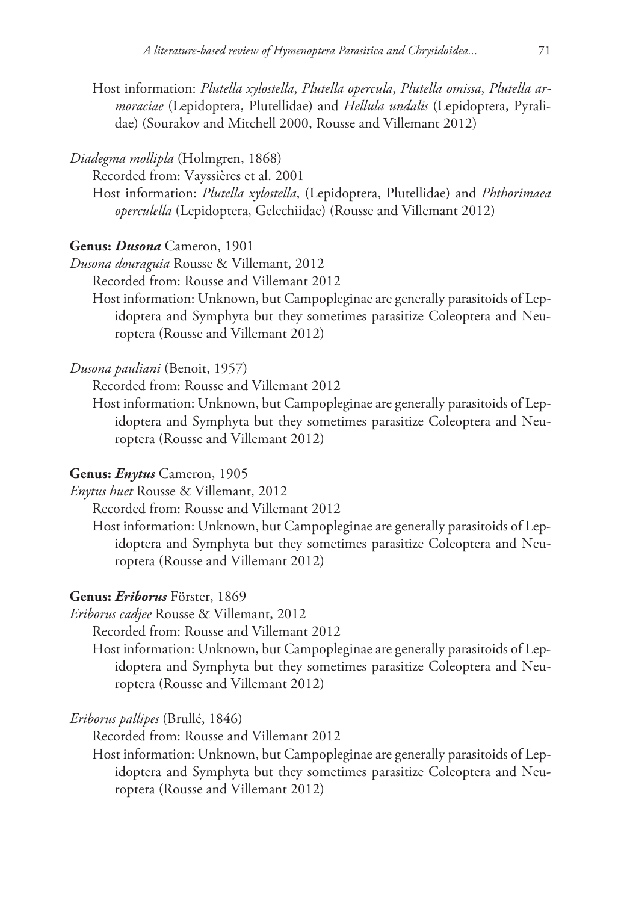Host information: *Plutella xylostella*, *Plutella opercula*, *Plutella omissa*, *Plutella armoraciae* (Lepidoptera, Plutellidae) and *Hellula undalis* (Lepidoptera, Pyralidae) (Sourakov and Mitchell 2000, Rousse and Villemant 2012)

*Diadegma mollipla* (Holmgren, 1868)

Recorded from: Vayssières et al. 2001

Host information: *Plutella xylostella*, (Lepidoptera, Plutellidae) and *Phthorimaea operculella* (Lepidoptera, Gelechiidae) (Rousse and Villemant 2012)

**Genus: *Dusona*** Cameron, 1901

*Dusona douraguia* Rousse & Villemant, 2012

Recorded from: Rousse and Villemant 2012

Host information: Unknown, but Campopleginae are generally parasitoids of Lepidoptera and Symphyta but they sometimes parasitize Coleoptera and Neuroptera (Rousse and Villemant 2012)

*Dusona pauliani* (Benoit, 1957)

Recorded from: Rousse and Villemant 2012

Host information: Unknown, but Campopleginae are generally parasitoids of Lepidoptera and Symphyta but they sometimes parasitize Coleoptera and Neuroptera (Rousse and Villemant 2012)

**Genus: *Enytus*** Cameron, 1905

*Enytus huet* Rousse & Villemant, 2012

Recorded from: Rousse and Villemant 2012

Host information: Unknown, but Campopleginae are generally parasitoids of Lepidoptera and Symphyta but they sometimes parasitize Coleoptera and Neuroptera (Rousse and Villemant 2012)

**Genus: *Eriborus*** Förster, 1869

*Eriborus cadjee* Rousse & Villemant, 2012

Recorded from: Rousse and Villemant 2012

Host information: Unknown, but Campopleginae are generally parasitoids of Lepidoptera and Symphyta but they sometimes parasitize Coleoptera and Neuroptera (Rousse and Villemant 2012)

*Eriborus pallipes* (Brullé, 1846)

Recorded from: Rousse and Villemant 2012

Host information: Unknown, but Campopleginae are generally parasitoids of Lepidoptera and Symphyta but they sometimes parasitize Coleoptera and Neuroptera (Rousse and Villemant 2012)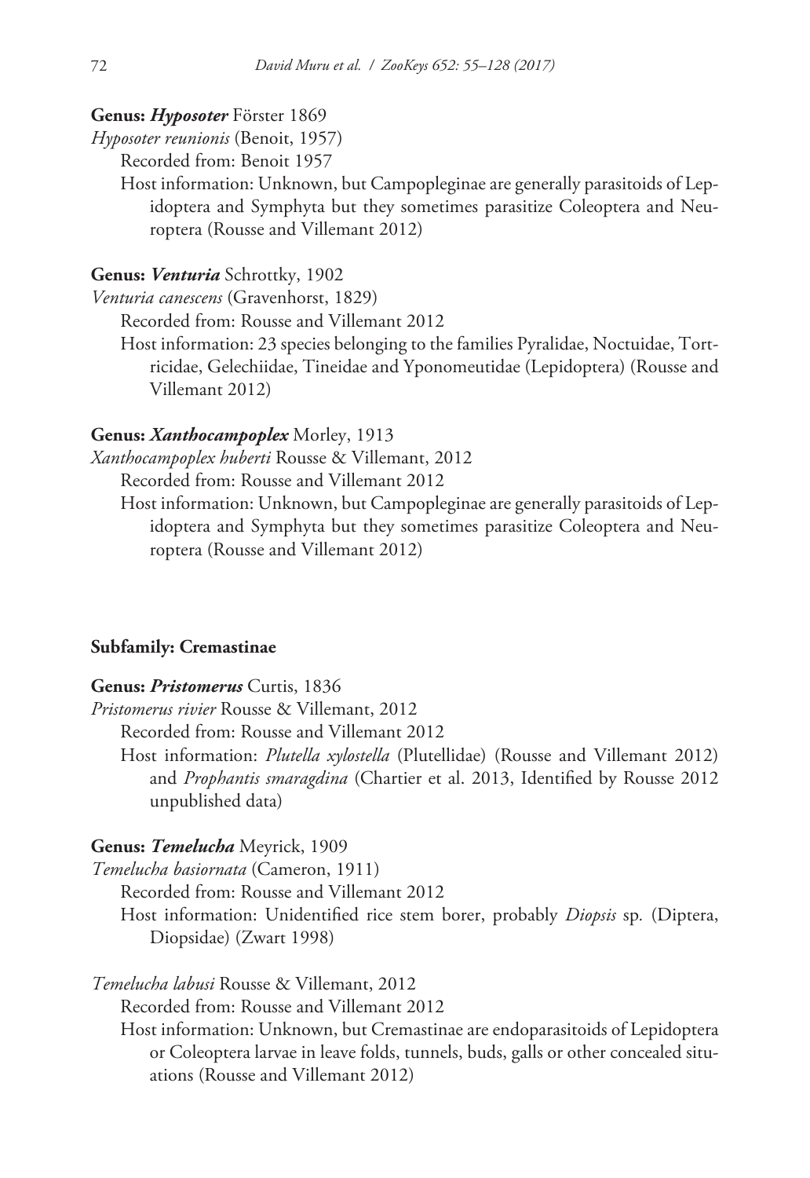**Genus: *Hyposoter*** Förster 1869

*Hyposoter reunionis* (Benoit, 1957)

Recorded from: Benoit 1957

Host information: Unknown, but Campopleginae are generally parasitoids of Lepidoptera and Symphyta but they sometimes parasitize Coleoptera and Neuroptera (Rousse and Villemant 2012)

**Genus: *Venturia*** Schrottky, 1902

*Venturia canescens* (Gravenhorst, 1829)

Recorded from: Rousse and Villemant 2012

Host information: 23 species belonging to the families Pyralidae, Noctuidae, Tortricidae, Gelechiidae, Tineidae and Yponomeutidae (Lepidoptera) (Rousse and Villemant 2012)

**Genus: *Xanthocampoplex*** Morley, 1913

*Xanthocampoplex huberti* Rousse & Villemant, 2012

Recorded from: Rousse and Villemant 2012

Host information: Unknown, but Campopleginae are generally parasitoids of Lepidoptera and Symphyta but they sometimes parasitize Coleoptera and Neuroptera (Rousse and Villemant 2012)

**Subfamily: Cremastinae**

**Genus: *Pristomerus*** Curtis, 1836

*Pristomerus rivier* Rousse & Villemant, 2012

Recorded from: Rousse and Villemant 2012

Host information: *Plutella xylostella* (Plutellidae) (Rousse and Villemant 2012) and *Prophantis smaragdina* (Chartier et al. 2013, Identified by Rousse 2012 unpublished data)

**Genus: *Temelucha*** Meyrick, 1909

*Temelucha basiornata* (Cameron, 1911)

Recorded from: Rousse and Villemant 2012

Host information: Unidentified rice stem borer, probably *Diopsis* sp. (Diptera, Diopsidae) (Zwart 1998)

*Temelucha labusi* Rousse & Villemant, 2012

Recorded from: Rousse and Villemant 2012

Host information: Unknown, but Cremastinae are endoparasitoids of Lepidoptera or Coleoptera larvae in leave folds, tunnels, buds, galls or other concealed situations (Rousse and Villemant 2012)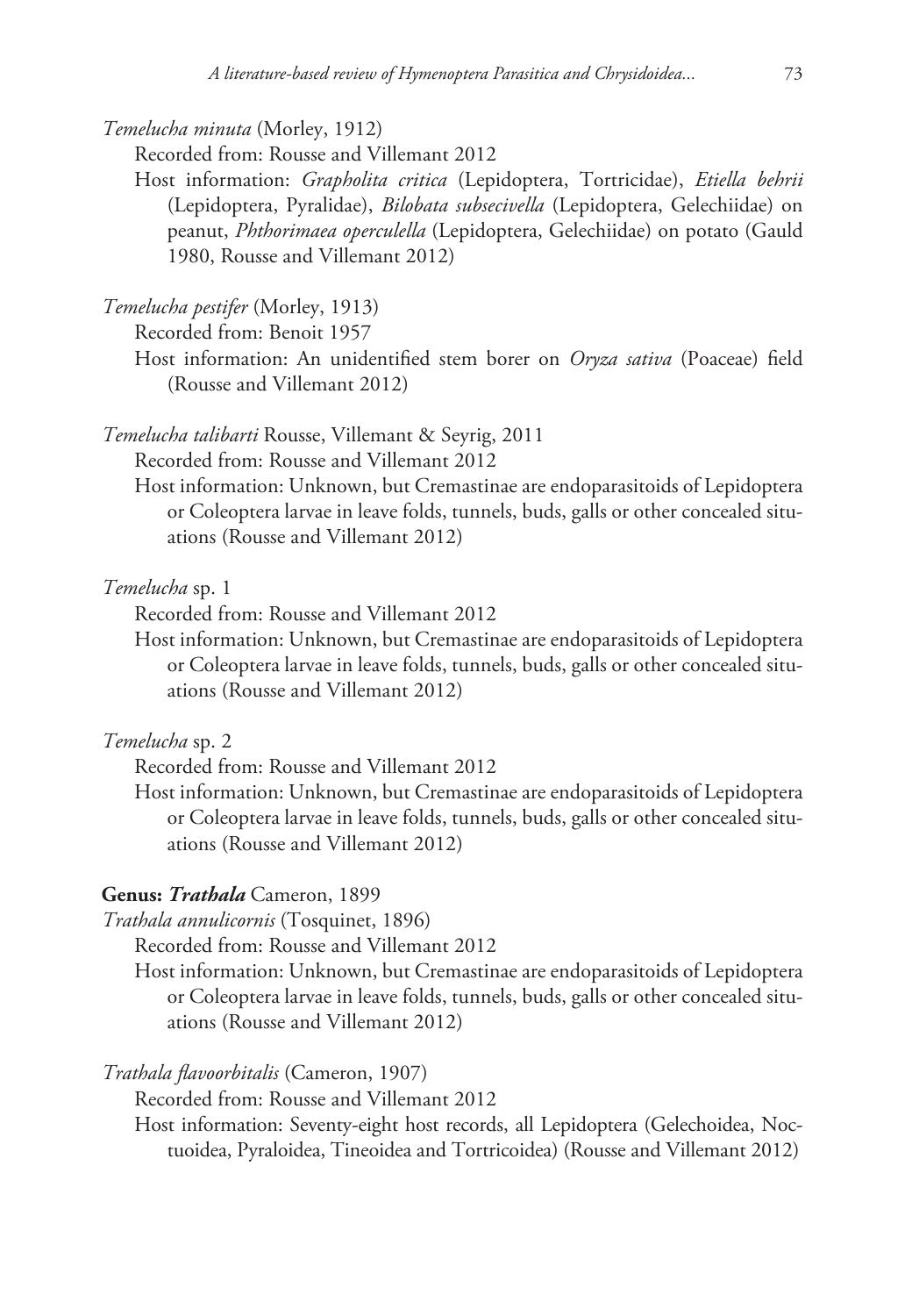*Temelucha minuta* (Morley, 1912)

Recorded from: Rousse and Villemant 2012

Host information: *Grapholita critica* (Lepidoptera, Tortricidae), *Etiella behrii* (Lepidoptera, Pyralidae), *Bilobata subsecivella* (Lepidoptera, Gelechiidae) on peanut, *Phthorimaea operculella* (Lepidoptera, Gelechiidae) on potato (Gauld 1980, Rousse and Villemant 2012)

*Temelucha pestifer* (Morley, 1913)

Recorded from: Benoit 1957

Host information: An unidentified stem borer on *Oryza sativa* (Poaceae) field (Rousse and Villemant 2012)

*Temelucha talibarti* Rousse, Villemant & Seyrig, 2011

Recorded from: Rousse and Villemant 2012

Host information: Unknown, but Cremastinae are endoparasitoids of Lepidoptera or Coleoptera larvae in leave folds, tunnels, buds, galls or other concealed situations (Rousse and Villemant 2012)

*Temelucha* sp. 1

Recorded from: Rousse and Villemant 2012

Host information: Unknown, but Cremastinae are endoparasitoids of Lepidoptera or Coleoptera larvae in leave folds, tunnels, buds, galls or other concealed situations (Rousse and Villemant 2012)

*Temelucha* sp. 2

Recorded from: Rousse and Villemant 2012

Host information: Unknown, but Cremastinae are endoparasitoids of Lepidoptera or Coleoptera larvae in leave folds, tunnels, buds, galls or other concealed situations (Rousse and Villemant 2012)

**Genus: *Trathala*** Cameron, 1899

*Trathala annulicornis* (Tosquinet, 1896)

Recorded from: Rousse and Villemant 2012

Host information: Unknown, but Cremastinae are endoparasitoids of Lepidoptera or Coleoptera larvae in leave folds, tunnels, buds, galls or other concealed situations (Rousse and Villemant 2012)

*Trathala flavoorbitalis* (Cameron, 1907)

Recorded from: Rousse and Villemant 2012

Host information: Seventy-eight host records, all Lepidoptera (Gelechoidea, Noctuoidea, Pyraloidea, Tineoidea and Tortricoidea) (Rousse and Villemant 2012)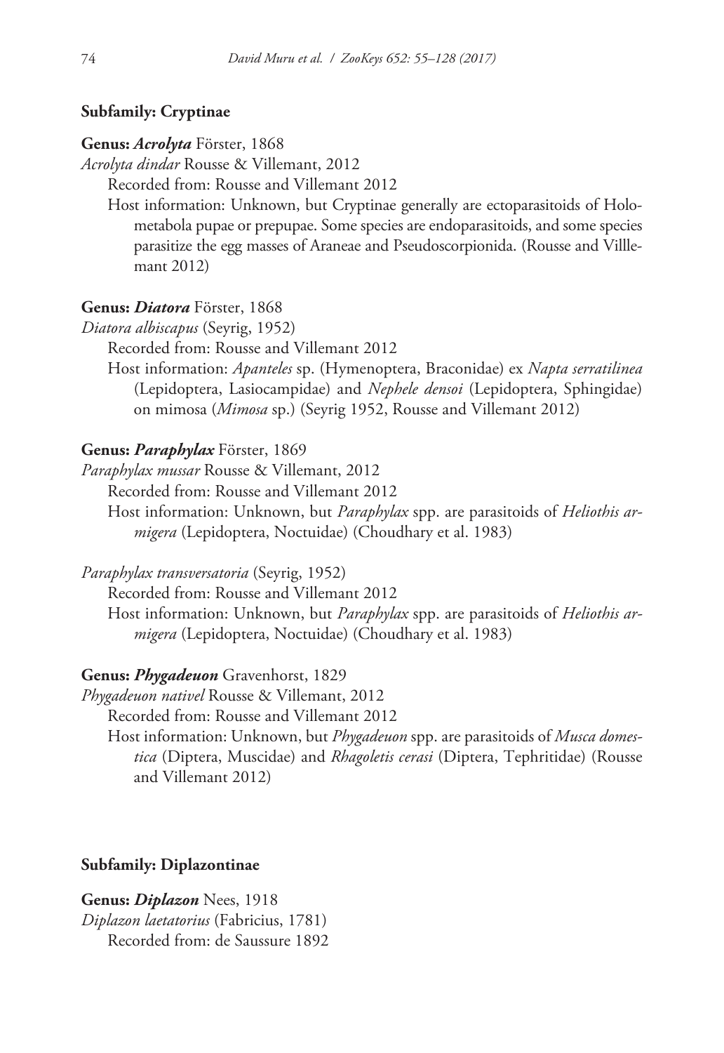**Subfamily: Cryptinae**

**Genus: *Acrolyta*** Förster, 1868

*Acrolyta dindar* Rousse & Villemant, 2012

Recorded from: Rousse and Villemant 2012

Host information: Unknown, but Cryptinae generally are ectoparasitoids of Holometabola pupae or prepupae. Some species are endoparasitoids, and some species parasitize the egg masses of Araneae and Pseudoscorpionida. (Rousse and Villlemant 2012)

**Genus: *Diatora*** Förster, 1868

*Diatora albiscapus* (Seyrig, 1952)

Recorded from: Rousse and Villemant 2012

Host information: *Apanteles* sp. (Hymenoptera, Braconidae) ex *Napta serratilinea* (Lepidoptera, Lasiocampidae) and *Nephele densoi* (Lepidoptera, Sphingidae) on mimosa (*Mimosa* sp.) (Seyrig 1952, Rousse and Villemant 2012)

**Genus: *Paraphylax*** Förster, 1869

*Paraphylax mussar* Rousse & Villemant, 2012

Recorded from: Rousse and Villemant 2012

Host information: Unknown, but *Paraphylax* spp. are parasitoids of *Heliothis armigera* (Lepidoptera, Noctuidae) (Choudhary et al. 1983)

*Paraphylax transversatoria* (Seyrig, 1952)

Recorded from: Rousse and Villemant 2012

Host information: Unknown, but *Paraphylax* spp. are parasitoids of *Heliothis armigera* (Lepidoptera, Noctuidae) (Choudhary et al. 1983)

**Genus: *Phygadeuon*** Gravenhorst, 1829

*Phygadeuon nativel* Rousse & Villemant, 2012

Recorded from: Rousse and Villemant 2012

Host information: Unknown, but *Phygadeuon* spp. are parasitoids of *Musca domestica* (Diptera, Muscidae) and *Rhagoletis cerasi* (Diptera, Tephritidae) (Rousse and Villemant 2012)

**Subfamily: Diplazontinae**

**Genus: *Diplazon*** Nees, 1918

*Diplazon laetatorius* (Fabricius, 1781)

Recorded from: de Saussure 1892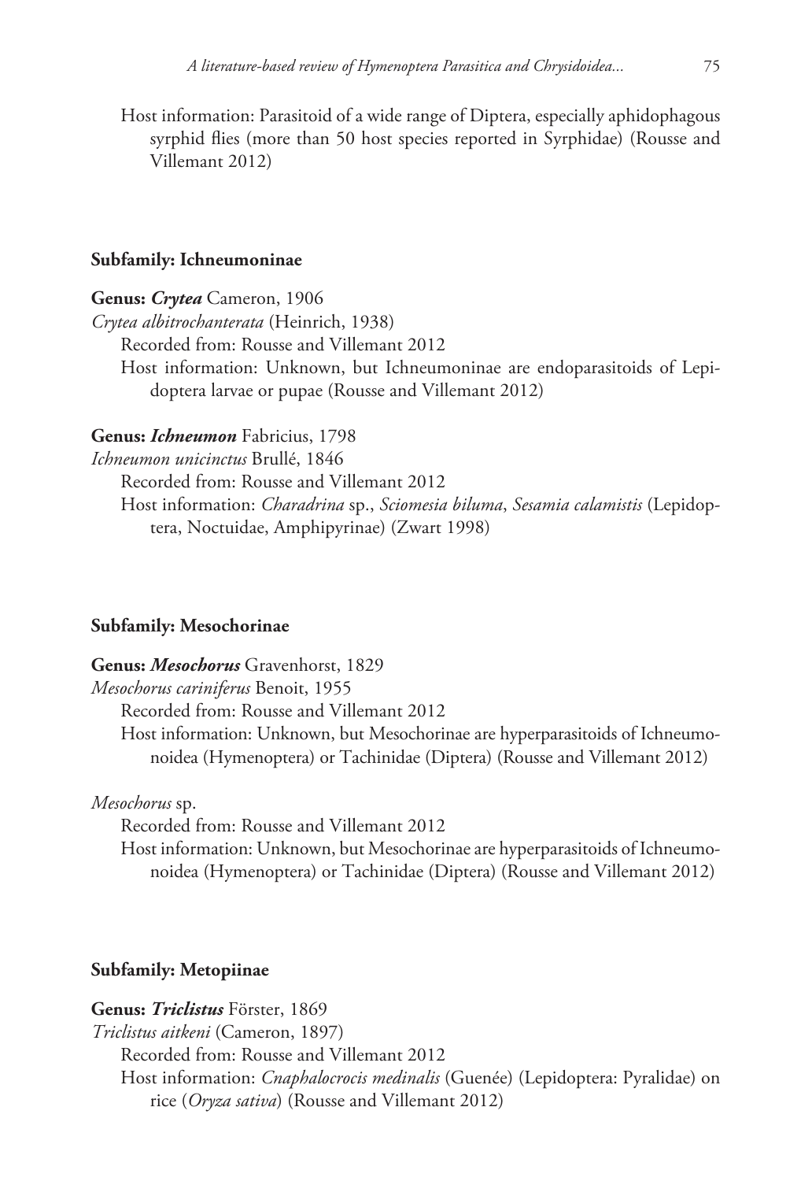Host information: Parasitoid of a wide range of Diptera, especially aphidophagous syrphid flies (more than 50 host species reported in Syrphidae) (Rousse and Villemant 2012)

**Subfamily: Ichneumoninae**

**Genus: *Crytea*** Cameron, 1906

*Crytea albitrochanterata* (Heinrich, 1938)

Recorded from: Rousse and Villemant 2012

Host information: Unknown, but Ichneumoninae are endoparasitoids of Lepidoptera larvae or pupae (Rousse and Villemant 2012)

**Genus: *Ichneumon*** Fabricius, 1798

*Ichneumon unicinctus* Brullé, 1846

Recorded from: Rousse and Villemant 2012

Host information: *Charadrina* sp., *Sciomesia biluma*, *Sesamia calamistis* (Lepidoptera, Noctuidae, Amphipyrinae) (Zwart 1998)

**Subfamily: Mesochorinae**

**Genus: *Mesochorus*** Gravenhorst, 1829

*Mesochorus cariniferus* Benoit, 1955

Recorded from: Rousse and Villemant 2012

Host information: Unknown, but Mesochorinae are hyperparasitoids of Ichneumonoidea (Hymenoptera) or Tachinidae (Diptera) (Rousse and Villemant 2012)

*Mesochorus* sp.

Recorded from: Rousse and Villemant 2012

Host information: Unknown, but Mesochorinae are hyperparasitoids of Ichneumonoidea (Hymenoptera) or Tachinidae (Diptera) (Rousse and Villemant 2012)

**Subfamily: Metopiinae**

**Genus: *Triclistus*** Förster, 1869

*Triclistus aitkeni* (Cameron, 1897)

Recorded from: Rousse and Villemant 2012

Host information: *Cnaphalocrocis medinalis* (Guenée) (Lepidoptera: Pyralidae) on rice (*Oryza sativa*) (Rousse and Villemant 2012)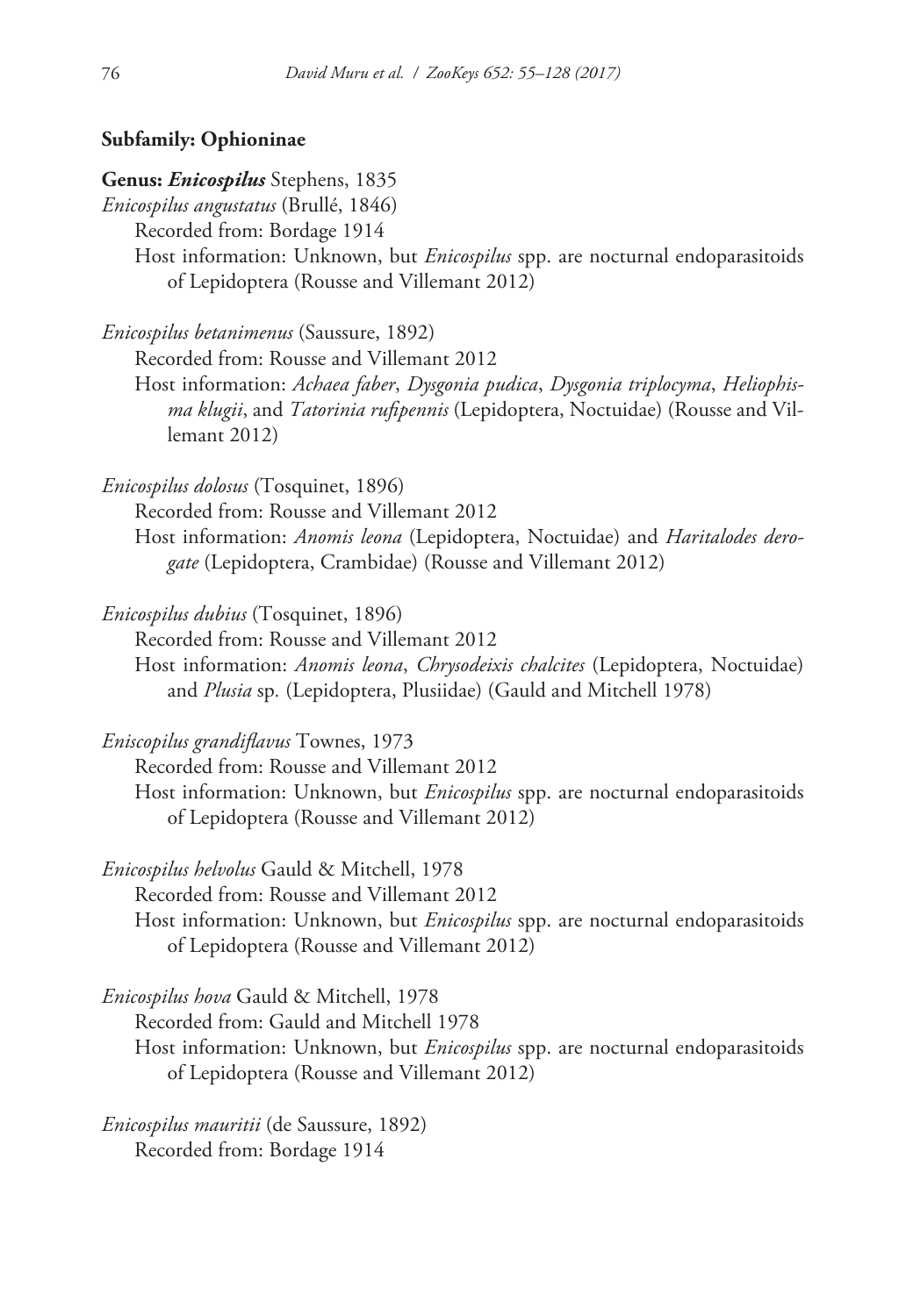**Subfamily: Ophioninae**

**Genus: *Enicospilus*** Stephens, 1835

*Enicospilus angustatus* (Brullé, 1846)
Recorded from: Bordage 1914
Host information: Unknown, but *Enicospilus* spp. are nocturnal endoparasitoids of Lepidoptera (Rousse and Villemant 2012)

*Enicospilus betanimenus* (Saussure, 1892)
Recorded from: Rousse and Villemant 2012
Host information: *Achaea faber*, *Dysgonia pudica*, *Dysgonia triplocyma*, *Heliophisma klugii*, and *Tatorinia rufipennis* (Lepidoptera, Noctuidae) (Rousse and Villemant 2012)

*Enicospilus dolosus* (Tosquinet, 1896)
Recorded from: Rousse and Villemant 2012
Host information: *Anomis leona* (Lepidoptera, Noctuidae) and *Haritalodes derogate* (Lepidoptera, Crambidae) (Rousse and Villemant 2012)

*Enicospilus dubius* (Tosquinet, 1896)
Recorded from: Rousse and Villemant 2012
Host information: *Anomis leona*, *Chrysodeixis chalcites* (Lepidoptera, Noctuidae) and *Plusia* sp. (Lepidoptera, Plusiidae) (Gauld and Mitchell 1978)

*Eniscopilus grandiflavus* Townes, 1973
Recorded from: Rousse and Villemant 2012
Host information: Unknown, but *Enicospilus* spp. are nocturnal endoparasitoids of Lepidoptera (Rousse and Villemant 2012)

*Enicospilus helvolus* Gauld & Mitchell, 1978
Recorded from: Rousse and Villemant 2012
Host information: Unknown, but *Enicospilus* spp. are nocturnal endoparasitoids of Lepidoptera (Rousse and Villemant 2012)

*Enicospilus hova* Gauld & Mitchell, 1978
Recorded from: Gauld and Mitchell 1978
Host information: Unknown, but *Enicospilus* spp. are nocturnal endoparasitoids of Lepidoptera (Rousse and Villemant 2012)

*Enicospilus mauritii* (de Saussure, 1892)
Recorded from: Bordage 1914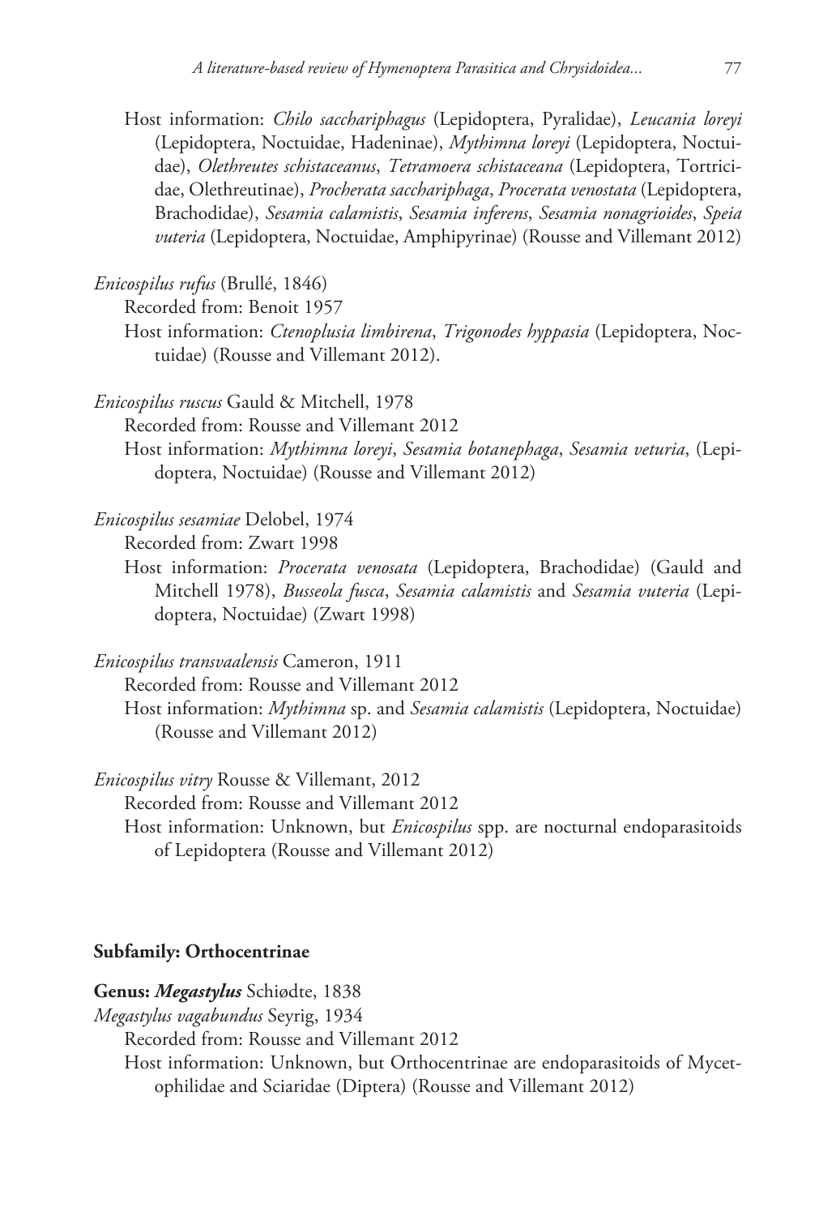Host information: *Chilo sacchariphagus* (Lepidoptera, Pyralidae), *Leucania loreyi* (Lepidoptera, Noctuidae, Hadeninae), *Mythimna loreyi* (Lepidoptera, Noctuidae), *Olethreutes schistaceanus*, *Tetramoera schistaceana* (Lepidoptera, Tortricidae, Olethreutinae), *Procherata sacchariphaga*, *Procerata venostata* (Lepidoptera, Brachodidae), *Sesamia calamistis*, *Sesamia inferens*, *Sesamia nonagrioides*, *Speia vuteria* (Lepidoptera, Noctuidae, Amphipyrinae) (Rousse and Villemant 2012)

*Enicospilus rufus* (Brullé, 1846)

Recorded from: Benoit 1957

Host information: *Ctenoplusia limbirena*, *Trigonodes hyppasia* (Lepidoptera, Noctuidae) (Rousse and Villemant 2012).

*Enicospilus ruscus* Gauld & Mitchell, 1978

Recorded from: Rousse and Villemant 2012

Host information: *Mythimna loreyi*, *Sesamia botanephaga*, *Sesamia veturia*, (Lepidoptera, Noctuidae) (Rousse and Villemant 2012)

*Enicospilus sesamiae* Delobel, 1974

Recorded from: Zwart 1998

Host information: *Procerata venosata* (Lepidoptera, Brachodidae) (Gauld and Mitchell 1978), *Busseola fusca*, *Sesamia calamistis* and *Sesamia vuteria* (Lepidoptera, Noctuidae) (Zwart 1998)

*Enicospilus transvaalensis* Cameron, 1911

Recorded from: Rousse and Villemant 2012

Host information: *Mythimna* sp. and *Sesamia calamistis* (Lepidoptera, Noctuidae) (Rousse and Villemant 2012)

*Enicospilus vitry* Rousse & Villemant, 2012

Recorded from: Rousse and Villemant 2012

Host information: Unknown, but *Enicospilus* spp. are nocturnal endoparasitoids of Lepidoptera (Rousse and Villemant 2012)

**Subfamily: Orthocentrinae**

**Genus: *Megastylus*** Schiødte, 1838

*Megastylus vagabundus* Seyrig, 1934

Recorded from: Rousse and Villemant 2012

Host information: Unknown, but Orthocentrinae are endoparasitoids of Mycetophilidae and Sciaridae (Diptera) (Rousse and Villemant 2012)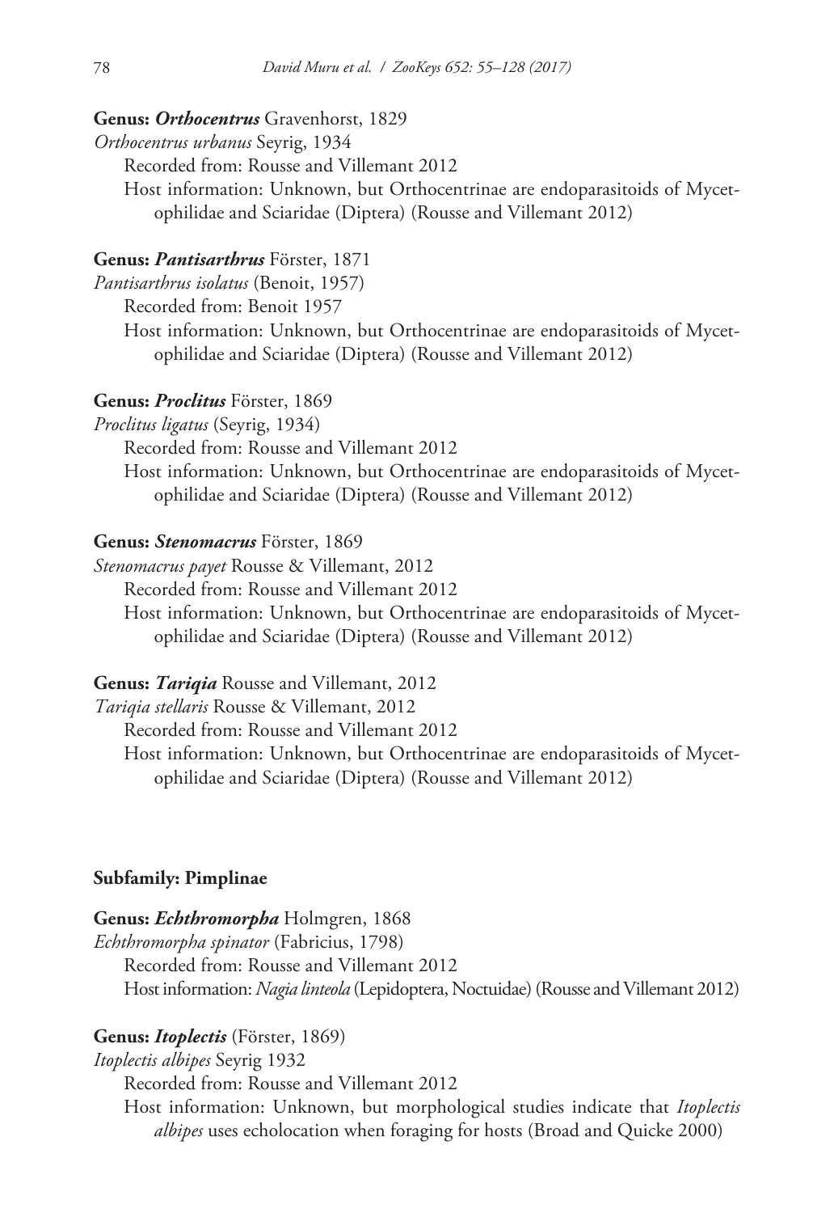**Genus: *Orthocentrus*** Gravenhorst, 1829

*Orthocentrus urbanus* Seyrig, 1934

Recorded from: Rousse and Villemant 2012

Host information: Unknown, but Orthocentrinae are endoparasitoids of Mycetophilidae and Sciaridae (Diptera) (Rousse and Villemant 2012)

**Genus: *Pantisarthrus*** Förster, 1871

*Pantisarthrus isolatus* (Benoit, 1957)

Recorded from: Benoit 1957

Host information: Unknown, but Orthocentrinae are endoparasitoids of Mycetophilidae and Sciaridae (Diptera) (Rousse and Villemant 2012)

**Genus: *Proclitus*** Förster, 1869

*Proclitus ligatus* (Seyrig, 1934)

Recorded from: Rousse and Villemant 2012

Host information: Unknown, but Orthocentrinae are endoparasitoids of Mycetophilidae and Sciaridae (Diptera) (Rousse and Villemant 2012)

**Genus: *Stenomacrus*** Förster, 1869

*Stenomacrus payet* Rousse & Villemant, 2012

Recorded from: Rousse and Villemant 2012

Host information: Unknown, but Orthocentrinae are endoparasitoids of Mycetophilidae and Sciaridae (Diptera) (Rousse and Villemant 2012)

**Genus: *Tariqia*** Rousse and Villemant, 2012

*Tariqia stellaris* Rousse & Villemant, 2012

Recorded from: Rousse and Villemant 2012

Host information: Unknown, but Orthocentrinae are endoparasitoids of Mycetophilidae and Sciaridae (Diptera) (Rousse and Villemant 2012)

## Subfamily: Pimplinae

**Genus: *Echthromorpha*** Holmgren, 1868

*Echthromorpha spinator* (Fabricius, 1798)

Recorded from: Rousse and Villemant 2012

Host information: *Nagia linteola* (Lepidoptera, Noctuidae) (Rousse and Villemant 2012)

**Genus: *Itoplectis*** (Förster, 1869)

*Itoplectis albipes* Seyrig 1932

Recorded from: Rousse and Villemant 2012

Host information: Unknown, but morphological studies indicate that *Itoplectis albipes* uses echolocation when foraging for hosts (Broad and Quicke 2000)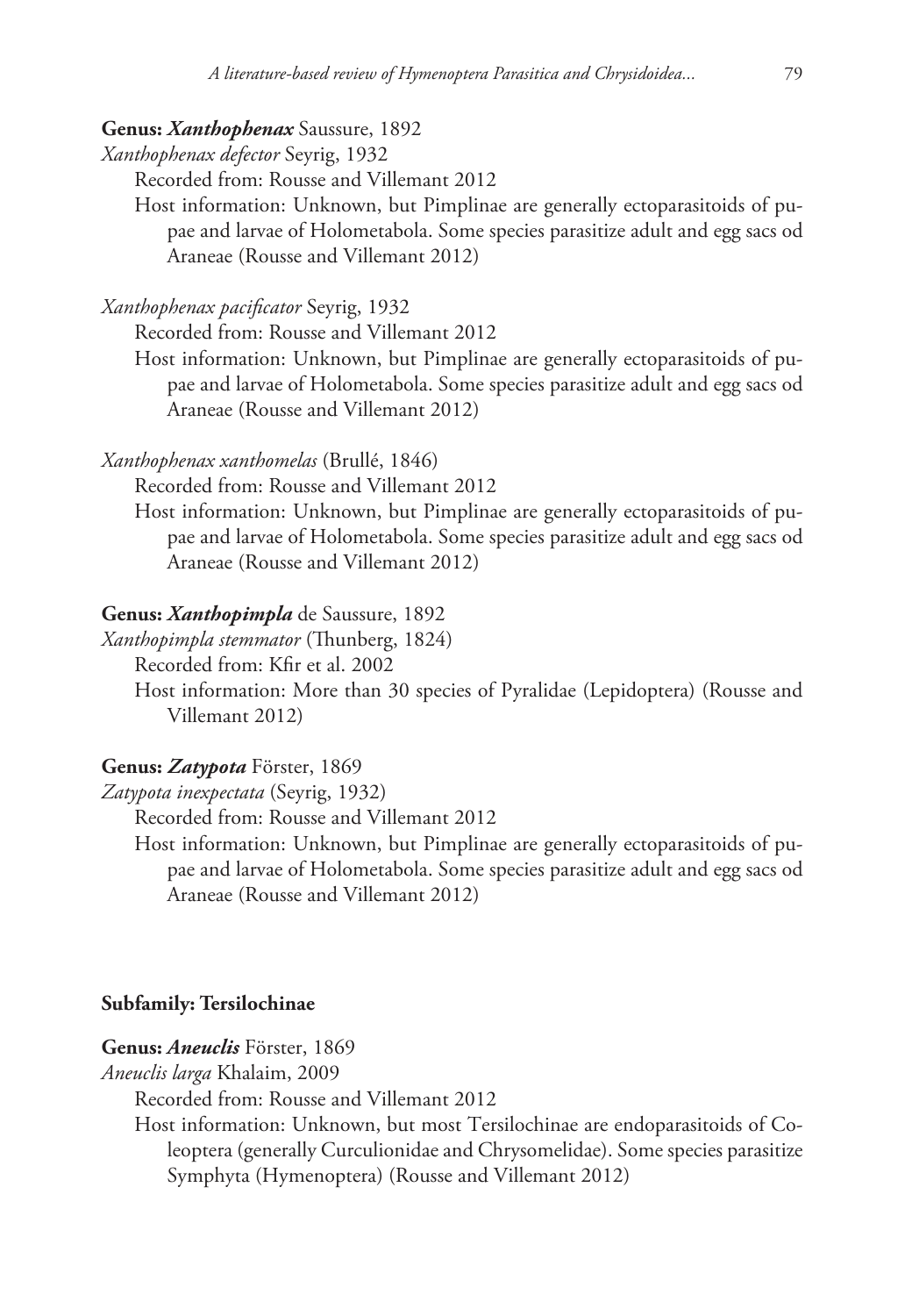**Genus: *Xanthophenax*** Saussure, 1892

*Xanthophenax defector* Seyrig, 1932

Recorded from: Rousse and Villemant 2012

Host information: Unknown, but Pimplinae are generally ectoparasitoids of pupae and larvae of Holometabola. Some species parasitize adult and egg sacs od Araneae (Rousse and Villemant 2012)

*Xanthophenax pacificator* Seyrig, 1932

Recorded from: Rousse and Villemant 2012

Host information: Unknown, but Pimplinae are generally ectoparasitoids of pupae and larvae of Holometabola. Some species parasitize adult and egg sacs od Araneae (Rousse and Villemant 2012)

*Xanthophenax xanthomelas* (Brullé, 1846)

Recorded from: Rousse and Villemant 2012

Host information: Unknown, but Pimplinae are generally ectoparasitoids of pupae and larvae of Holometabola. Some species parasitize adult and egg sacs od Araneae (Rousse and Villemant 2012)

**Genus: *Xanthopimpla*** de Saussure, 1892

*Xanthopimpla stemmator* (Thunberg, 1824)

Recorded from: Kfir et al. 2002

Host information: More than 30 species of Pyralidae (Lepidoptera) (Rousse and Villemant 2012)

**Genus: *Zatypota*** Förster, 1869

*Zatypota inexpectata* (Seyrig, 1932)

Recorded from: Rousse and Villemant 2012

Host information: Unknown, but Pimplinae are generally ectoparasitoids of pupae and larvae of Holometabola. Some species parasitize adult and egg sacs od Araneae (Rousse and Villemant 2012)

**Subfamily: Tersilochinae**

**Genus: *Aneuclis*** Förster, 1869

*Aneuclis larga* Khalaim, 2009

Recorded from: Rousse and Villemant 2012

Host information: Unknown, but most Tersilochinae are endoparasitoids of Coleoptera (generally Curculionidae and Chrysomelidae). Some species parasitize Symphyta (Hymenoptera) (Rousse and Villemant 2012)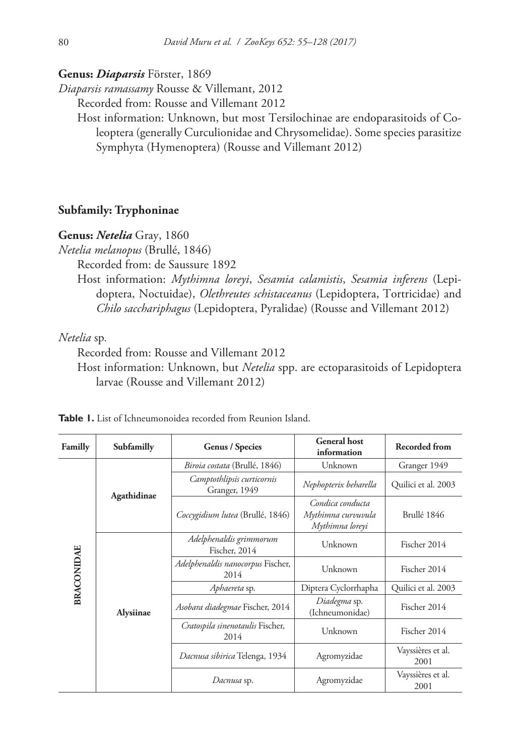**Genus: *Diaparsis* Förster, 1869**

*Diaparsis ramassamy* Rousse & Villemant, 2012

Recorded from: Rousse and Villemant 2012

Host information: Unknown, but most Tersilochinae are endoparasitoids of Coleoptera (generally Curculionidae and Chrysomelidae). Some species parasitize Symphyta (Hymenoptera) (Rousse and Villemant 2012)

## Subfamily: Tryphoninae

**Genus: *Netelia* Gray, 1860**

*Netelia melanopus* (Brullé, 1846)

Recorded from: de Saussure 1892

Host information: *Mythimna loreyi*, *Sesamia calamistis*, *Sesamia inferens* (Lepidoptera, Noctuidae), *Olethreutes schistaceanus* (Lepidoptera, Tortricidae) and *Chilo sacchariphagus* (Lepidoptera, Pyralidae) (Rousse and Villemant 2012)

*Netelia* sp.

Recorded from: Rousse and Villemant 2012

Host information: Unknown, but *Netelia* spp. are ectoparasitoids of Lepidoptera larvae (Rousse and Villemant 2012)

**Table 1.** List of Ichneumonoidea recorded from Reunion Island.

| Familly | Subfamilly | Genus / Species | General host information | Recorded from |
|---|---|---|---|---|
| BRACONIDAE | Agathidinae | *Biroia costata* (Brullé, 1846) | Unknown | Granger 1949 |
| | | *Camptothlipsis curticornis* Granger, 1949 | *Nephopterix beharella* | Quilici et al. 2003 |
| | | *Coccygidium lutea* (Brullé, 1846) | *Condica conducta* *Mythimna curvuvula* *Mythimna loreyi* | Brullé 1846 |
| | Alysiinae | *Adelphenaldis grimmorum* Fischer, 2014 | Unknown | Fischer 2014 |
| | | *Adelphenaldis nanocorpus* Fischer, 2014 | Unknown | Fischer 2014 |
| | | *Aphaereta* sp. | Diptera Cyclorrhapha | Quilici et al. 2003 |
| | | *Asobara diadegmae* Fischer, 2014 | *Diadegma* sp. (Ichneumonidae) | Fischer 2014 |
| | | *Cratospila sinenotaulis* Fischer, 2014 | Unknown | Fischer 2014 |
| | | *Dacnusa sibirica* Telenga, 1934 | Agromyzidae | Vayssières et al. 2001 |
| | | *Dacnusa* sp. | Agromyzidae | Vayssières et al. 2001 |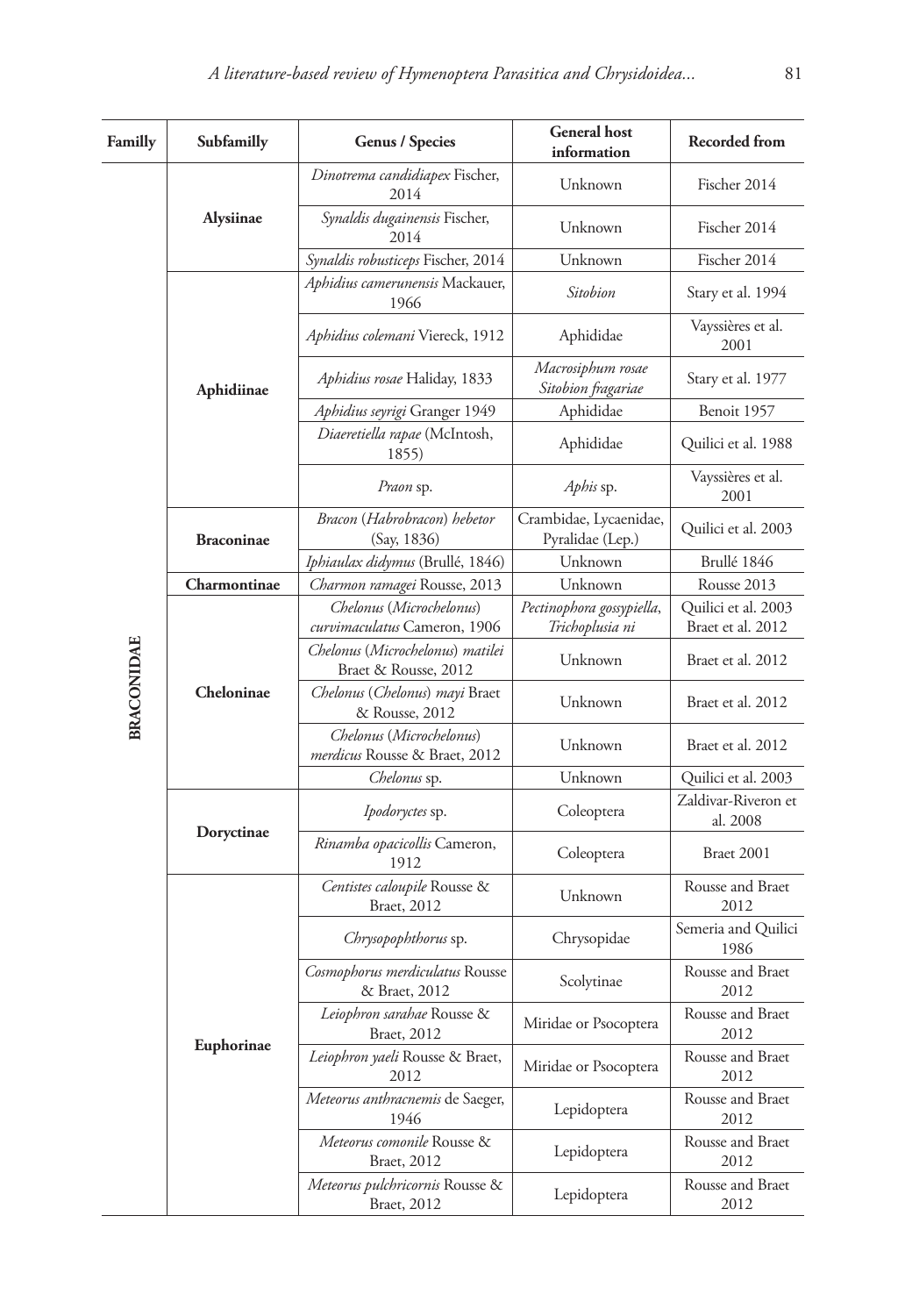| Familly | Subfamilly | Genus / Species | General host information | Recorded from |
|---|---|---|---|---|
| BRACONIDAE | Alysiinae | *Dinotrema candidiapex* Fischer, 2014 | Unknown | Fischer 2014 |
| | | *Synaldis dugainensis* Fischer, 2014 | Unknown | Fischer 2014 |
| | | *Synaldis robusticeps* Fischer, 2014 | Unknown | Fischer 2014 |
| | Aphidiinae | *Aphidius camerunensis* Mackauer, 1966 | *Sitobion* | Stary et al. 1994 |
| | | *Aphidius colemani* Viereck, 1912 | Aphididae | Vayssières et al. 2001 |
| | | *Aphidius rosae* Haliday, 1833 | *Macrosiphum rosae* *Sitobion fragariae* | Stary et al. 1977 |
| | | *Aphidius seyrigi* Granger 1949 | Aphididae | Benoit 1957 |
| | | *Diaeretiella rapae* (McIntosh, 1855) | Aphididae | Quilici et al. 1988 |
| | | *Praon* sp. | *Aphis* sp. | Vayssières et al. 2001 |
| | Braconinae | *Bracon* (*Habrobracon*) *hebetor* (Say, 1836) | Crambidae, Lycaenidae, Pyralidae (Lep.) | Quilici et al. 2003 |
| | | *Iphiaulax didymus* (Brullé, 1846) | Unknown | Brullé 1846 |
| | Charmontinae | *Charmon ramagei* Rousse, 2013 | Unknown | Rousse 2013 |
| | Cheloninae | *Chelonus* (*Microchelonus*) *curvimaculatus* Cameron, 1906 | *Pectinophora gossypiella*, *Trichoplusia ni* | Quilici et al. 2003 Braet et al. 2012 |
| | | *Chelonus* (*Microchelonus*) *matilei* Braet & Rousse, 2012 | Unknown | Braet et al. 2012 |
| | | *Chelonus* (*Chelonus*) *mayi* Braet & Rousse, 2012 | Unknown | Braet et al. 2012 |
| | | *Chelonus* (*Microchelonus*) *merdicus* Rousse & Braet, 2012 | Unknown | Braet et al. 2012 |
| | | *Chelonus* sp. | Unknown | Quilici et al. 2003 |
| | Doryctinae | *Ipodoryctes* sp. | Coleoptera | Zaldivar-Riveron et al. 2008 |
| | | *Rinamba opacicollis* Cameron, 1912 | Coleoptera | Braet 2001 |
| | Euphorinae | *Centistes caloupile* Rousse & Braet, 2012 | Unknown | Rousse and Braet 2012 |
| | | *Chrysopophthorus* sp. | Chrysopidae | Semeria and Quilici 1986 |
| | | *Cosmophorus merdiculatus* Rousse & Braet, 2012 | Scolytinae | Rousse and Braet 2012 |
| | | *Leiophron sarahae* Rousse & Braet, 2012 | Miridae or Psocoptera | Rousse and Braet 2012 |
| | | *Leiophron yaeli* Rousse & Braet, 2012 | Miridae or Psocoptera | Rousse and Braet 2012 |
| | | *Meteorus anthracnemis* de Saeger, 1946 | Lepidoptera | Rousse and Braet 2012 |
| | | *Meteorus comonile* Rousse & Braet, 2012 | Lepidoptera | Rousse and Braet 2012 |
| | | *Meteorus pulchricornis* Rousse & Braet, 2012 | Lepidoptera | Rousse and Braet 2012 |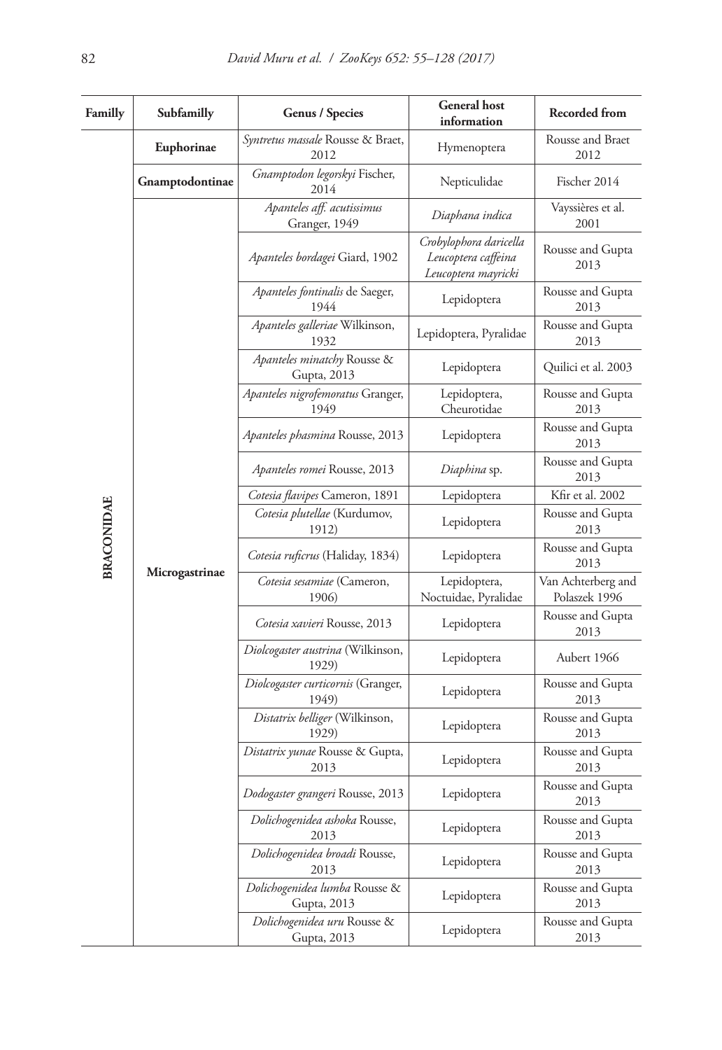| Familly | Subfamilly | Genus / Species | General host information | Recorded from |
|---|---|---|---|---|
| BRACONIDAE | **Euphorinae** | *Syntretus massale* Rousse & Braet, 2012 | Hymenoptera | Rousse and Braet 2012 |
| | **Gnamptodontinae** | *Gnamptodon legorskyi* Fischer, 2014 | Nepticulidae | Fischer 2014 |
| | **Microgastrinae** | *Apanteles aff. acutissimus* Granger, 1949 | *Diaphana indica* | Vayssières et al. 2001 |
| | | *Apanteles bordagei* Giard, 1902 | *Crobylophora daricella* *Leucoptera caffeina* *Leucoptera mayricki* | Rousse and Gupta 2013 |
| | | *Apanteles fontinalis* de Saeger, 1944 | Lepidoptera | Rousse and Gupta 2013 |
| | | *Apanteles galleriae* Wilkinson, 1932 | Lepidoptera, Pyralidae | Rousse and Gupta 2013 |
| | | *Apanteles minatchy* Rousse & Gupta, 2013 | Lepidoptera | Quilici et al. 2003 |
| | | *Apanteles nigrofemoratus* Granger, 1949 | Lepidoptera, Cheurotidae | Rousse and Gupta 2013 |
| | | *Apanteles phasmina* Rousse, 2013 | Lepidoptera | Rousse and Gupta 2013 |
| | | *Apanteles romei* Rousse, 2013 | *Diaphina* sp. | Rousse and Gupta 2013 |
| | | *Cotesia flavipes* Cameron, 1891 | Lepidoptera | Kfir et al. 2002 |
| | | *Cotesia plutellae* (Kurdumov, 1912) | Lepidoptera | Rousse and Gupta 2013 |
| | | *Cotesia ruficrus* (Haliday, 1834) | Lepidoptera | Rousse and Gupta 2013 |
| | | *Cotesia sesamiae* (Cameron, 1906) | Lepidoptera, Noctuidae, Pyralidae | Van Achterberg and Polaszek 1996 |
| | | *Cotesia xavieri* Rousse, 2013 | Lepidoptera | Rousse and Gupta 2013 |
| | | *Diolcogaster austrina* (Wilkinson, 1929) | Lepidoptera | Aubert 1966 |
| | | *Diolcogaster curticornis* (Granger, 1949) | Lepidoptera | Rousse and Gupta 2013 |
| | | *Distatrix belliger* (Wilkinson, 1929) | Lepidoptera | Rousse and Gupta 2013 |
| | | *Distatrix yunae* Rousse & Gupta, 2013 | Lepidoptera | Rousse and Gupta 2013 |
| | | *Dodogaster grangeri* Rousse, 2013 | Lepidoptera | Rousse and Gupta 2013 |
| | | *Dolichogenidea ashoka* Rousse, 2013 | Lepidoptera | Rousse and Gupta 2013 |
| | | *Dolichogenidea broadi* Rousse, 2013 | Lepidoptera | Rousse and Gupta 2013 |
| | | *Dolichogenidea lumba* Rousse & Gupta, 2013 | Lepidoptera | Rousse and Gupta 2013 |
| | | *Dolichogenidea uru* Rousse & Gupta, 2013 | Lepidoptera | Rousse and Gupta 2013 |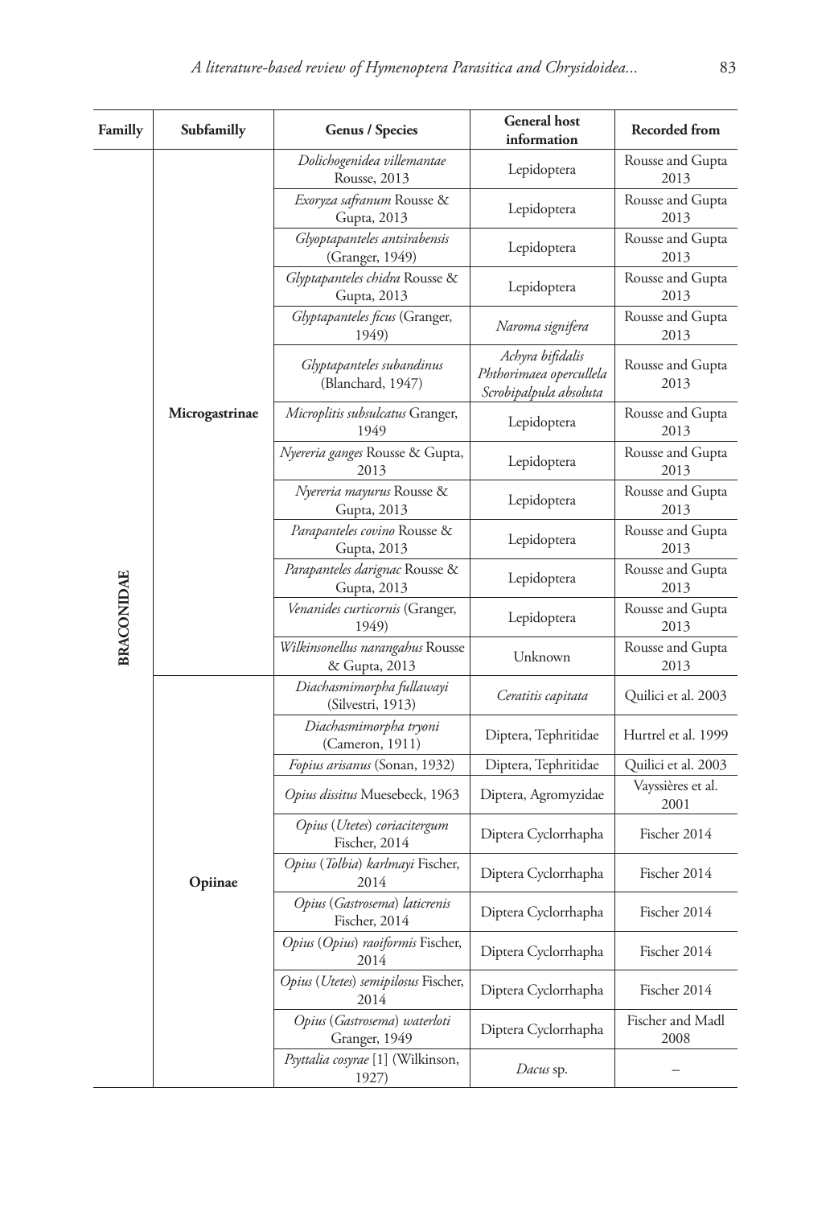| Familly | Subfamilly | Genus / Species | General host information | Recorded from |
|---|---|---|---|---|
| BRACONIDAE | Microgastrinae | *Dolichogenidea villemantae* Rousse, 2013 | Lepidoptera | Rousse and Gupta 2013 |
| | | *Exoryza safranum* Rousse & Gupta, 2013 | Lepidoptera | Rousse and Gupta 2013 |
| | | *Glyoptapanteles antsirabensis* (Granger, 1949) | Lepidoptera | Rousse and Gupta 2013 |
| | | *Glyptapanteles chidra* Rousse & Gupta, 2013 | Lepidoptera | Rousse and Gupta 2013 |
| | | *Glyptapanteles ficus* (Granger, 1949) | *Naroma signifera* | Rousse and Gupta 2013 |
| | | *Glyptapanteles subandinus* (Blanchard, 1947) | *Achyra bifidalis* *Phthorimaea opercullela* *Scrobipalpula absoluta* | Rousse and Gupta 2013 |
| | | *Microplitis subsulcatus* Granger, 1949 | Lepidoptera | Rousse and Gupta 2013 |
| | | *Nyereria ganges* Rousse & Gupta, 2013 | Lepidoptera | Rousse and Gupta 2013 |
| | | *Nyereria mayurus* Rousse & Gupta, 2013 | Lepidoptera | Rousse and Gupta 2013 |
| | | *Parapanteles covino* Rousse & Gupta, 2013 | Lepidoptera | Rousse and Gupta 2013 |
| | | *Parapanteles darignac* Rousse & Gupta, 2013 | Lepidoptera | Rousse and Gupta 2013 |
| | | *Venanides curticornis* (Granger, 1949) | Lepidoptera | Rousse and Gupta 2013 |
| | | *Wilkinsonellus narangahus* Rousse & Gupta, 2013 | Unknown | Rousse and Gupta 2013 |
| | Opiinae | *Diachasmimorpha fullawayi* (Silvestri, 1913) | *Ceratitis capitata* | Quilici et al. 2003 |
| | | *Diachasmimorpha tryoni* (Cameron, 1911) | Diptera, Tephritidae | Hurtrel et al. 1999 |
| | | *Fopius arisanus* (Sonan, 1932) | Diptera, Tephritidae | Quilici et al. 2003 |
| | | *Opius dissitus* Muesebeck, 1963 | Diptera, Agromyzidae | Vayssières et al. 2001 |
| | | *Opius* (*Utetes*) *coriacitergum* Fischer, 2014 | Diptera Cyclorrhapha | Fischer 2014 |
| | | *Opius* (*Tolbia*) *karlmayi* Fischer, 2014 | Diptera Cyclorrhapha | Fischer 2014 |
| | | *Opius* (*Gastrosema*) *laticrenis* Fischer, 2014 | Diptera Cyclorrhapha | Fischer 2014 |
| | | *Opius* (*Opius*) *raoiformis* Fischer, 2014 | Diptera Cyclorrhapha | Fischer 2014 |
| | | *Opius* (*Utetes*) *semipilosus* Fischer, 2014 | Diptera Cyclorrhapha | Fischer 2014 |
| | | *Opius* (*Gastrosema*) *waterloti* Granger, 1949 | Diptera Cyclorrhapha | Fischer and Madl 2008 |
| | | *Psyttalia cosyrae* [1] (Wilkinson, 1927) | *Dacus* sp. | – |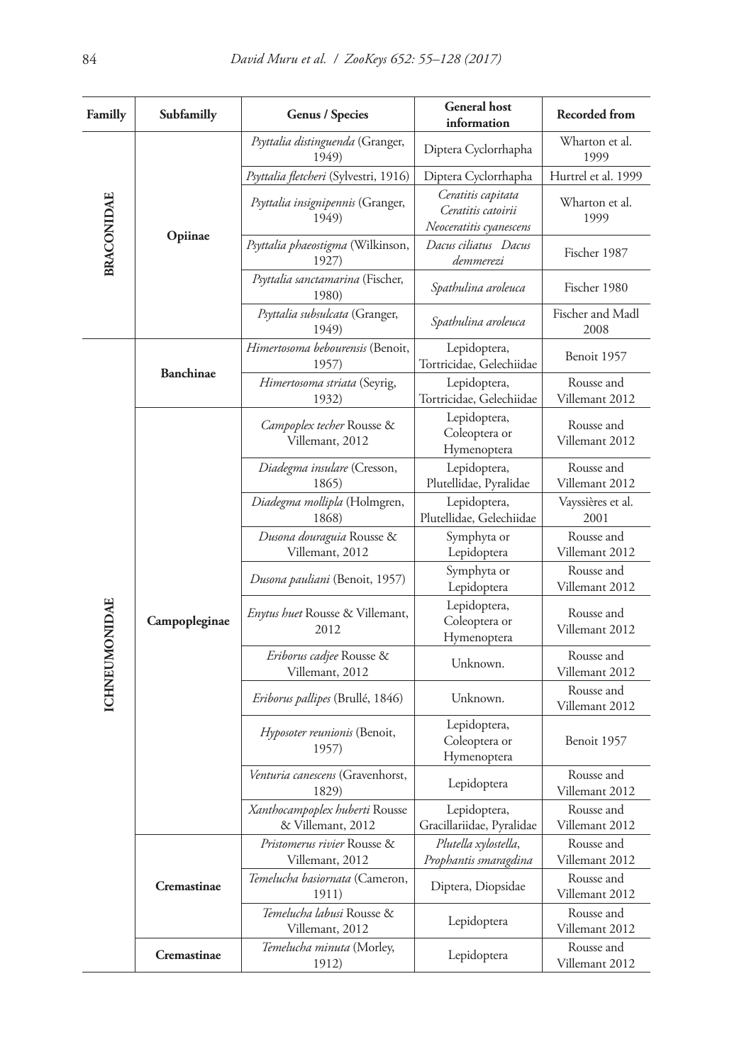| Familly | Subfamilly | Genus / Species | General host information | Recorded from |
|---|---|---|---|---|
| BRACONIDAE | Opiinae | *Psyttalia distinguenda* (Granger, 1949) | Diptera Cyclorrhapha | Wharton et al. 1999 |
| | | *Psyttalia fletcheri* (Sylvestri, 1916) | Diptera Cyclorrhapha | Hurtrel et al. 1999 |
| | | *Psyttalia insignipennis* (Granger, 1949) | *Ceratitis capitata Ceratitis catoirii Neoceratitis cyanescens* | Wharton et al. 1999 |
| | | *Psyttalia phaeostigma* (Wilkinson, 1927) | *Dacus ciliatus Dacus demmerezi* | Fischer 1987 |
| | | *Psyttalia sanctamarina* (Fischer, 1980) | *Spathulina aroleuca* | Fischer 1980 |
| | | *Psyttalia subsulcata* (Granger, 1949) | *Spathulina aroleuca* | Fischer and Madl 2008 |
| ICHNEUMONIDAE | Banchinae | *Himertosoma bebourensis* (Benoit, 1957) | Lepidoptera, Tortricidae, Gelechiidae | Benoit 1957 |
| | | *Himertosoma striata* (Seyrig, 1932) | Lepidoptera, Tortricidae, Gelechiidae | Rousse and Villemant 2012 |
| | Campopleginae | *Campoplex techer* Rousse & Villemant, 2012 | Lepidoptera, Coleoptera or Hymenoptera | Rousse and Villemant 2012 |
| | | *Diadegma insulare* (Cresson, 1865) | Lepidoptera, Plutellidae, Pyralidae | Rousse and Villemant 2012 |
| | | *Diadegma mollipla* (Holmgren, 1868) | Lepidoptera, Plutellidae, Gelechiidae | Vayssières et al. 2001 |
| | | *Dusona douraguia* Rousse & Villemant, 2012 | Symphyta or Lepidoptera | Rousse and Villemant 2012 |
| | | *Dusona pauliani* (Benoit, 1957) | Symphyta or Lepidoptera | Rousse and Villemant 2012 |
| | | *Enytus huet* Rousse & Villemant, 2012 | Lepidoptera, Coleoptera or Hymenoptera | Rousse and Villemant 2012 |
| | | *Eriborus cadjee* Rousse & Villemant, 2012 | Unknown. | Rousse and Villemant 2012 |
| | | *Eriborus pallipes* (Brullé, 1846) | Unknown. | Rousse and Villemant 2012 |
| | | *Hyposoter reunionis* (Benoit, 1957) | Lepidoptera, Coleoptera or Hymenoptera | Benoit 1957 |
| | | *Venturia canescens* (Gravenhorst, 1829) | Lepidoptera | Rousse and Villemant 2012 |
| | | *Xanthocampoplex huberti* Rousse & Villemant, 2012 | Lepidoptera, Gracillariidae, Pyralidae | Rousse and Villemant 2012 |
| | Cremastinae | *Pristomerus rivier* Rousse & Villemant, 2012 | *Plutella xylostella*, *Prophantis smaragdina* | Rousse and Villemant 2012 |
| | | *Temelucha basiornata* (Cameron, 1911) | Diptera, Diopsidae | Rousse and Villemant 2012 |
| | | *Temelucha labusi* Rousse & Villemant, 2012 | Lepidoptera | Rousse and Villemant 2012 |
| | Cremastinae | *Temelucha minuta* (Morley, 1912) | Lepidoptera | Rousse and Villemant 2012 |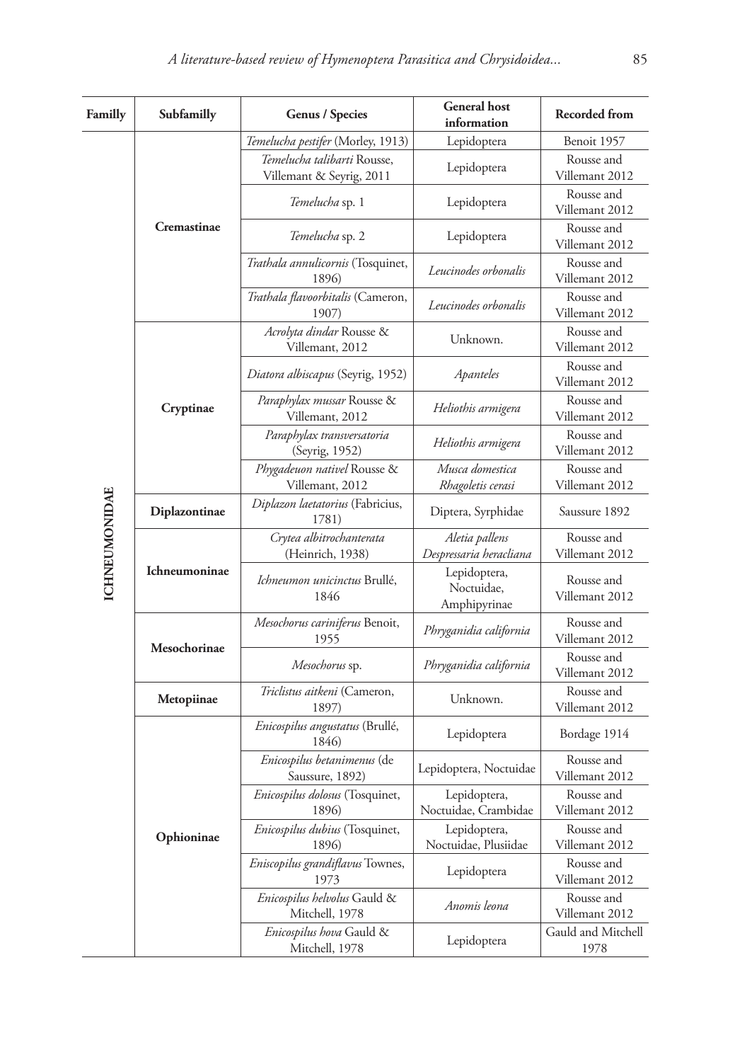| Familly | Subfamilly | Genus / Species | General host information | Recorded from |
|---|---|---|---|---|
| ICHNEUMONIDAE | Cremastinae | *Temelucha pestifer* (Morley, 1913) | Lepidoptera | Benoit 1957 |
| | | *Temelucha talibarti* Rousse, Villemant & Seyrig, 2011 | Lepidoptera | Rousse and Villemant 2012 |
| | | *Temelucha* sp. 1 | Lepidoptera | Rousse and Villemant 2012 |
| | | *Temelucha* sp. 2 | Lepidoptera | Rousse and Villemant 2012 |
| | | *Trathala annulicornis* (Tosquinet, 1896) | *Leucinodes orbonalis* | Rousse and Villemant 2012 |
| | | *Trathala flavoorbitalis* (Cameron, 1907) | *Leucinodes orbonalis* | Rousse and Villemant 2012 |
| | Cryptinae | *Acrolyta dindar* Rousse & Villemant, 2012 | Unknown. | Rousse and Villemant 2012 |
| | | *Diatora albiscapus* (Seyrig, 1952) | *Apanteles* | Rousse and Villemant 2012 |
| | | *Paraphylax mussar* Rousse & Villemant, 2012 | *Heliothis armigera* | Rousse and Villemant 2012 |
| | | *Paraphylax transversatoria* (Seyrig, 1952) | *Heliothis armigera* | Rousse and Villemant 2012 |
| | | *Phygadeuon nativel* Rousse & Villemant, 2012 | *Musca domestica* *Rhagoletis cerasi* | Rousse and Villemant 2012 |
| | Diplazontinae | *Diplazon laetatorius* (Fabricius, 1781) | Diptera, Syrphidae | Saussure 1892 |
| | Ichneumoninae | *Crytea albitrochanterata* (Heinrich, 1938) | *Aletia pallens* *Despressaria heracliana* | Rousse and Villemant 2012 |
| | | *Ichneumon unicinctus* Brullé, 1846 | Lepidoptera, Noctuidae, Amphipyrinae | Rousse and Villemant 2012 |
| | Mesochorinae | *Mesochorus cariniferus* Benoit, 1955 | *Phryganidia california* | Rousse and Villemant 2012 |
| | | *Mesochorus* sp. | *Phryganidia california* | Rousse and Villemant 2012 |
| | Metopiinae | *Triclistus aitkeni* (Cameron, 1897) | Unknown. | Rousse and Villemant 2012 |
| | Ophioninae | *Enicospilus angustatus* (Brullé, 1846) | Lepidoptera | Bordage 1914 |
| | | *Enicospilus betanimenus* (de Saussure, 1892) | Lepidoptera, Noctuidae | Rousse and Villemant 2012 |
| | | *Enicospilus dolosus* (Tosquinet, 1896) | Lepidoptera, Noctuidae, Crambidae | Rousse and Villemant 2012 |
| | | *Enicospilus dubius* (Tosquinet, 1896) | Lepidoptera, Noctuidae, Plusiidae | Rousse and Villemant 2012 |
| | | *Eniscopilus grandiflavus* Townes, 1973 | Lepidoptera | Rousse and Villemant 2012 |
| | | *Enicospilus helvolus* Gauld & Mitchell, 1978 | *Anomis leona* | Rousse and Villemant 2012 |
| | | *Enicospilus hova* Gauld & Mitchell, 1978 | Lepidoptera | Gauld and Mitchell 1978 |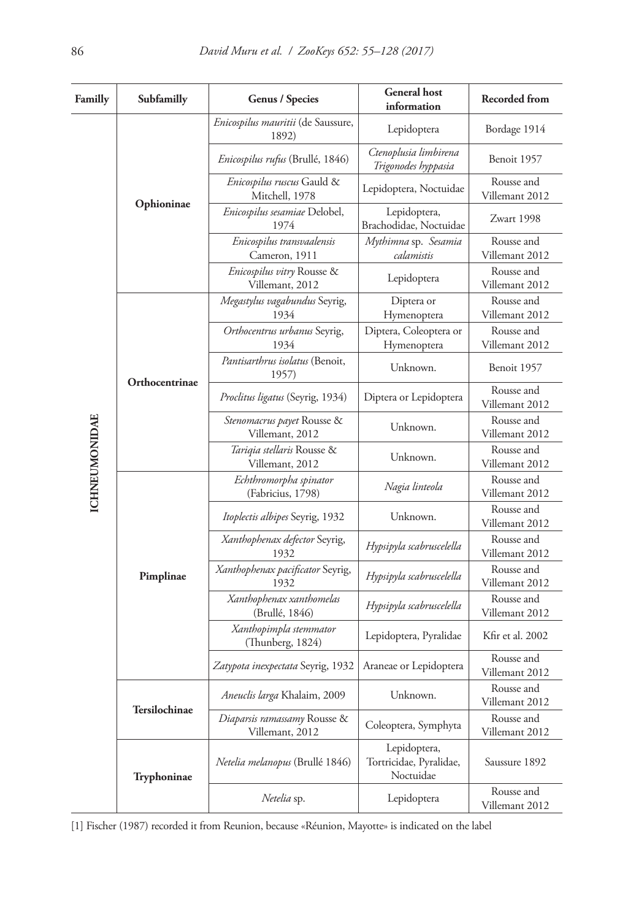| Familly | Subfamilly | Genus / Species | General host information | Recorded from |
|---|---|---|---|---|
| ICHNEUMONIDAE | Ophioninae | *Enicospilus mauritii* (de Saussure, 1892) | Lepidoptera | Bordage 1914 |
| | | *Enicospilus rufus* (Brullé, 1846) | *Ctenoplusia limbirena Trigonodes hyppasia* | Benoit 1957 |
| | | *Enicospilus ruscus* Gauld & Mitchell, 1978 | Lepidoptera, Noctuidae | Rousse and Villemant 2012 |
| | | *Enicospilus sesamiae* Delobel, 1974 | Lepidoptera, Brachodidae, Noctuidae | Zwart 1998 |
| | | *Enicospilus transvaalensis* Cameron, 1911 | *Mythimna* sp. *Sesamia calamistis* | Rousse and Villemant 2012 |
| | | *Enicospilus vitry* Rousse & Villemant, 2012 | Lepidoptera | Rousse and Villemant 2012 |
| | Orthocentrinae | *Megastylus vagabundus* Seyrig, 1934 | Diptera or Hymenoptera | Rousse and Villemant 2012 |
| | | *Orthocentrus urbanus* Seyrig, 1934 | Diptera, Coleoptera or Hymenoptera | Rousse and Villemant 2012 |
| | | *Pantisarthrus isolatus* (Benoit, 1957) | Unknown. | Benoit 1957 |
| | | *Proclitus ligatus* (Seyrig, 1934) | Diptera or Lepidoptera | Rousse and Villemant 2012 |
| | | *Stenomacrus payet* Rousse & Villemant, 2012 | Unknown. | Rousse and Villemant 2012 |
| | | *Tariqia stellaris* Rousse & Villemant, 2012 | Unknown. | Rousse and Villemant 2012 |
| | Pimplinae | *Echthromorpha spinator* (Fabricius, 1798) | *Nagia linteola* | Rousse and Villemant 2012 |
| | | *Itoplectis albipes* Seyrig, 1932 | Unknown. | Rousse and Villemant 2012 |
| | | *Xanthophenax defector* Seyrig, 1932 | *Hypsipyla scabruscelella* | Rousse and Villemant 2012 |
| | | *Xanthophenax pacificator* Seyrig, 1932 | *Hypsipyla scabruscelella* | Rousse and Villemant 2012 |
| | | *Xanthophenax xanthomelas* (Brullé, 1846) | *Hypsipyla scabruscelella* | Rousse and Villemant 2012 |
| | | *Xanthopimpla stemmator* (Thunberg, 1824) | Lepidoptera, Pyralidae | Kfir et al. 2002 |
| | | *Zatypota inexpectata* Seyrig, 1932 | Araneae or Lepidoptera | Rousse and Villemant 2012 |
| | Tersilochinae | *Aneuclis larga* Khalaim, 2009 | Unknown. | Rousse and Villemant 2012 |
| | | *Diaparsis ramassamy* Rousse & Villemant, 2012 | Coleoptera, Symphyta | Rousse and Villemant 2012 |
| | Tryphoninae | *Netelia melanopus* (Brullé 1846) | Lepidoptera, Tortricidae, Pyralidae, Noctuidae | Saussure 1892 |
| | | *Netelia* sp. | Lepidoptera | Rousse and Villemant 2012 |

[1] Fischer (1987) recorded it from Reunion, because «Réunion, Mayotte» is indicated on the label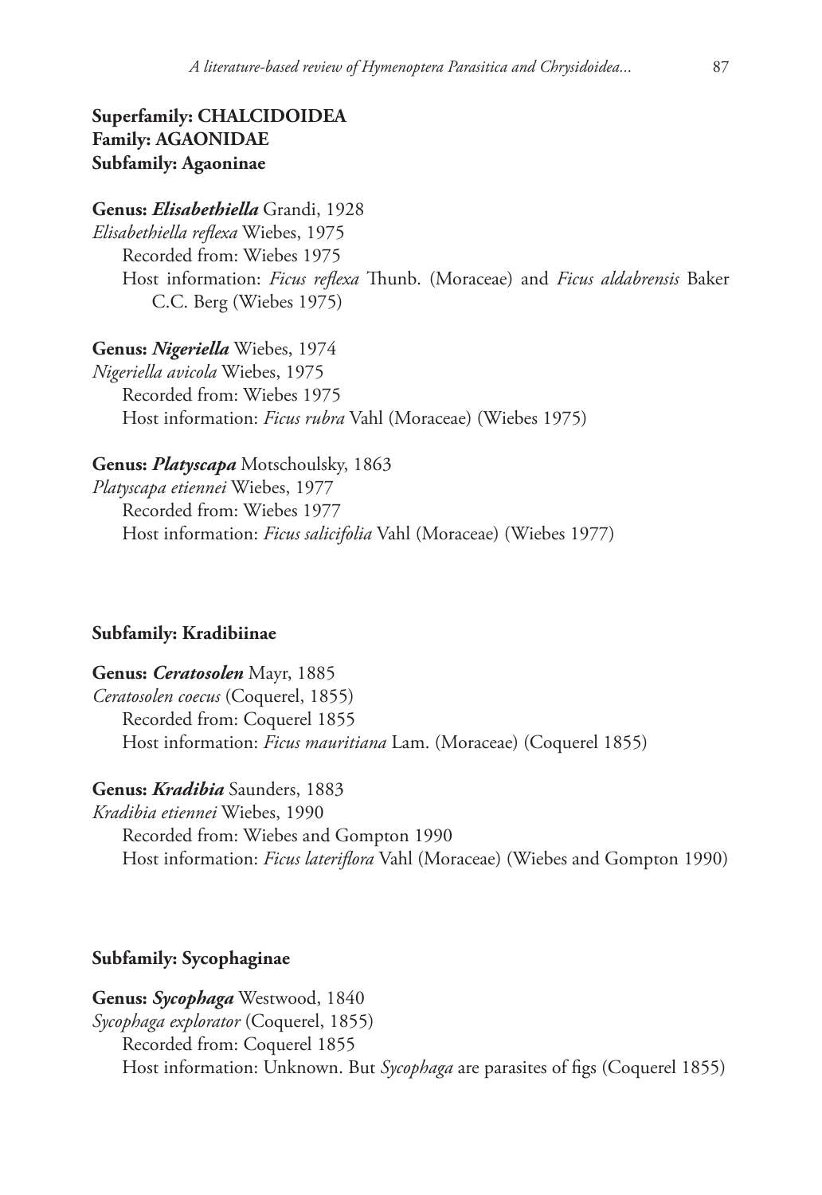**Superfamily: CHALCIDOIDEA**
**Family: AGAONIDAE**
**Subfamily: Agaoninae**

**Genus: *Elisabethiella*** Grandi, 1928
*Elisabethiella reflexa* Wiebes, 1975
  Recorded from: Wiebes 1975
  Host information: *Ficus reflexa* Thunb. (Moraceae) and *Ficus aldabrensis* Baker C.C. Berg (Wiebes 1975)

**Genus: *Nigeriella*** Wiebes, 1974
*Nigeriella avicola* Wiebes, 1975
  Recorded from: Wiebes 1975
  Host information: *Ficus rubra* Vahl (Moraceae) (Wiebes 1975)

**Genus: *Platyscapa*** Motschoulsky, 1863
*Platyscapa etiennei* Wiebes, 1977
  Recorded from: Wiebes 1977
  Host information: *Ficus salicifolia* Vahl (Moraceae) (Wiebes 1977)

**Subfamily: Kradibiinae**

**Genus: *Ceratosolen*** Mayr, 1885
*Ceratosolen coecus* (Coquerel, 1855)
  Recorded from: Coquerel 1855
  Host information: *Ficus mauritiana* Lam. (Moraceae) (Coquerel 1855)

**Genus: *Kradibia*** Saunders, 1883
*Kradibia etiennei* Wiebes, 1990
  Recorded from: Wiebes and Gompton 1990
  Host information: *Ficus lateriflora* Vahl (Moraceae) (Wiebes and Gompton 1990)

**Subfamily: Sycophaginae**

**Genus: *Sycophaga*** Westwood, 1840
*Sycophaga explorator* (Coquerel, 1855)
  Recorded from: Coquerel 1855
  Host information: Unknown. But *Sycophaga* are parasites of figs (Coquerel 1855)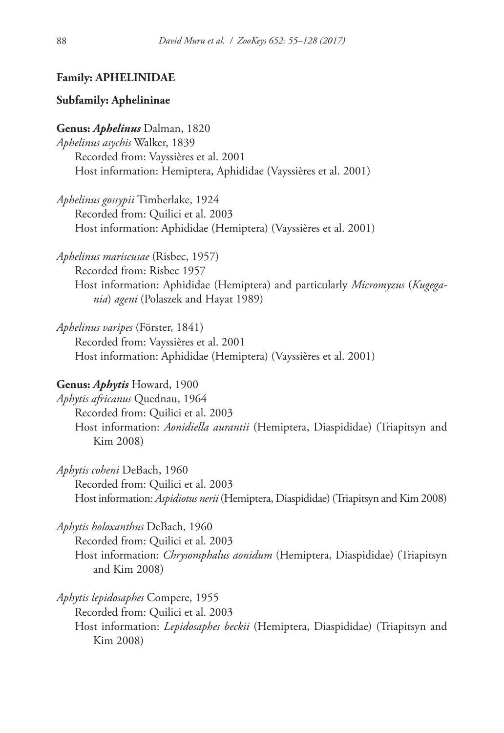**Family: APHELINIDAE**

**Subfamily: Aphelininae**

**Genus: *Aphelinus*** Dalman, 1820

*Aphelinus asychis* Walker, 1839
Recorded from: Vayssières et al. 2001
Host information: Hemiptera, Aphididae (Vayssières et al. 2001)

*Aphelinus gossypii* Timberlake, 1924
Recorded from: Quilici et al. 2003
Host information: Aphididae (Hemiptera) (Vayssières et al. 2001)

*Aphelinus mariscusae* (Risbec, 1957)
Recorded from: Risbec 1957
Host information: Aphididae (Hemiptera) and particularly *Micromyzus* (*Kugegania*) *ageni* (Polaszek and Hayat 1989)

*Aphelinus varipes* (Förster, 1841)
Recorded from: Vayssières et al. 2001
Host information: Aphididae (Hemiptera) (Vayssières et al. 2001)

**Genus: *Aphytis*** Howard, 1900

*Aphytis africanus* Quednau, 1964
Recorded from: Quilici et al. 2003
Host information: *Aonidiella aurantii* (Hemiptera, Diaspididae) (Triapitsyn and Kim 2008)

*Aphytis coheni* DeBach, 1960
Recorded from: Quilici et al. 2003
Host information: *Aspidiotus nerii* (Hemiptera, Diaspididae) (Triapitsyn and Kim 2008)

*Aphytis holoxanthus* DeBach, 1960
Recorded from: Quilici et al. 2003
Host information: *Chrysomphalus aonidum* (Hemiptera, Diaspididae) (Triapitsyn and Kim 2008)

*Aphytis lepidosaphes* Compere, 1955
Recorded from: Quilici et al. 2003
Host information: *Lepidosaphes beckii* (Hemiptera, Diaspididae) (Triapitsyn and Kim 2008)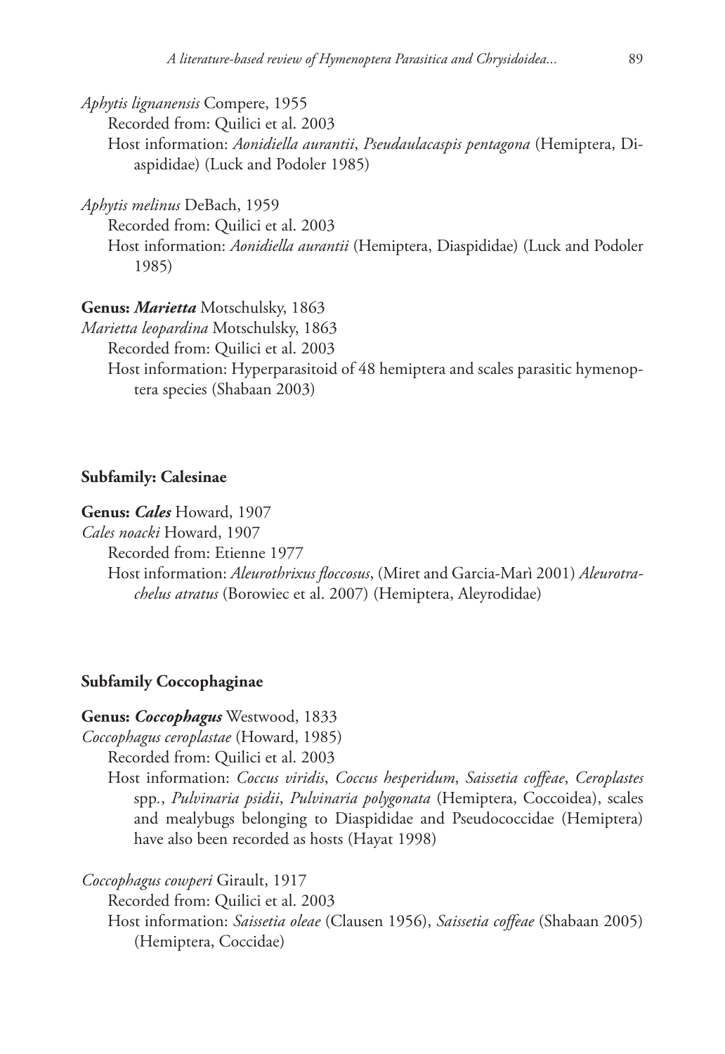*Aphytis lignanensis* Compere, 1955

Recorded from: Quilici et al. 2003

Host information: *Aonidiella aurantii*, *Pseudaulacaspis pentagona* (Hemiptera, Diaspididae) (Luck and Podoler 1985)

*Aphytis melinus* DeBach, 1959

Recorded from: Quilici et al. 2003

Host information: *Aonidiella aurantii* (Hemiptera, Diaspididae) (Luck and Podoler 1985)

**Genus: *Marietta*** Motschulsky, 1863

*Marietta leopardina* Motschulsky, 1863

Recorded from: Quilici et al. 2003

Host information: Hyperparasitoid of 48 hemiptera and scales parasitic hymenoptera species (Shabaan 2003)

**Subfamily: Calesinae**

**Genus: *Cales*** Howard, 1907

*Cales noacki* Howard, 1907

Recorded from: Etienne 1977

Host information: *Aleurothrixus floccosus*, (Miret and Garcia-Marì 2001) *Aleurotrachelus atratus* (Borowiec et al. 2007) (Hemiptera, Aleyrodidae)

**Subfamily Coccophaginae**

**Genus: *Coccophagus*** Westwood, 1833

*Coccophagus ceroplastae* (Howard, 1985)

Recorded from: Quilici et al. 2003

Host information: *Coccus viridis*, *Coccus hesperidum*, *Saissetia coffeae*, *Ceroplastes* spp., *Pulvinaria psidii*, *Pulvinaria polygonata* (Hemiptera, Coccoidea), scales and mealybugs belonging to Diaspididae and Pseudococcidae (Hemiptera) have also been recorded as hosts (Hayat 1998)

*Coccophagus cowperi* Girault, 1917

Recorded from: Quilici et al. 2003

Host information: *Saissetia oleae* (Clausen 1956), *Saissetia coffeae* (Shabaan 2005) (Hemiptera, Coccidae)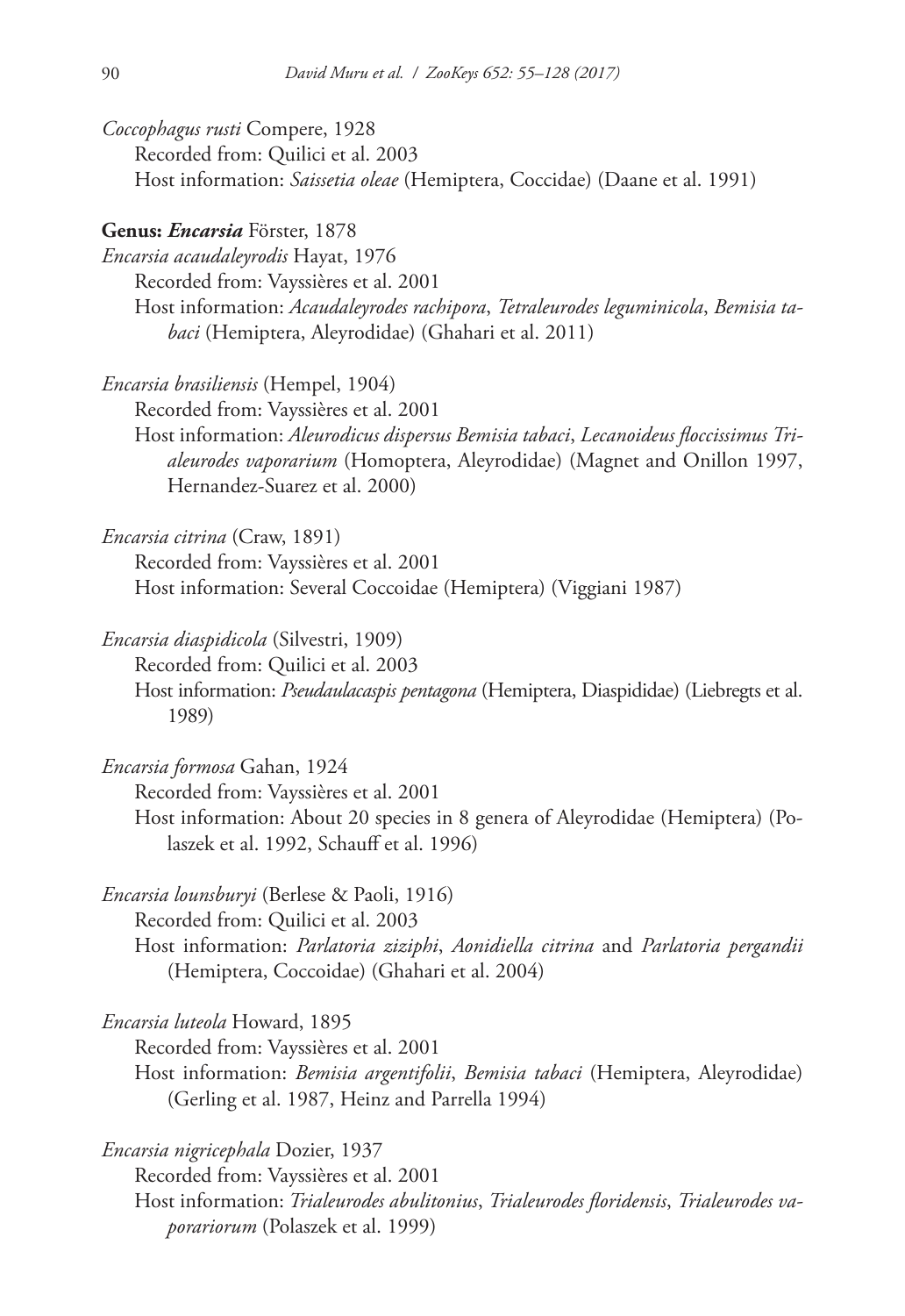*Coccophagus rusti* Compere, 1928

Recorded from: Quilici et al. 2003

Host information: *Saissetia oleae* (Hemiptera, Coccidae) (Daane et al. 1991)

**Genus: *Encarsia*** Förster, 1878

*Encarsia acaudaleyrodis* Hayat, 1976

Recorded from: Vayssières et al. 2001

Host information: *Acaudaleyrodes rachipora*, *Tetraleurodes leguminicola*, *Bemisia tabaci* (Hemiptera, Aleyrodidae) (Ghahari et al. 2011)

*Encarsia brasiliensis* (Hempel, 1904)

Recorded from: Vayssières et al. 2001

Host information: *Aleurodicus dispersus Bemisia tabaci*, *Lecanoideus floccissimus Trialeurodes vaporarium* (Homoptera, Aleyrodidae) (Magnet and Onillon 1997, Hernandez-Suarez et al. 2000)

*Encarsia citrina* (Craw, 1891)

Recorded from: Vayssières et al. 2001

Host information: Several Coccoidae (Hemiptera) (Viggiani 1987)

*Encarsia diaspidicola* (Silvestri, 1909)

Recorded from: Quilici et al. 2003

Host information: *Pseudaulacaspis pentagona* (Hemiptera, Diaspididae) (Liebregts et al. 1989)

*Encarsia formosa* Gahan, 1924

Recorded from: Vayssières et al. 2001

Host information: About 20 species in 8 genera of Aleyrodidae (Hemiptera) (Polaszek et al. 1992, Schauff et al. 1996)

*Encarsia lounsburyi* (Berlese & Paoli, 1916)

Recorded from: Quilici et al. 2003

Host information: *Parlatoria ziziphi*, *Aonidiella citrina* and *Parlatoria pergandii* (Hemiptera, Coccoidae) (Ghahari et al. 2004)

*Encarsia luteola* Howard, 1895

Recorded from: Vayssières et al. 2001

Host information: *Bemisia argentifolii*, *Bemisia tabaci* (Hemiptera, Aleyrodidae) (Gerling et al. 1987, Heinz and Parrella 1994)

*Encarsia nigricephala* Dozier, 1937

Recorded from: Vayssières et al. 2001

Host information: *Trialeurodes abulitonius*, *Trialeurodes floridensis*, *Trialeurodes vaporariorum* (Polaszek et al. 1999)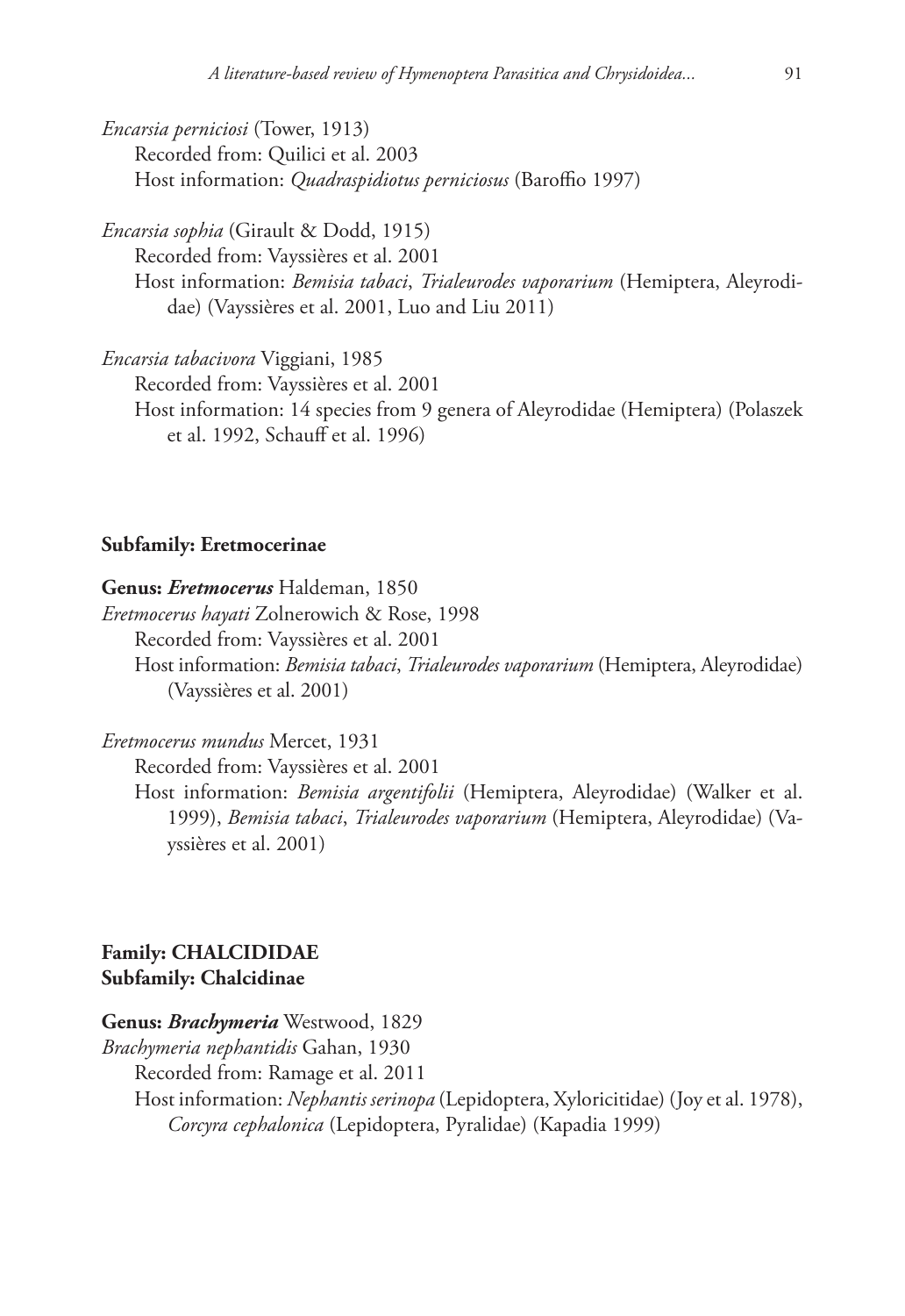*Encarsia perniciosi* (Tower, 1913)
Recorded from: Quilici et al. 2003
Host information: *Quadraspidiotus perniciosus* (Baroffio 1997)

*Encarsia sophia* (Girault & Dodd, 1915)
Recorded from: Vayssières et al. 2001
Host information: *Bemisia tabaci*, *Trialeurodes vaporarium* (Hemiptera, Aleyrodidae) (Vayssières et al. 2001, Luo and Liu 2011)

*Encarsia tabacivora* Viggiani, 1985
Recorded from: Vayssières et al. 2001
Host information: 14 species from 9 genera of Aleyrodidae (Hemiptera) (Polaszek et al. 1992, Schauff et al. 1996)

**Subfamily: Eretmocerinae**

**Genus: *Eretmocerus*** Haldeman, 1850

*Eretmocerus hayati* Zolnerowich & Rose, 1998
Recorded from: Vayssières et al. 2001
Host information: *Bemisia tabaci*, *Trialeurodes vaporarium* (Hemiptera, Aleyrodidae) (Vayssières et al. 2001)

*Eretmocerus mundus* Mercet, 1931
Recorded from: Vayssières et al. 2001
Host information: *Bemisia argentifolii* (Hemiptera, Aleyrodidae) (Walker et al. 1999), *Bemisia tabaci*, *Trialeurodes vaporarium* (Hemiptera, Aleyrodidae) (Vayssières et al. 2001)

**Family: CHALCIDIDAE**
**Subfamily: Chalcidinae**

**Genus: *Brachymeria*** Westwood, 1829

*Brachymeria nephantidis* Gahan, 1930
Recorded from: Ramage et al. 2011
Host information: *Nephantis serinopa* (Lepidoptera, Xyloricitidae) (Joy et al. 1978), *Corcyra cephalonica* (Lepidoptera, Pyralidae) (Kapadia 1999)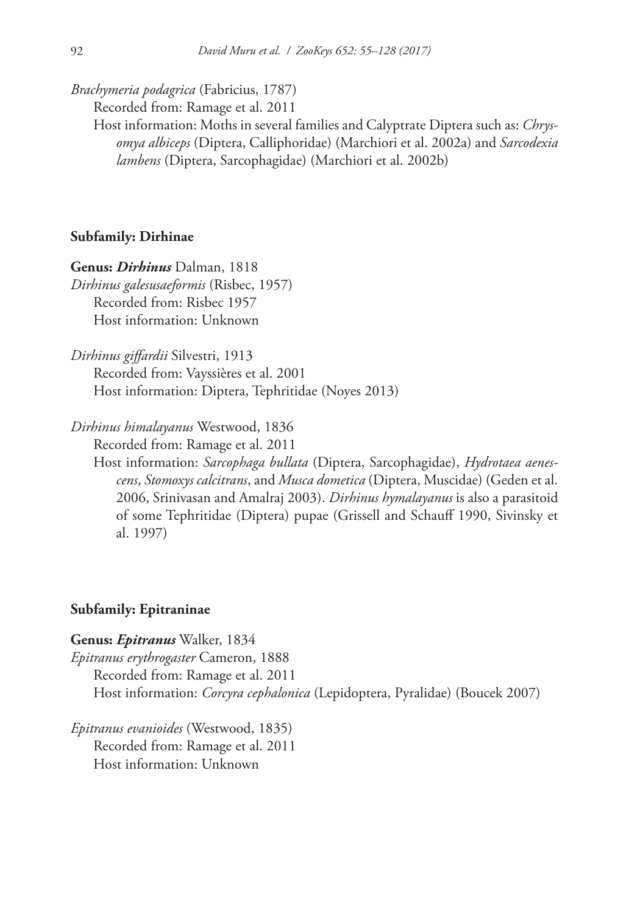*Brachymeria podagrica* (Fabricius, 1787)

Recorded from: Ramage et al. 2011

Host information: Moths in several families and Calyptrate Diptera such as: *Chrysomya albiceps* (Diptera, Calliphoridae) (Marchiori et al. 2002a) and *Sarcodexia lambens* (Diptera, Sarcophagidae) (Marchiori et al. 2002b)

### Subfamily: Dirhinae

**Genus: *Dirhinus*** Dalman, 1818

*Dirhinus galesusaeformis* (Risbec, 1957)

Recorded from: Risbec 1957

Host information: Unknown

*Dirhinus giffardii* Silvestri, 1913

Recorded from: Vayssières et al. 2001

Host information: Diptera, Tephritidae (Noyes 2013)

*Dirhinus himalayanus* Westwood, 1836

Recorded from: Ramage et al. 2011

Host information: *Sarcophaga bullata* (Diptera, Sarcophagidae), *Hydrotaea aenescens*, *Stomoxys calcitrans*, and *Musca dometica* (Diptera, Muscidae) (Geden et al. 2006, Srinivasan and Amalraj 2003). *Dirhinus hymalayanus* is also a parasitoid of some Tephritidae (Diptera) pupae (Grissell and Schauff 1990, Sivinsky et al. 1997)

### Subfamily: Epitraninae

**Genus: *Epitranus*** Walker, 1834

*Epitranus erythrogaster* Cameron, 1888

Recorded from: Ramage et al. 2011

Host information: *Corcyra cephalonica* (Lepidoptera, Pyralidae) (Boucek 2007)

*Epitranus evanioides* (Westwood, 1835)

Recorded from: Ramage et al. 2011

Host information: Unknown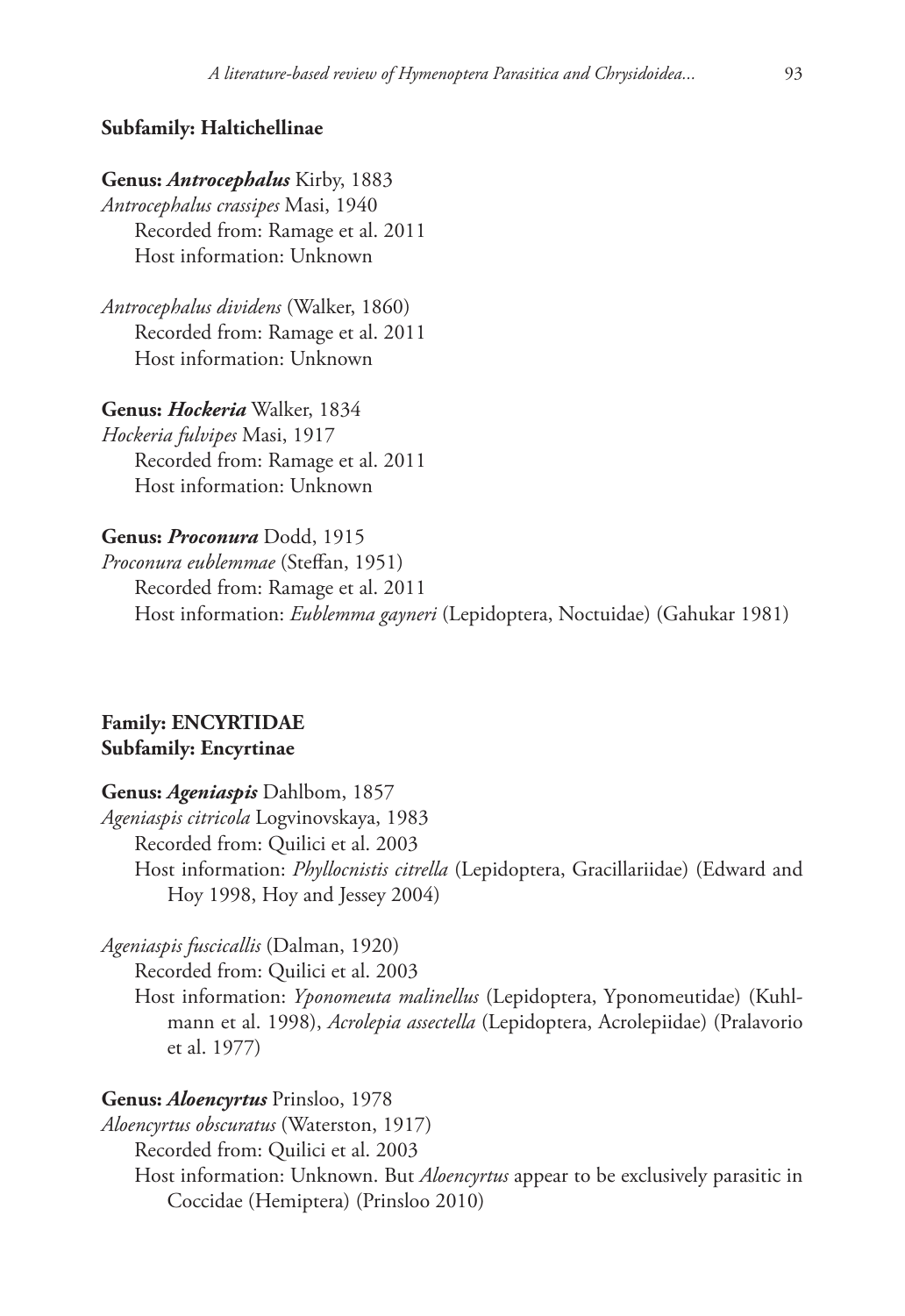**Subfamily: Haltichellinae**

**Genus: *Antrocephalus*** Kirby, 1883

*Antrocephalus crassipes* Masi, 1940

Recorded from: Ramage et al. 2011

Host information: Unknown

*Antrocephalus dividens* (Walker, 1860)

Recorded from: Ramage et al. 2011

Host information: Unknown

**Genus: *Hockeria*** Walker, 1834

*Hockeria fulvipes* Masi, 1917

Recorded from: Ramage et al. 2011

Host information: Unknown

**Genus: *Proconura*** Dodd, 1915

*Proconura eublemmae* (Steffan, 1951)

Recorded from: Ramage et al. 2011

Host information: *Eublemma gayneri* (Lepidoptera, Noctuidae) (Gahukar 1981)

**Family: ENCYRTIDAE**

**Subfamily: Encyrtinae**

**Genus: *Ageniaspis*** Dahlbom, 1857

*Ageniaspis citricola* Logvinovskaya, 1983

Recorded from: Quilici et al. 2003

Host information: *Phyllocnistis citrella* (Lepidoptera, Gracillariidae) (Edward and Hoy 1998, Hoy and Jessey 2004)

*Ageniaspis fuscicallis* (Dalman, 1920)

Recorded from: Quilici et al. 2003

Host information: *Yponomeuta malinellus* (Lepidoptera, Yponomeutidae) (Kuhlmann et al. 1998), *Acrolepia assectella* (Lepidoptera, Acrolepiidae) (Pralavorio et al. 1977)

**Genus: *Aloencyrtus*** Prinsloo, 1978

*Aloencyrtus obscuratus* (Waterston, 1917)

Recorded from: Quilici et al. 2003

Host information: Unknown. But *Aloencyrtus* appear to be exclusively parasitic in Coccidae (Hemiptera) (Prinsloo 2010)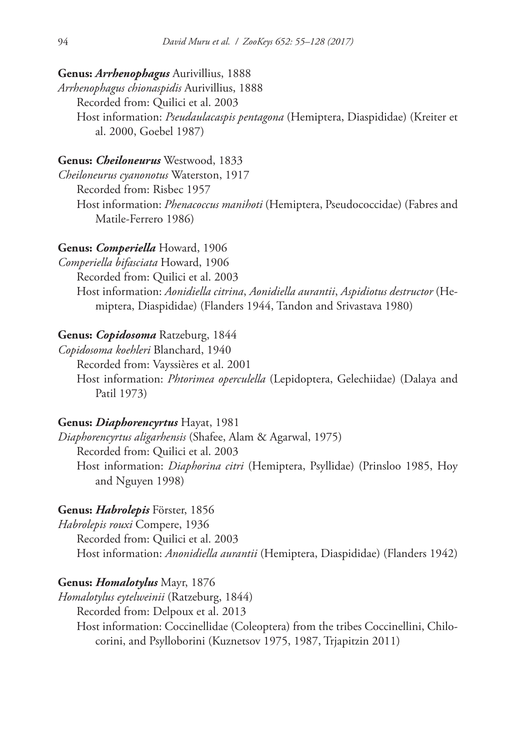**Genus: *Arrhenophagus*** Aurivillius, 1888

*Arrhenophagus chionaspidis* Aurivillius, 1888

Recorded from: Quilici et al. 2003

Host information: *Pseudaulacaspis pentagona* (Hemiptera, Diaspididae) (Kreiter et al. 2000, Goebel 1987)

**Genus: *Cheiloneurus*** Westwood, 1833

*Cheiloneurus cyanonotus* Waterston, 1917

Recorded from: Risbec 1957

Host information: *Phenacoccus manihoti* (Hemiptera, Pseudococcidae) (Fabres and Matile-Ferrero 1986)

**Genus: *Comperiella*** Howard, 1906

*Comperiella bifasciata* Howard, 1906

Recorded from: Quilici et al. 2003

Host information: *Aonidiella citrina*, *Aonidiella aurantii*, *Aspidiotus destructor* (Hemiptera, Diaspididae) (Flanders 1944, Tandon and Srivastava 1980)

**Genus: *Copidosoma*** Ratzeburg, 1844

*Copidosoma koehleri* Blanchard, 1940

Recorded from: Vayssières et al. 2001

Host information: *Phtorimea operculella* (Lepidoptera, Gelechiidae) (Dalaya and Patil 1973)

**Genus: *Diaphorencyrtus*** Hayat, 1981

*Diaphorencyrtus aligarhensis* (Shafee, Alam & Agarwal, 1975)

Recorded from: Quilici et al. 2003

Host information: *Diaphorina citri* (Hemiptera, Psyllidae) (Prinsloo 1985, Hoy and Nguyen 1998)

**Genus: *Habrolepis*** Förster, 1856

*Habrolepis rouxi* Compere, 1936

Recorded from: Quilici et al. 2003

Host information: *Anonidiella aurantii* (Hemiptera, Diaspididae) (Flanders 1942)

**Genus: *Homalotylus*** Mayr, 1876

*Homalotylus eytelweinii* (Ratzeburg, 1844)

Recorded from: Delpoux et al. 2013

Host information: Coccinellidae (Coleoptera) from the tribes Coccinellini, Chilocorini, and Psylloborini (Kuznetsov 1975, 1987, Trjapitzin 2011)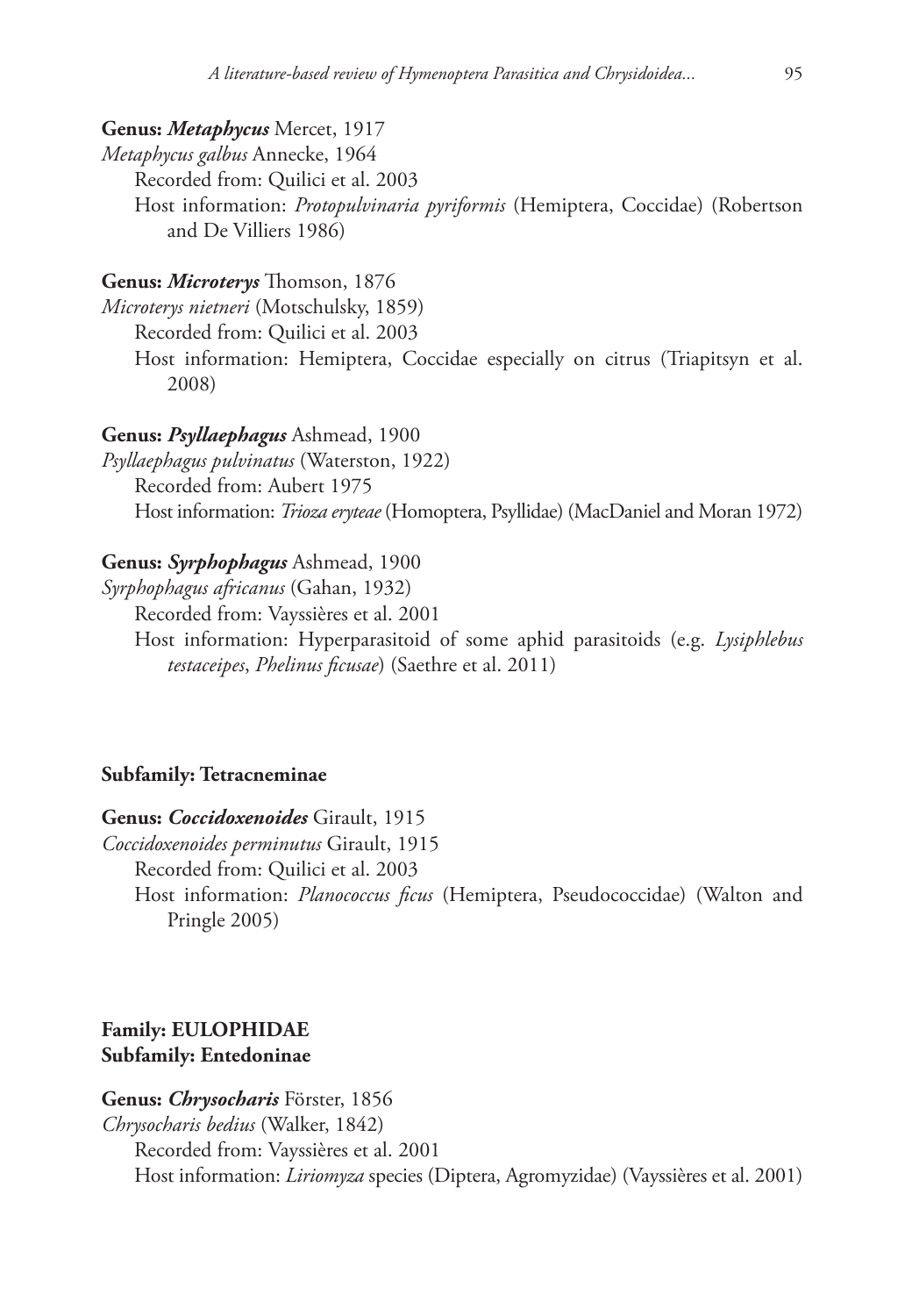**Genus: *Metaphycus*** Mercet, 1917

*Metaphycus galbus* Annecke, 1964

Recorded from: Quilici et al. 2003

Host information: *Protopulvinaria pyriformis* (Hemiptera, Coccidae) (Robertson and De Villiers 1986)

**Genus: *Microterys*** Thomson, 1876

*Microterys nietneri* (Motschulsky, 1859)

Recorded from: Quilici et al. 2003

Host information: Hemiptera, Coccidae especially on citrus (Triapitsyn et al. 2008)

**Genus: *Psyllaephagus*** Ashmead, 1900

*Psyllaephagus pulvinatus* (Waterston, 1922)

Recorded from: Aubert 1975

Host information: *Trioza eryteae* (Homoptera, Psyllidae) (MacDaniel and Moran 1972)

**Genus: *Syrphophagus*** Ashmead, 1900

*Syrphophagus africanus* (Gahan, 1932)

Recorded from: Vayssières et al. 2001

Host information: Hyperparasitoid of some aphid parasitoids (e.g. *Lysiphlebus testaceipes*, *Phelinus ficusae*) (Saethre et al. 2011)

**Subfamily: Tetracneminae**

**Genus: *Coccidoxenoides*** Girault, 1915

*Coccidoxenoides perminutus* Girault, 1915

Recorded from: Quilici et al. 2003

Host information: *Planococcus ficus* (Hemiptera, Pseudococcidae) (Walton and Pringle 2005)

**Family: EULOPHIDAE**
**Subfamily: Entedoninae**

**Genus: *Chrysocharis*** Förster, 1856

*Chrysocharis bedius* (Walker, 1842)

Recorded from: Vayssières et al. 2001

Host information: *Liriomyza* species (Diptera, Agromyzidae) (Vayssières et al. 2001)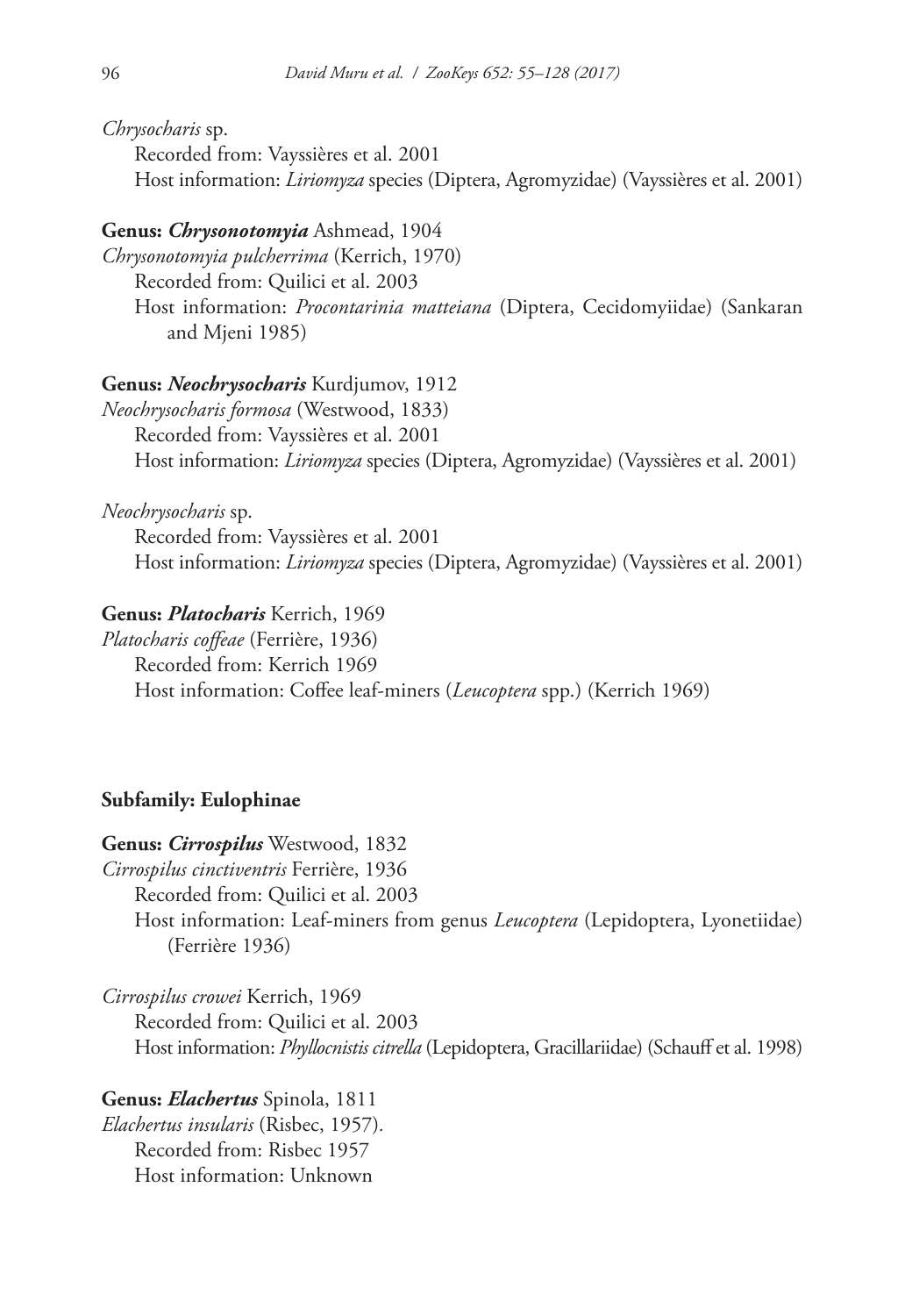*Chrysocharis* sp.

Recorded from: Vayssières et al. 2001

Host information: *Liriomyza* species (Diptera, Agromyzidae) (Vayssières et al. 2001)

**Genus: *Chrysonotomyia*** Ashmead, 1904

*Chrysonotomyia pulcherrima* (Kerrich, 1970)

Recorded from: Quilici et al. 2003

Host information: *Procontarinia matteiana* (Diptera, Cecidomyiidae) (Sankaran and Mjeni 1985)

**Genus: *Neochrysocharis*** Kurdjumov, 1912

*Neochrysocharis formosa* (Westwood, 1833)

Recorded from: Vayssières et al. 2001

Host information: *Liriomyza* species (Diptera, Agromyzidae) (Vayssières et al. 2001)

*Neochrysocharis* sp.

Recorded from: Vayssières et al. 2001

Host information: *Liriomyza* species (Diptera, Agromyzidae) (Vayssières et al. 2001)

**Genus: *Platocharis*** Kerrich, 1969

*Platocharis coffeae* (Ferrière, 1936)

Recorded from: Kerrich 1969

Host information: Coffee leaf-miners (*Leucoptera* spp.) (Kerrich 1969)

### Subfamily: Eulophinae

**Genus: *Cirrospilus*** Westwood, 1832

*Cirrospilus cinctiventris* Ferrière, 1936

Recorded from: Quilici et al. 2003

Host information: Leaf-miners from genus *Leucoptera* (Lepidoptera, Lyonetiidae) (Ferrière 1936)

*Cirrospilus crowei* Kerrich, 1969

Recorded from: Quilici et al. 2003

Host information: *Phyllocnistis citrella* (Lepidoptera, Gracillariidae) (Schauff et al. 1998)

**Genus: *Elachertus*** Spinola, 1811

*Elachertus insularis* (Risbec, 1957).

Recorded from: Risbec 1957

Host information: Unknown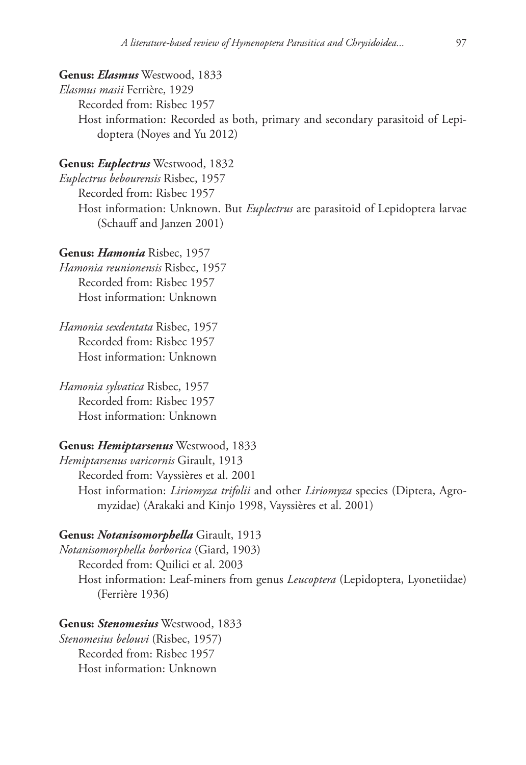**Genus: *Elasmus*** Westwood, 1833

*Elasmus masii* Ferrière, 1929

Recorded from: Risbec 1957

Host information: Recorded as both, primary and secondary parasitoid of Lepidoptera (Noyes and Yu 2012)

**Genus: *Euplectrus*** Westwood, 1832

*Euplectrus bebourensis* Risbec, 1957

Recorded from: Risbec 1957

Host information: Unknown. But *Euplectrus* are parasitoid of Lepidoptera larvae (Schauff and Janzen 2001)

**Genus: *Hamonia*** Risbec, 1957

*Hamonia reunionensis* Risbec, 1957

Recorded from: Risbec 1957

Host information: Unknown

*Hamonia sexdentata* Risbec, 1957

Recorded from: Risbec 1957

Host information: Unknown

*Hamonia sylvatica* Risbec, 1957

Recorded from: Risbec 1957

Host information: Unknown

**Genus: *Hemiptarsenus*** Westwood, 1833

*Hemiptarsenus varicornis* Girault, 1913

Recorded from: Vayssières et al. 2001

Host information: *Liriomyza trifolii* and other *Liriomyza* species (Diptera, Agromyzidae) (Arakaki and Kinjo 1998, Vayssières et al. 2001)

**Genus: *Notanisomorphella*** Girault, 1913

*Notanisomorphella borborica* (Giard, 1903)

Recorded from: Quilici et al. 2003

Host information: Leaf-miners from genus *Leucoptera* (Lepidoptera, Lyonetiidae) (Ferrière 1936)

**Genus: *Stenomesius*** Westwood, 1833

*Stenomesius belouvi* (Risbec, 1957)

Recorded from: Risbec 1957

Host information: Unknown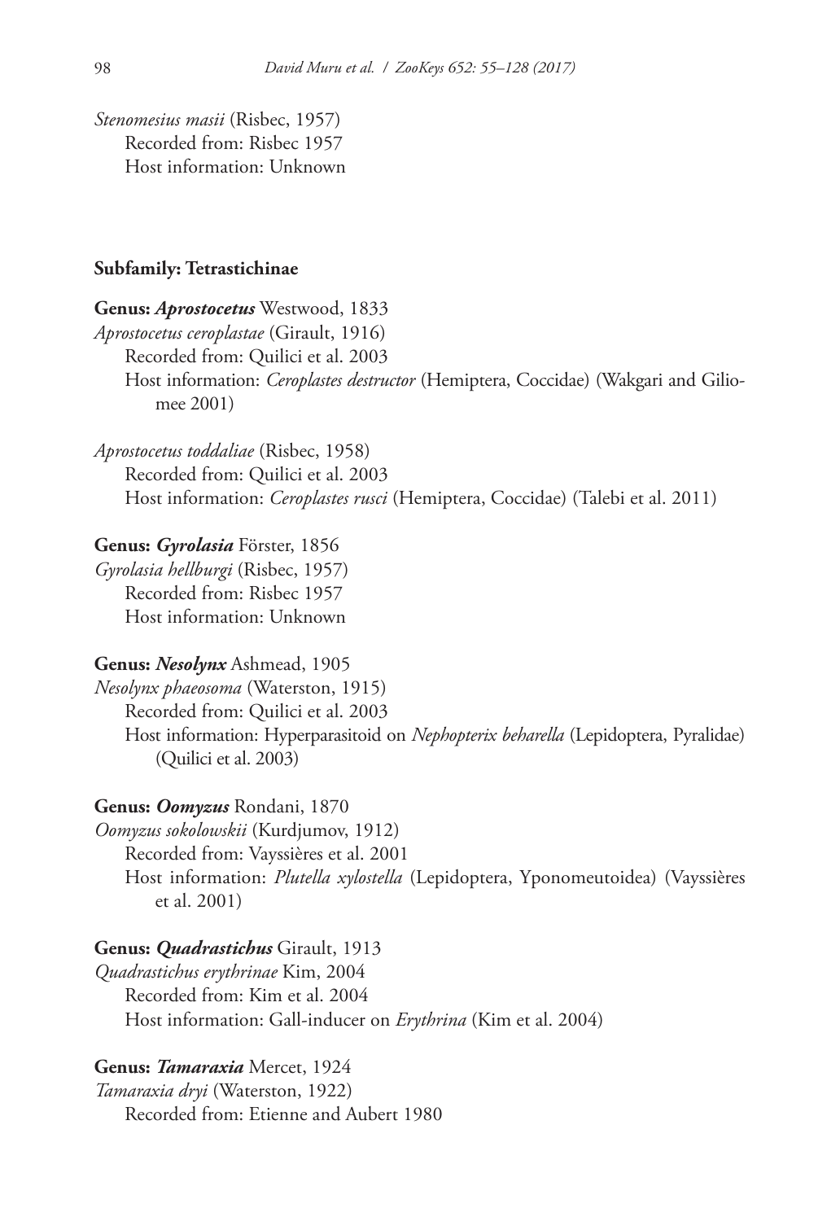*Stenomesius masii* (Risbec, 1957)
Recorded from: Risbec 1957
Host information: Unknown

**Subfamily: Tetrastichinae**

**Genus: *Aprostocetus*** Westwood, 1833
*Aprostocetus ceroplastae* (Girault, 1916)
Recorded from: Quilici et al. 2003
Host information: *Ceroplastes destructor* (Hemiptera, Coccidae) (Wakgari and Giliomee 2001)

*Aprostocetus toddaliae* (Risbec, 1958)
Recorded from: Quilici et al. 2003
Host information: *Ceroplastes rusci* (Hemiptera, Coccidae) (Talebi et al. 2011)

**Genus: *Gyrolasia*** Förster, 1856
*Gyrolasia hellburgi* (Risbec, 1957)
Recorded from: Risbec 1957
Host information: Unknown

**Genus: *Nesolynx*** Ashmead, 1905
*Nesolynx phaeosoma* (Waterston, 1915)
Recorded from: Quilici et al. 2003
Host information: Hyperparasitoid on *Nephopterix beharella* (Lepidoptera, Pyralidae) (Quilici et al. 2003)

**Genus: *Oomyzus*** Rondani, 1870
*Oomyzus sokolowskii* (Kurdjumov, 1912)
Recorded from: Vayssières et al. 2001
Host information: *Plutella xylostella* (Lepidoptera, Yponomeutoidea) (Vayssières et al. 2001)

**Genus: *Quadrastichus*** Girault, 1913
*Quadrastichus erythrinae* Kim, 2004
Recorded from: Kim et al. 2004
Host information: Gall-inducer on *Erythrina* (Kim et al. 2004)

**Genus: *Tamaraxia*** Mercet, 1924
*Tamaraxia dryi* (Waterston, 1922)
Recorded from: Etienne and Aubert 1980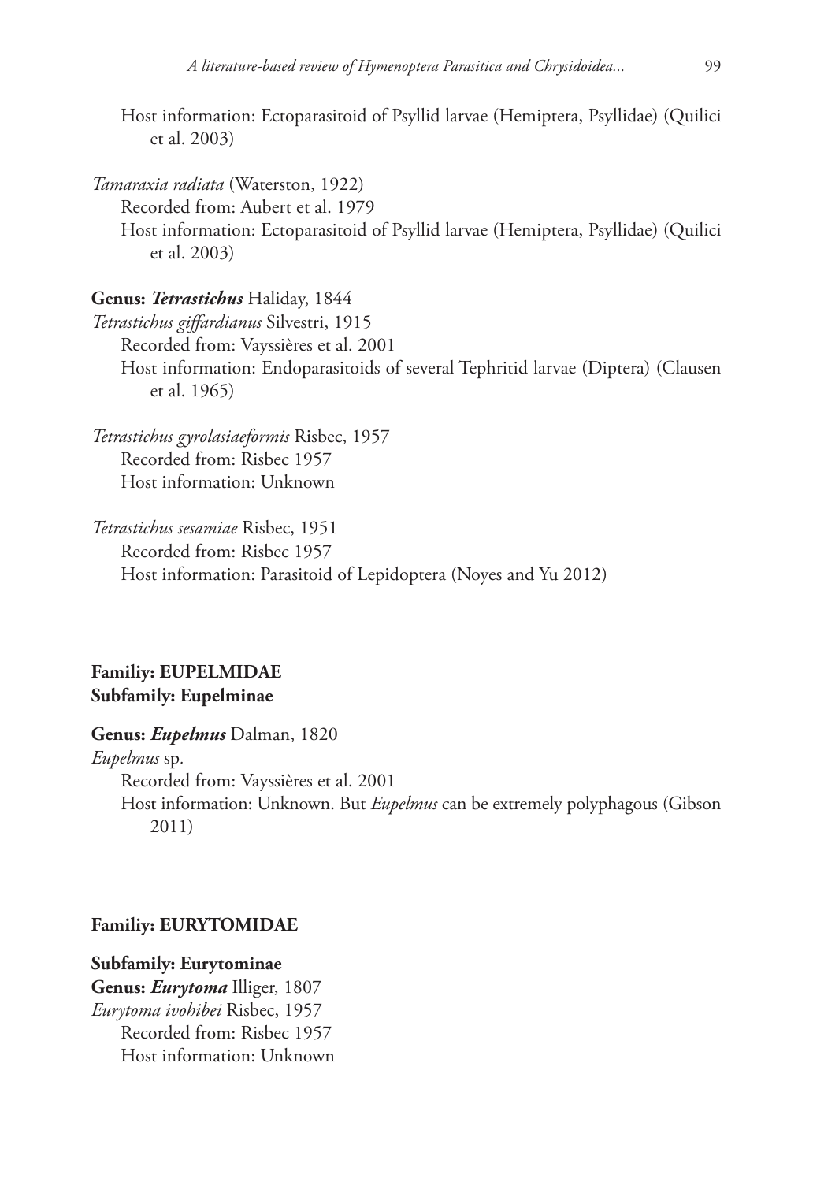Host information: Ectoparasitoid of Psyllid larvae (Hemiptera, Psyllidae) (Quilici et al. 2003)

*Tamaraxia radiata* (Waterston, 1922)
Recorded from: Aubert et al. 1979
Host information: Ectoparasitoid of Psyllid larvae (Hemiptera, Psyllidae) (Quilici et al. 2003)

**Genus: *Tetrastichus*** Haliday, 1844
*Tetrastichus giffardianus* Silvestri, 1915
Recorded from: Vayssières et al. 2001
Host information: Endoparasitoids of several Tephritid larvae (Diptera) (Clausen et al. 1965)

*Tetrastichus gyrolasiaeformis* Risbec, 1957
Recorded from: Risbec 1957
Host information: Unknown

*Tetrastichus sesamiae* Risbec, 1951
Recorded from: Risbec 1957
Host information: Parasitoid of Lepidoptera (Noyes and Yu 2012)

**Familiy: EUPELMIDAE**
**Subfamily: Eupelminae**

**Genus: *Eupelmus*** Dalman, 1820
*Eupelmus* sp.
Recorded from: Vayssières et al. 2001
Host information: Unknown. But *Eupelmus* can be extremely polyphagous (Gibson 2011)

**Familiy: EURYTOMIDAE**

**Subfamily: Eurytominae**
**Genus: *Eurytoma*** Illiger, 1807
*Eurytoma ivohibei* Risbec, 1957
Recorded from: Risbec 1957
Host information: Unknown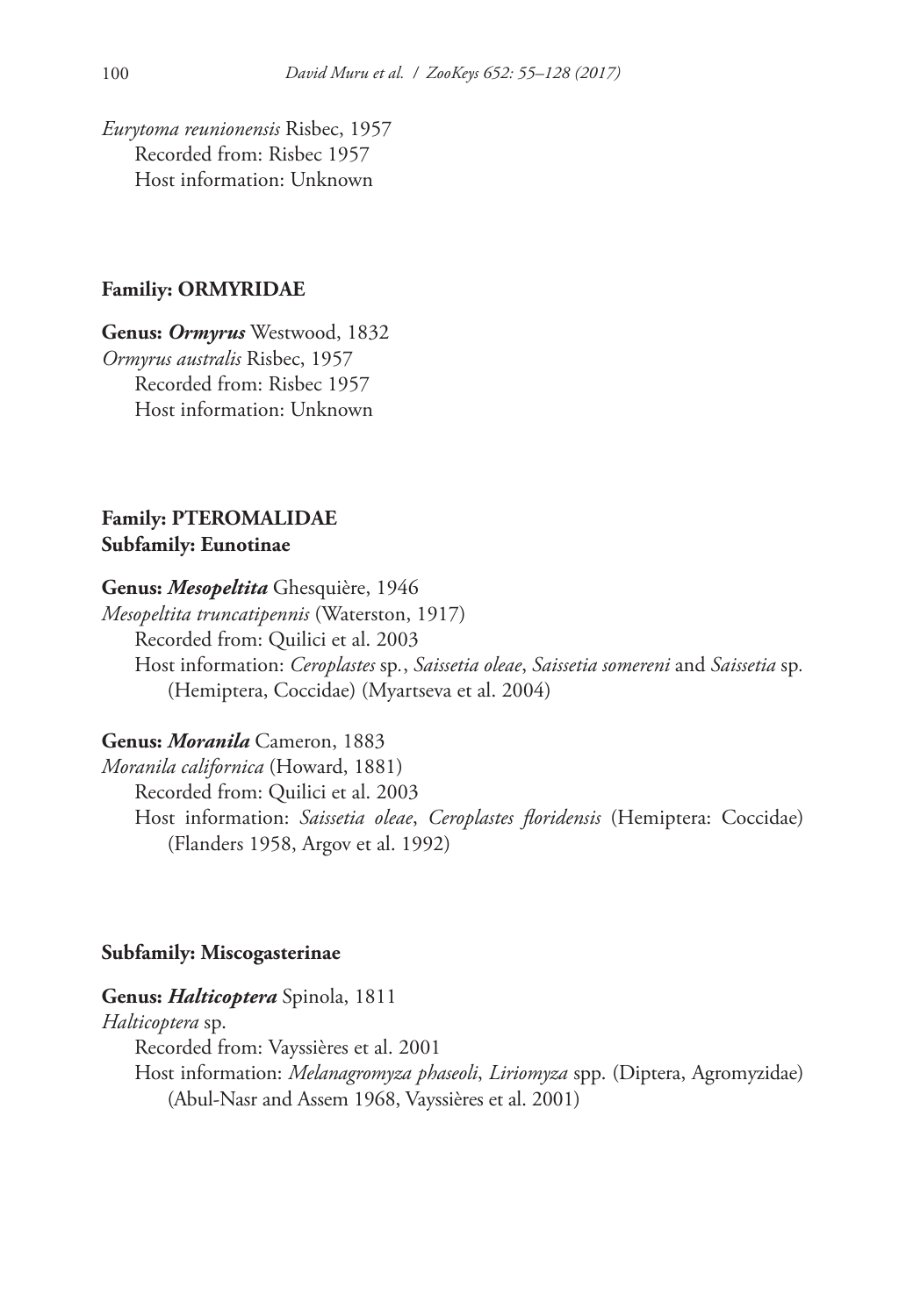*Eurytoma reunionensis* Risbec, 1957
  Recorded from: Risbec 1957
  Host information: Unknown

**Familiy: ORMYRIDAE**

**Genus: *Ormyrus* Westwood, 1832**
*Ormyrus australis* Risbec, 1957
  Recorded from: Risbec 1957
  Host information: Unknown

**Family: PTEROMALIDAE**
**Subfamily: Eunotinae**

**Genus: *Mesopeltita* Ghesquière, 1946**
*Mesopeltita truncatipennis* (Waterston, 1917)
  Recorded from: Quilici et al. 2003
  Host information: *Ceroplastes* sp., *Saissetia oleae*, *Saissetia somereni* and *Saissetia* sp. (Hemiptera, Coccidae) (Myartseva et al. 2004)

**Genus: *Moranila* Cameron, 1883**
*Moranila californica* (Howard, 1881)
  Recorded from: Quilici et al. 2003
  Host information: *Saissetia oleae*, *Ceroplastes floridensis* (Hemiptera: Coccidae) (Flanders 1958, Argov et al. 1992)

**Subfamily: Miscogasterinae**

**Genus: *Halticoptera* Spinola, 1811**
*Halticoptera* sp.
  Recorded from: Vayssières et al. 2001
  Host information: *Melanagromyza phaseoli*, *Liriomyza* spp. (Diptera, Agromyzidae) (Abul-Nasr and Assem 1968, Vayssières et al. 2001)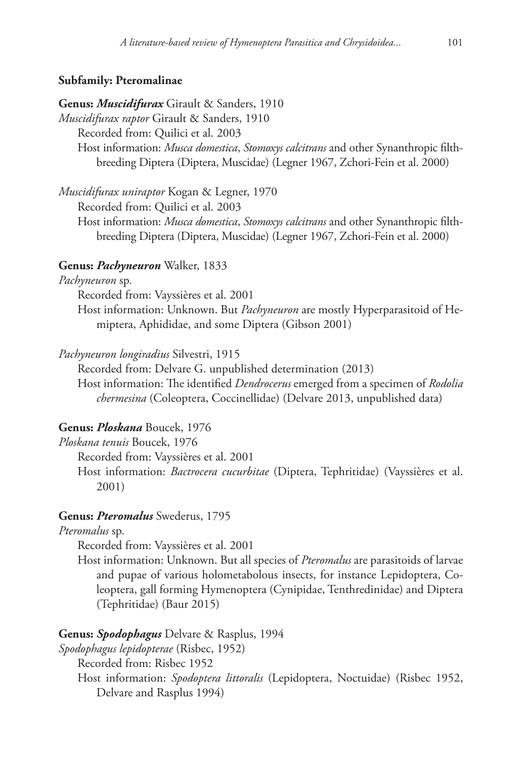**Subfamily: Pteromalinae**

**Genus:** ***Muscidifurax*** Girault & Sanders, 1910

*Muscidifurax raptor* Girault & Sanders, 1910

Recorded from: Quilici et al. 2003

Host information: *Musca domestica*, *Stomoxys calcitrans* and other Synanthropic filth-breeding Diptera (Diptera, Muscidae) (Legner 1967, Zchori-Fein et al. 2000)

*Muscidifurax uniraptor* Kogan & Legner, 1970

Recorded from: Quilici et al. 2003

Host information: *Musca domestica*, *Stomoxys calcitrans* and other Synanthropic filth-breeding Diptera (Diptera, Muscidae) (Legner 1967, Zchori-Fein et al. 2000)

**Genus:** ***Pachyneuron*** Walker, 1833

*Pachyneuron* sp.

Recorded from: Vayssières et al. 2001

Host information: Unknown. But *Pachyneuron* are mostly Hyperparasitoid of Hemiptera, Aphididae, and some Diptera (Gibson 2001)

*Pachyneuron longiradius* Silvestri, 1915

Recorded from: Delvare G. unpublished determination (2013)

Host information: The identified *Dendrocerus* emerged from a specimen of *Rodolia chermesina* (Coleoptera, Coccinellidae) (Delvare 2013, unpublished data)

**Genus:** ***Ploskana*** Boucek, 1976

*Ploskana tenuis* Boucek, 1976

Recorded from: Vayssières et al. 2001

Host information: *Bactrocera cucurbitae* (Diptera, Tephritidae) (Vayssières et al. 2001)

**Genus:** ***Pteromalus*** Swederus, 1795

*Pteromalus* sp.

Recorded from: Vayssières et al. 2001

Host information: Unknown. But all species of *Pteromalus* are parasitoids of larvae and pupae of various holometabolous insects, for instance Lepidoptera, Coleoptera, gall forming Hymenoptera (Cynipidae, Tenthredinidae) and Diptera (Tephritidae) (Baur 2015)

**Genus:** ***Spodophagus*** Delvare & Rasplus, 1994

*Spodophagus lepidopterae* (Risbec, 1952)

Recorded from: Risbec 1952

Host information: *Spodoptera littoralis* (Lepidoptera, Noctuidae) (Risbec 1952, Delvare and Rasplus 1994)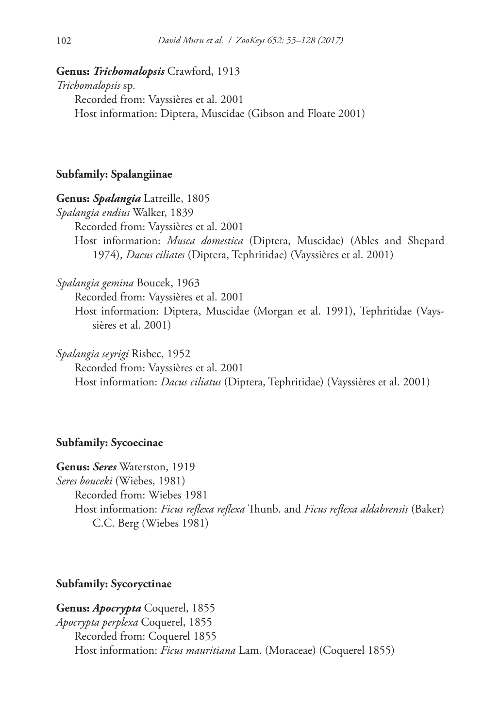**Genus: *Trichomalopsis*** Crawford, 1913

*Trichomalopsis* sp.

Recorded from: Vayssières et al. 2001

Host information: Diptera, Muscidae (Gibson and Floate 2001)

**Subfamily: Spalangiinae**

**Genus: *Spalangia*** Latreille, 1805

*Spalangia endius* Walker, 1839

Recorded from: Vayssières et al. 2001

Host information: *Musca domestica* (Diptera, Muscidae) (Ables and Shepard 1974), *Dacus ciliates* (Diptera, Tephritidae) (Vayssières et al. 2001)

*Spalangia gemina* Boucek, 1963

Recorded from: Vayssières et al. 2001

Host information: Diptera, Muscidae (Morgan et al. 1991), Tephritidae (Vayssières et al. 2001)

*Spalangia seyrigi* Risbec, 1952

Recorded from: Vayssières et al. 2001

Host information: *Dacus ciliatus* (Diptera, Tephritidae) (Vayssières et al. 2001)

**Subfamily: Sycoecinae**

**Genus: *Seres*** Waterston, 1919

*Seres bouceki* (Wiebes, 1981)

Recorded from: Wiebes 1981

Host information: *Ficus reflexa reflexa* Thunb. and *Ficus reflexa aldabrensis* (Baker) C.C. Berg (Wiebes 1981)

**Subfamily: Sycoryctinae**

**Genus: *Apocrypta*** Coquerel, 1855

*Apocrypta perplexa* Coquerel, 1855

Recorded from: Coquerel 1855

Host information: *Ficus mauritiana* Lam. (Moraceae) (Coquerel 1855)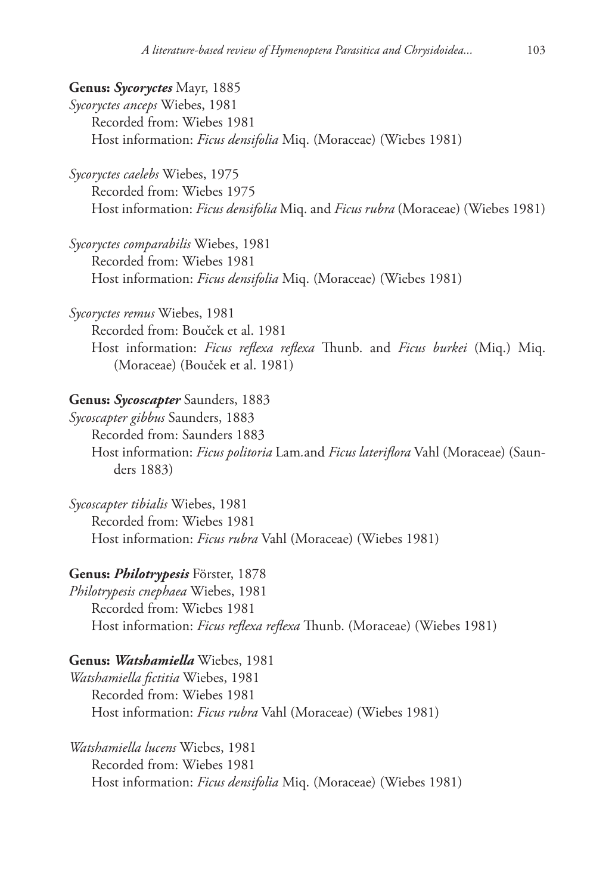**Genus: *Sycoryctes*** Mayr, 1885

*Sycoryctes anceps* Wiebes, 1981

Recorded from: Wiebes 1981

Host information: *Ficus densifolia* Miq. (Moraceae) (Wiebes 1981)

*Sycoryctes caelebs* Wiebes, 1975

Recorded from: Wiebes 1975

Host information: *Ficus densifolia* Miq. and *Ficus rubra* (Moraceae) (Wiebes 1981)

*Sycoryctes comparabilis* Wiebes, 1981

Recorded from: Wiebes 1981

Host information: *Ficus densifolia* Miq. (Moraceae) (Wiebes 1981)

*Sycoryctes remus* Wiebes, 1981

Recorded from: Bouček et al. 1981

Host information: *Ficus reflexa reflexa* Thunb. and *Ficus burkei* (Miq.) Miq. (Moraceae) (Bouček et al. 1981)

**Genus: *Sycoscapter*** Saunders, 1883

*Sycoscapter gibbus* Saunders, 1883

Recorded from: Saunders 1883

Host information: *Ficus politoria* Lam.and *Ficus lateriflora* Vahl (Moraceae) (Saunders 1883)

*Sycoscapter tibialis* Wiebes, 1981

Recorded from: Wiebes 1981

Host information: *Ficus rubra* Vahl (Moraceae) (Wiebes 1981)

**Genus: *Philotrypesis*** Förster, 1878

*Philotrypesis cnephaea* Wiebes, 1981

Recorded from: Wiebes 1981

Host information: *Ficus reflexa reflexa* Thunb. (Moraceae) (Wiebes 1981)

**Genus: *Watshamiella*** Wiebes, 1981

*Watshamiella fictitia* Wiebes, 1981

Recorded from: Wiebes 1981

Host information: *Ficus rubra* Vahl (Moraceae) (Wiebes 1981)

*Watshamiella lucens* Wiebes, 1981

Recorded from: Wiebes 1981

Host information: *Ficus densifolia* Miq. (Moraceae) (Wiebes 1981)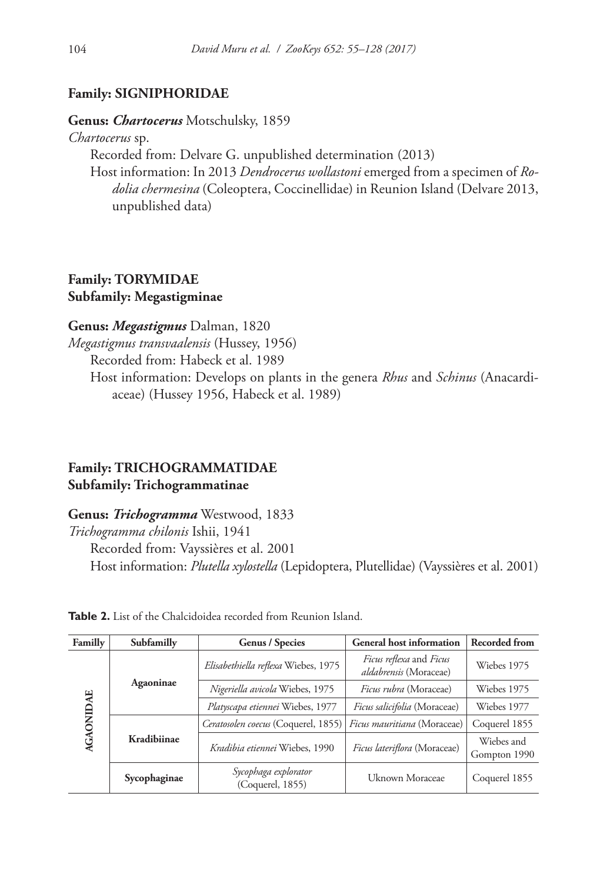### Family: SIGNIPHORIDAE

**Genus: *Chartocerus*** Motschulsky, 1859

*Chartocerus* sp.

Recorded from: Delvare G. unpublished determination (2013)

Host information: In 2013 *Dendrocerus wollastoni* emerged from a specimen of *Rodolia chermesina* (Coleoptera, Coccinellidae) in Reunion Island (Delvare 2013, unpublished data)

### Family: TORYMIDAE
### Subfamily: Megastigminae

**Genus: *Megastigmus*** Dalman, 1820

*Megastigmus transvaalensis* (Hussey, 1956)

Recorded from: Habeck et al. 1989

Host information: Develops on plants in the genera *Rhus* and *Schinus* (Anacardiaceae) (Hussey 1956, Habeck et al. 1989)

### Family: TRICHOGRAMMATIDAE
### Subfamily: Trichogrammatinae

**Genus: *Trichogramma*** Westwood, 1833

*Trichogramma chilonis* Ishii, 1941

Recorded from: Vayssières et al. 2001

Host information: *Plutella xylostella* (Lepidoptera, Plutellidae) (Vayssières et al. 2001)

**Table 2.** List of the Chalcidoidea recorded from Reunion Island.

| Familly | Subfamilly | Genus / Species | General host information | Recorded from |
|---|---|---|---|---|
| AGAONIDAE | Agaoninae | *Elisabethiella reflexa* Wiebes, 1975 | *Ficus reflexa* and *Ficus aldabrensis* (Moraceae) | Wiebes 1975 |
| | | *Nigeriella avicola* Wiebes, 1975 | *Ficus rubra* (Moraceae) | Wiebes 1975 |
| | | *Platyscapa etiennei* Wiebes, 1977 | *Ficus salicifolia* (Moraceae) | Wiebes 1977 |
| | Kradibiinae | *Ceratosolen coecus* (Coquerel, 1855) | *Ficus mauritiana* (Moraceae) | Coquerel 1855 |
| | | *Kradibia etiennei* Wiebes, 1990 | *Ficus lateriflora* (Moraceae) | Wiebes and Gompton 1990 |
| | Sycophaginae | *Sycophaga explorator* (Coquerel, 1855) | Uknown Moraceae | Coquerel 1855 |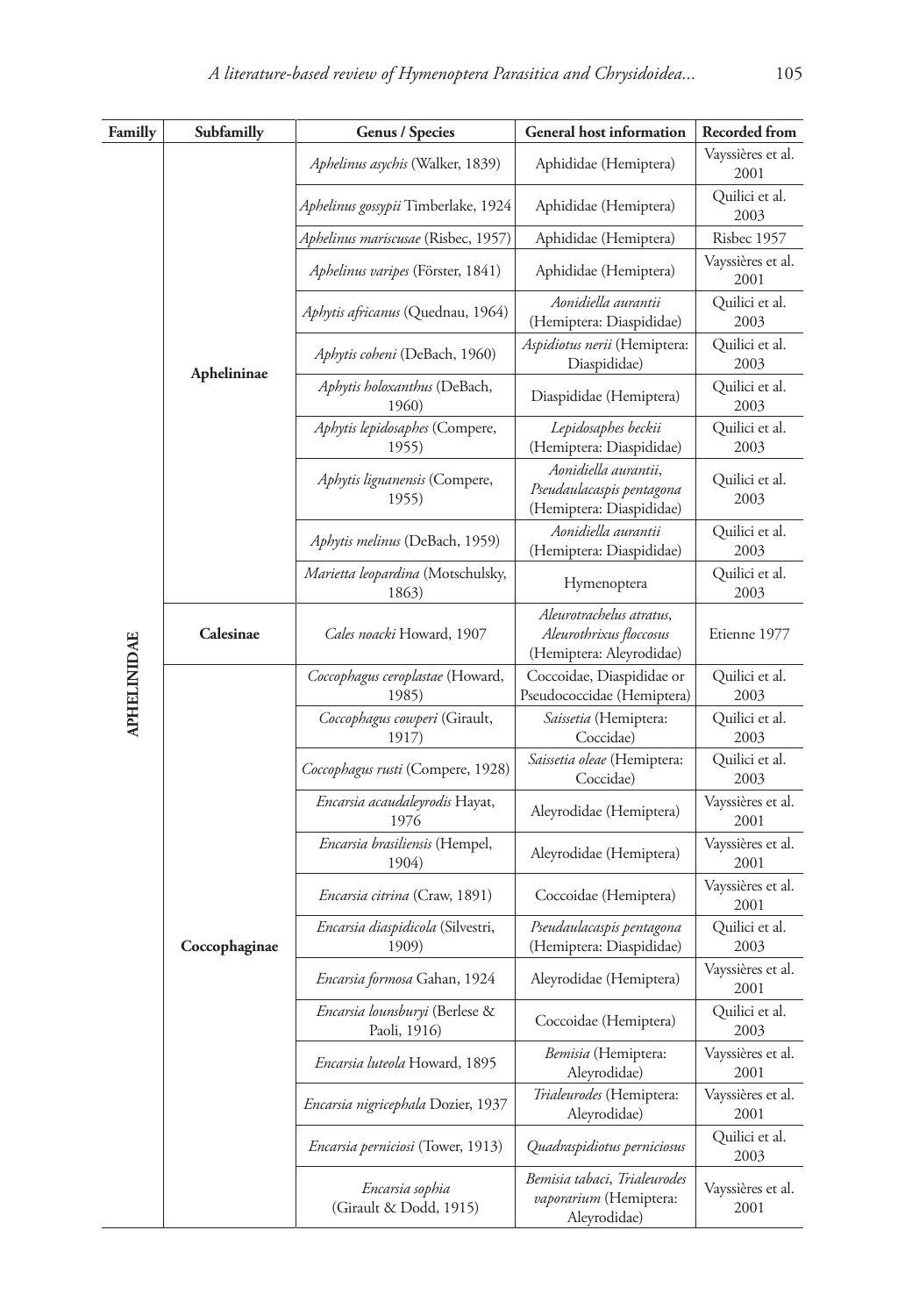| Familly | Subfamilly | Genus / Species | General host information | Recorded from |
|---|---|---|---|---|
| APHELINIDAE | Aphelininae | *Aphelinus asychis* (Walker, 1839) | Aphididae (Hemiptera) | Vayssières et al. 2001 |
| | | *Aphelinus gossypii* Timberlake, 1924 | Aphididae (Hemiptera) | Quilici et al. 2003 |
| | | *Aphelinus mariscusae* (Risbec, 1957) | Aphididae (Hemiptera) | Risbec 1957 |
| | | *Aphelinus varipes* (Förster, 1841) | Aphididae (Hemiptera) | Vayssières et al. 2001 |
| | | *Aphytis africanus* (Quednau, 1964) | *Aonidiella aurantii* (Hemiptera: Diaspididae) | Quilici et al. 2003 |
| | | *Aphytis coheni* (DeBach, 1960) | *Aspidiotus nerii* (Hemiptera: Diaspididae) | Quilici et al. 2003 |
| | | *Aphytis holoxanthus* (DeBach, 1960) | Diaspididae (Hemiptera) | Quilici et al. 2003 |
| | | *Aphytis lepidosaphes* (Compere, 1955) | *Lepidosaphes beckii* (Hemiptera: Diaspididae) | Quilici et al. 2003 |
| | | *Aphytis lignanensis* (Compere, 1955) | *Aonidiella aurantii*, *Pseudaulacaspis pentagona* (Hemiptera: Diaspididae) | Quilici et al. 2003 |
| | | *Aphytis melinus* (DeBach, 1959) | *Aonidiella aurantii* (Hemiptera: Diaspididae) | Quilici et al. 2003 |
| | | *Marietta leopardina* (Motschulsky, 1863) | Hymenoptera | Quilici et al. 2003 |
| | Calesinae | *Cales noacki* Howard, 1907 | *Aleurotrachelus atratus*, *Aleurothrixus floccosus* (Hemiptera: Aleyrodidae) | Etienne 1977 |
| | Coccophaginae | *Coccophagus ceroplastae* (Howard, 1985) | Coccoidae, Diaspididae or Pseudococcidae (Hemiptera) | Quilici et al. 2003 |
| | | *Coccophagus cowperi* (Girault, 1917) | *Saissetia* (Hemiptera: Coccidae) | Quilici et al. 2003 |
| | | *Coccophagus rusti* (Compere, 1928) | *Saissetia oleae* (Hemiptera: Coccidae) | Quilici et al. 2003 |
| | | *Encarsia acaudaleyrodis* Hayat, 1976 | Aleyrodidae (Hemiptera) | Vayssières et al. 2001 |
| | | *Encarsia brasiliensis* (Hempel, 1904) | Aleyrodidae (Hemiptera) | Vayssières et al. 2001 |
| | | *Encarsia citrina* (Craw, 1891) | Coccoidae (Hemiptera) | Vayssières et al. 2001 |
| | | *Encarsia diaspidicola* (Silvestri, 1909) | *Pseudaulacaspis pentagona* (Hemiptera: Diaspididae) | Quilici et al. 2003 |
| | | *Encarsia formosa* Gahan, 1924 | Aleyrodidae (Hemiptera) | Vayssières et al. 2001 |
| | | *Encarsia lounsburyi* (Berlese & Paoli, 1916) | Coccoidae (Hemiptera) | Quilici et al. 2003 |
| | | *Encarsia luteola* Howard, 1895 | *Bemisia* (Hemiptera: Aleyrodidae) | Vayssières et al. 2001 |
| | | *Encarsia nigricephala* Dozier, 1937 | *Trialeurodes* (Hemiptera: Aleyrodidae) | Vayssières et al. 2001 |
| | | *Encarsia perniciosi* (Tower, 1913) | *Quadraspidiotus perniciosus* | Quilici et al. 2003 |
| | | *Encarsia sophia* (Girault & Dodd, 1915) | *Bemisia tabaci*, *Trialeurodes vaporarium* (Hemiptera: Aleyrodidae) | Vayssières et al. 2001 |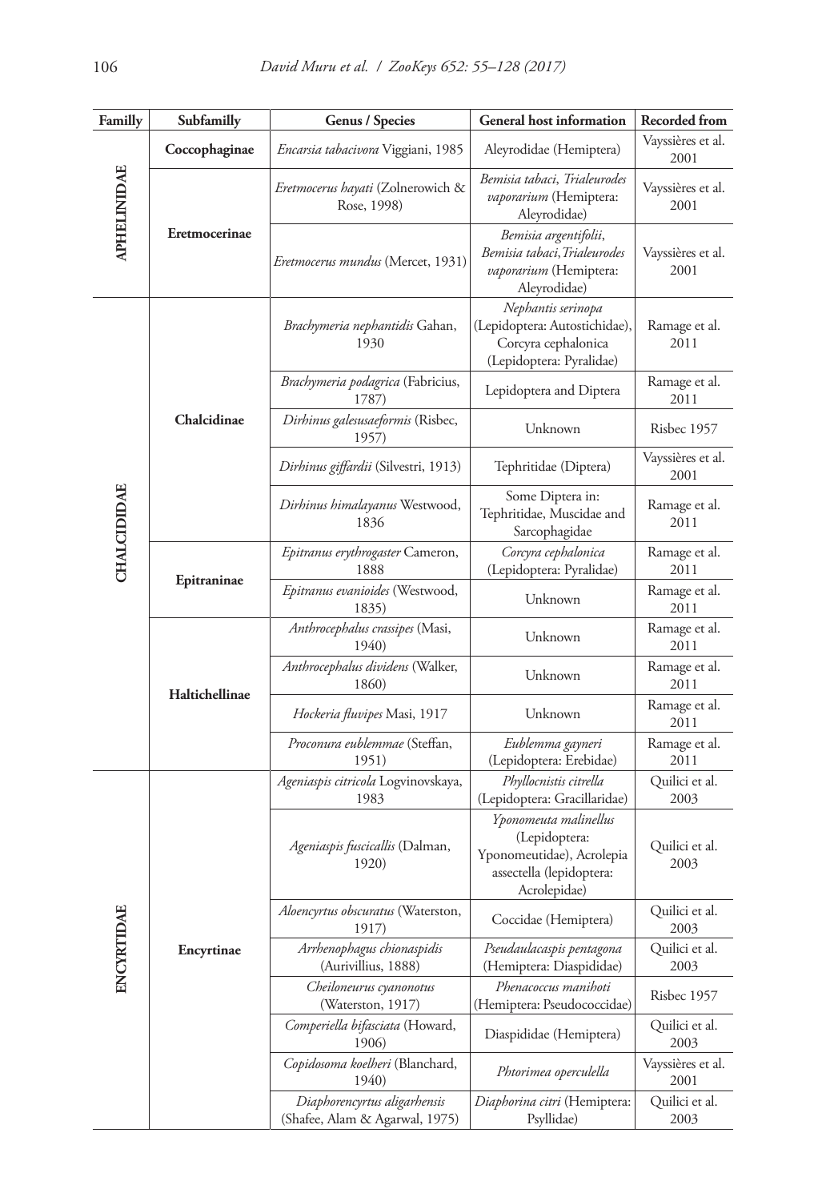| Familly | Subfamilly | Genus / Species | General host information | Recorded from |
|---|---|---|---|---|
| APHELINIDAE | Coccophaginae | *Encarsia tabacivora* Viggiani, 1985 | Aleyrodidae (Hemiptera) | Vayssières et al. 2001 |
| | Eretmocerinae | *Eretmocerus hayati* (Zolnerowich & Rose, 1998) | *Bemisia tabaci*, *Trialeurodes vaporarium* (Hemiptera: Aleyrodidae) | Vayssières et al. 2001 |
| | | *Eretmocerus mundus* (Mercet, 1931) | *Bemisia argentifolii*, *Bemisia tabaci*, *Trialeurodes vaporarium* (Hemiptera: Aleyrodidae) | Vayssières et al. 2001 |
| CHALCIDIDAE | Chalcidinae | *Brachymeria nephantidis* Gahan, 1930 | *Nephantis serinopa* (Lepidoptera: Autostichidae), Corcyra cephalonica (Lepidoptera: Pyralidae) | Ramage et al. 2011 |
| | | *Brachymeria podagrica* (Fabricius, 1787) | Lepidoptera and Diptera | Ramage et al. 2011 |
| | | *Dirhinus galesusaeformis* (Risbec, 1957) | Unknown | Risbec 1957 |
| | | *Dirhinus giffardii* (Silvestri, 1913) | Tephritidae (Diptera) | Vayssières et al. 2001 |
| | | *Dirhinus himalayanus* Westwood, 1836 | Some Diptera in: Tephritidae, Muscidae and Sarcophagidae | Ramage et al. 2011 |
| | Epitraninae | *Epitranus erythrogaster* Cameron, 1888 | *Corcyra cephalonica* (Lepidoptera: Pyralidae) | Ramage et al. 2011 |
| | | *Epitranus evanioides* (Westwood, 1835) | Unknown | Ramage et al. 2011 |
| | Haltichellinae | *Anthrocephalus crassipes* (Masi, 1940) | Unknown | Ramage et al. 2011 |
| | | *Anthrocephalus dividens* (Walker, 1860) | Unknown | Ramage et al. 2011 |
| | | *Hockeria fluvipes* Masi, 1917 | Unknown | Ramage et al. 2011 |
| | | *Proconura eublemmae* (Steffan, 1951) | *Eublemma gayneri* (Lepidoptera: Erebidae) | Ramage et al. 2011 |
| ENCYRTIDAE | Encyrtinae | *Ageniaspis citricola* Logvinovskaya, 1983 | *Phyllocnistis citrella* (Lepidoptera: Gracillaridae) | Quilici et al. 2003 |
| | | *Ageniaspis fuscicallis* (Dalman, 1920) | *Yponomeuta malinellus* (Lepidoptera: Yponomeutidae), Acrolepia assectella (lepidoptera: Acrolepidae) | Quilici et al. 2003 |
| | | *Aloencyrtus obscuratus* (Waterston, 1917) | Coccidae (Hemiptera) | Quilici et al. 2003 |
| | | *Arrhenophagus chionaspidis* (Aurivillius, 1888) | *Pseudaulacaspis pentagona* (Hemiptera: Diaspididae) | Quilici et al. 2003 |
| | | *Cheiloneurus cyanonotus* (Waterston, 1917) | *Phenacoccus manihoti* (Hemiptera: Pseudococcidae) | Risbec 1957 |
| | | *Comperiella bifasciata* (Howard, 1906) | Diaspididae (Hemiptera) | Quilici et al. 2003 |
| | | *Copidosoma koelheri* (Blanchard, 1940) | *Phtorimea operculella* | Vayssières et al. 2001 |
| | | *Diaphorencyrtus aligarhensis* (Shafee, Alam & Agarwal, 1975) | *Diaphorina citri* (Hemiptera: Psyllidae) | Quilici et al. 2003 |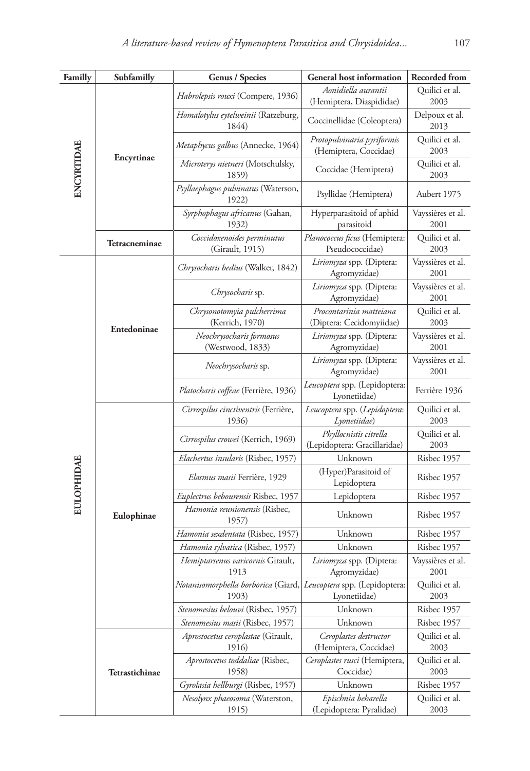| Familly | Subfamilly | Genus / Species | General host information | Recorded from |
|---|---|---|---|---|
| ENCYRTIDAE | Encyrtinae | *Habrolepsis rouxi* (Compere, 1936) | *Aonidiella aurantii* (Hemiptera, Diaspididae) | Quilici et al. 2003 |
| | | *Homalotylus eytelweinii* (Ratzeburg, 1844) | Coccinellidae (Coleoptera) | Delpoux et al. 2013 |
| | | *Metaphycus galbus* (Annecke, 1964) | *Protopulvinaria pyriformis* (Hemiptera, Coccidae) | Quilici et al. 2003 |
| | | *Microterys nietneri* (Motschulsky, 1859) | Coccidae (Hemiptera) | Quilici et al. 2003 |
| | | *Psyllaephagus pulvinatus* (Waterson, 1922) | Psyllidae (Hemiptera) | Aubert 1975 |
| | | *Syrphophagus africanus* (Gahan, 1932) | Hyperparasitoid of aphid parasitoid | Vayssières et al. 2001 |
| | Tetracneminae | *Coccidoxenoides perminutus* (Girault, 1915) | *Planococcus ficus* (Hemiptera: Pseudococcidae) | Quilici et al. 2003 |
| EULOPHIDAE | Entedoninae | *Chrysocharis bedius* (Walker, 1842) | *Liriomyza* spp. (Diptera: Agromyzidae) | Vayssières et al. 2001 |
| | | *Chrysocharis* sp. | *Liriomyza* spp. (Diptera: Agromyzidae) | Vayssières et al. 2001 |
| | | *Chrysonotomyia pulcherrima* (Kerrich, 1970) | *Procontarinia matteiana* (Diptera: Cecidomyiidae) | Quilici et al. 2003 |
| | | *Neochrysocharis formosus* (Westwood, 1833) | *Liriomyza* spp. (Diptera: Agromyzidae) | Vayssières et al. 2001 |
| | | *Neochrysocharis* sp. | *Liriomyza* spp. (Diptera: Agromyzidae) | Vayssières et al. 2001 |
| | | *Platocharis coffeae* (Ferrière, 1936) | *Leucoptera* spp. (Lepidoptera: Lyonetiidae) | Ferrière 1936 |
| | Eulophinae | *Cirrospilus cinctiventris* (Ferrière, 1936) | *Leucoptera* spp. (*Lepidoptera*: *Lyonetiidae*) | Quilici et al. 2003 |
| | | *Cirrospilus crowei* (Kerrich, 1969) | *Phyllocnistis citrella* (Lepidoptera: Gracillaridae) | Quilici et al. 2003 |
| | | *Elachertus insularis* (Risbec, 1957) | Unknown | Risbec 1957 |
| | | *Elasmus masii* Ferrière, 1929 | (Hyper)Parasitoid of Lepidoptera | Risbec 1957 |
| | | *Euplectrus bebourensis* Risbec, 1957 | Lepidoptera | Risbec 1957 |
| | | *Hamonia reunionensis* (Risbec, 1957) | Unknown | Risbec 1957 |
| | | *Hamonia sexdentata* (Risbec, 1957) | Unknown | Risbec 1957 |
| | | *Hamonia sylvatica* (Risbec, 1957) | Unknown | Risbec 1957 |
| | | *Hemiptarsenus varicornis* Girault, 1913 | *Liriomyza* spp. (Diptera: Agromyzidae) | Vayssières et al. 2001 |
| | | *Notanisomorphella borborica* (Giard, 1903) | *Leucoptera* spp. (Lepidoptera: Lyonetiidae) | Quilici et al. 2003 |
| | | *Stenomesius belouvi* (Risbec, 1957) | Unknown | Risbec 1957 |
| | | *Stenomesius masii* (Risbec, 1957) | Unknown | Risbec 1957 |
| | Tetrastichinae | *Aprostocetus ceroplastae* (Girault, 1916) | *Ceroplastes destructor* (Hemiptera, Coccidae) | Quilici et al. 2003 |
| | | *Aprostocetus toddaliae* (Risbec, 1958) | *Ceroplastes rusci* (Hemiptera, Coccidae) | Quilici et al. 2003 |
| | | *Gyrolasia hellburgi* (Risbec, 1957) | Unknown | Risbec 1957 |
| | | *Nesolynx phaeosoma* (Waterston, 1915) | *Epischnia beharella* (Lepidoptera: Pyralidae) | Quilici et al. 2003 |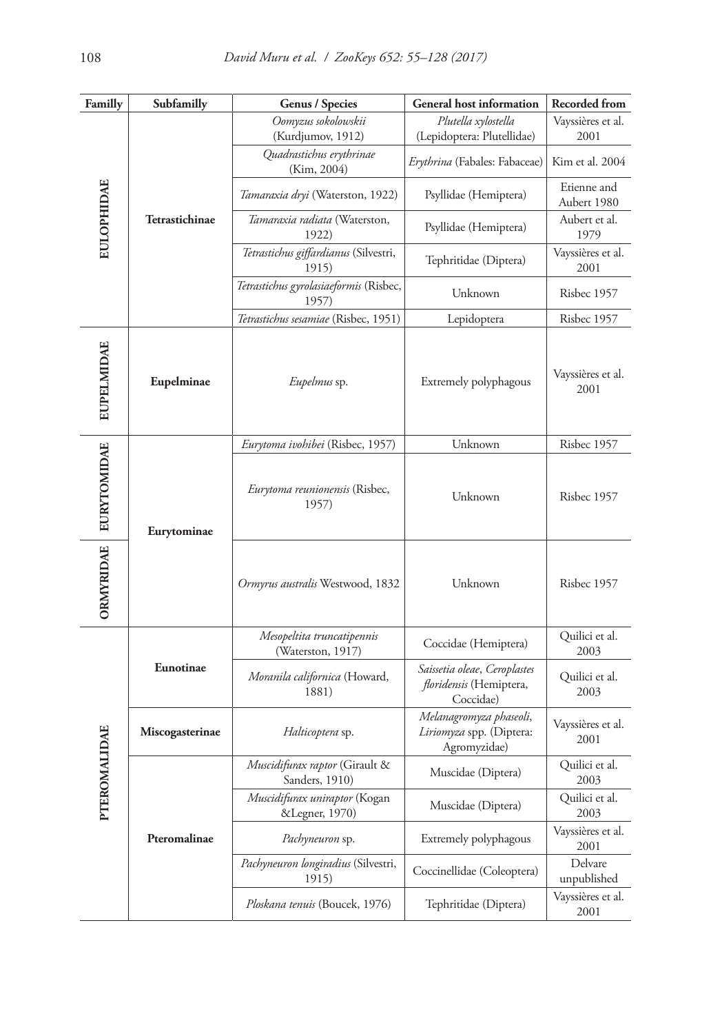| Familly | Subfamilly | Genus / Species | General host information | Recorded from |
| --- | --- | --- | --- | --- |
| EULOPHIDAE | Tetrastichinae | *Oomyzus sokolowskii* (Kurdjumov, 1912) | *Plutella xylostella* (Lepidoptera: Plutellidae) | Vayssières et al. 2001 |
| | | *Quadrastichus erythrinae* (Kim, 2004) | *Erythrina* (Fabales: Fabaceae) | Kim et al. 2004 |
| | | *Tamaraxia dryi* (Waterston, 1922) | Psyllidae (Hemiptera) | Etienne and Aubert 1980 |
| | | *Tamaraxia radiata* (Waterston, 1922) | Psyllidae (Hemiptera) | Aubert et al. 1979 |
| | | *Tetrastichus giffardianus* (Silvestri, 1915) | Tephritidae (Diptera) | Vayssières et al. 2001 |
| | | *Tetrastichus gyrolasiaeformis* (Risbec, 1957) | Unknown | Risbec 1957 |
| | | *Tetrastichus sesamiae* (Risbec, 1951) | Lepidoptera | Risbec 1957 |
| EUPELMIDAE | Eupelminae | *Eupelmus* sp. | Extremely polyphagous | Vayssières et al. 2001 |
| EURYTOMIDAE | Eurytominae | *Eurytoma ivohibei* (Risbec, 1957) | Unknown | Risbec 1957 |
| | | *Eurytoma reunionensis* (Risbec, 1957) | Unknown | Risbec 1957 |
| ORMYRIDAE | | *Ormyrus australis* Westwood, 1832 | Unknown | Risbec 1957 |
| PTEROMALIDAE | Eunotinae | *Mesopeltita truncatipennis* (Waterston, 1917) | Coccidae (Hemiptera) | Quilici et al. 2003 |
| | | *Moranila californica* (Howard, 1881) | *Saissetia oleae*, *Ceroplastes floridensis* (Hemiptera, Coccidae) | Quilici et al. 2003 |
| | Miscogasterinae | *Halticoptera* sp. | *Melanagromyza phaseoli*, *Liriomyza* spp. (Diptera: Agromyzidae) | Vayssières et al. 2001 |
| | Pteromalinae | *Muscidifurax raptor* (Girault & Sanders, 1910) | Muscidae (Diptera) | Quilici et al. 2003 |
| | | *Muscidifurax uniraptor* (Kogan &Legner, 1970) | Muscidae (Diptera) | Quilici et al. 2003 |
| | | *Pachyneuron* sp. | Extremely polyphagous | Vayssières et al. 2001 |
| | | *Pachyneuron longiradius* (Silvestri, 1915) | Coccinellidae (Coleoptera) | Delvare unpublished |
| | | *Ploskana tenuis* (Boucek, 1976) | Tephritidae (Diptera) | Vayssières et al. 2001 |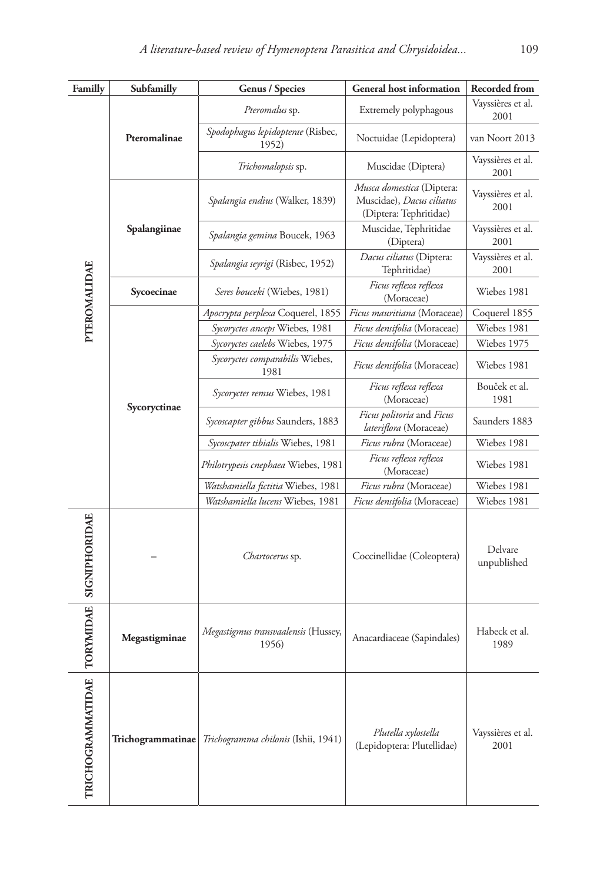| Familly | Subfamilly | Genus / Species | General host information | Recorded from |
|---|---|---|---|---|
| PTEROMALIDAE | Pteromalinae | *Pteromalus* sp. | Extremely polyphagous | Vayssières et al. 2001 |
| | | *Spodophagus lepidopterae* (Risbec, 1952) | Noctuidae (Lepidoptera) | van Noort 2013 |
| | | *Trichomalopsis* sp. | Muscidae (Diptera) | Vayssières et al. 2001 |
| | Spalangiinae | *Spalangia endius* (Walker, 1839) | *Musca domestica* (Diptera: Muscidae), *Dacus ciliatus* (Diptera: Tephritidae) | Vayssières et al. 2001 |
| | | *Spalangia gemina* Boucek, 1963 | Muscidae, Tephritidae (Diptera) | Vayssières et al. 2001 |
| | | *Spalangia seyrigi* (Risbec, 1952) | *Dacus ciliatus* (Diptera: Tephritidae) | Vayssières et al. 2001 |
| | Sycoecinae | *Seres bouceki* (Wiebes, 1981) | *Ficus reflexa reflexa* (Moraceae) | Wiebes 1981 |
| | Sycoryctinae | *Apocrypta perplexa* Coquerel, 1855 | *Ficus mauritiana* (Moraceae) | Coquerel 1855 |
| | | *Sycoryctes anceps* Wiebes, 1981 | *Ficus densifolia* (Moraceae) | Wiebes 1981 |
| | | *Sycoryctes caelebs* Wiebes, 1975 | *Ficus densifolia* (Moraceae) | Wiebes 1975 |
| | | *Sycoryctes comparabilis* Wiebes, 1981 | *Ficus densifolia* (Moraceae) | Wiebes 1981 |
| | | *Sycoryctes remus* Wiebes, 1981 | *Ficus reflexa reflexa* (Moraceae) | Bouček et al. 1981 |
| | | *Sycoscapter gibbus* Saunders, 1883 | *Ficus politoria* and *Ficus lateriflora* (Moraceae) | Saunders 1883 |
| | | *Sycoscpater tibialis* Wiebes, 1981 | *Ficus rubra* (Moraceae) | Wiebes 1981 |
| | | *Philotrypesis cnephaea* Wiebes, 1981 | *Ficus reflexa reflexa* (Moraceae) | Wiebes 1981 |
| | | *Watshamiella fictitia* Wiebes, 1981 | *Ficus rubra* (Moraceae) | Wiebes 1981 |
| | | *Watshamiella lucens* Wiebes, 1981 | *Ficus densifolia* (Moraceae) | Wiebes 1981 |
| SIGNIPHORIDAE | – | *Chartocerus* sp. | Coccinellidae (Coleoptera) | Delvare unpublished |
| TORYMIDAE | Megastigminae | *Megastigmus transvaalensis* (Hussey, 1956) | Anacardiaceae (Sapindales) | Habeck et al. 1989 |
| TRICHOGRAMMATIDAE | Trichogrammatinae | *Trichogramma chilonis* (Ishii, 1941) | *Plutella xylostella* (Lepidoptera: Plutellidae) | Vayssières et al. 2001 |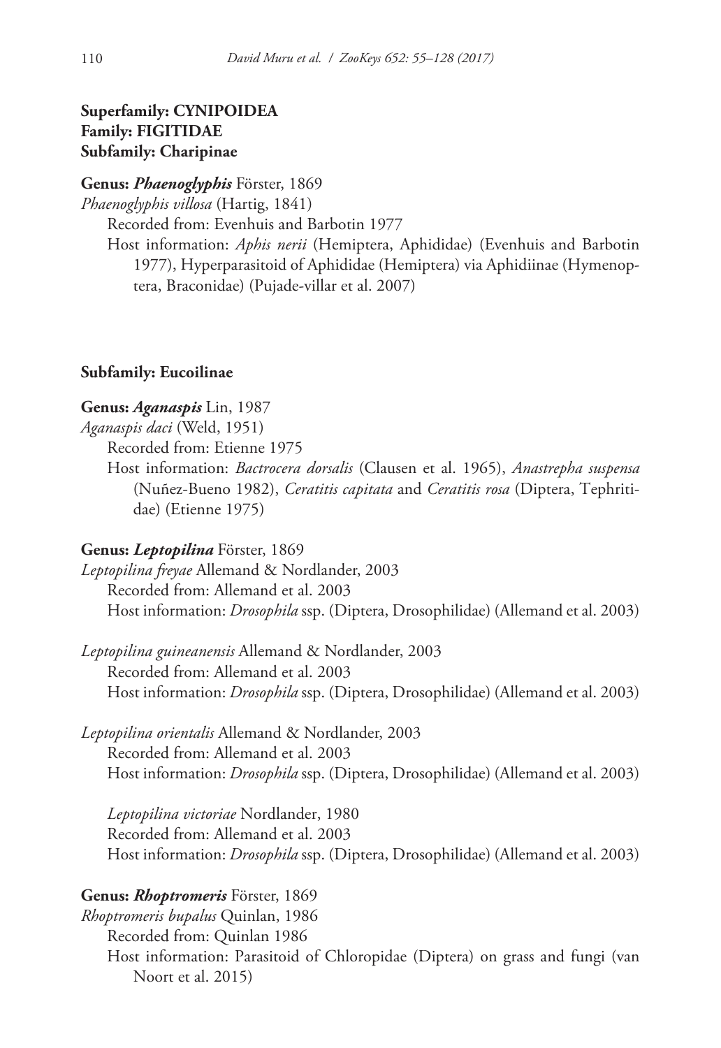**Superfamily: CYNIPOIDEA**
**Family: FIGITIDAE**
**Subfamily: Charipinae**

**Genus:** ***Phaenoglyphis*** Förster, 1869

*Phaenoglyphis villosa* (Hartig, 1841)

Recorded from: Evenhuis and Barbotin 1977

Host information: *Aphis nerii* (Hemiptera, Aphididae) (Evenhuis and Barbotin 1977), Hyperparasitoid of Aphididae (Hemiptera) via Aphidiinae (Hymenoptera, Braconidae) (Pujade-villar et al. 2007)

**Subfamily: Eucoilinae**

**Genus:** ***Aganaspis*** Lin, 1987

*Aganaspis daci* (Weld, 1951)

Recorded from: Etienne 1975

Host information: *Bactrocera dorsalis* (Clausen et al. 1965), *Anastrepha suspensa* (Nuñez-Bueno 1982), *Ceratitis capitata* and *Ceratitis rosa* (Diptera, Tephritidae) (Etienne 1975)

**Genus:** ***Leptopilina*** Förster, 1869

*Leptopilina freyae* Allemand & Nordlander, 2003

Recorded from: Allemand et al. 2003

Host information: *Drosophila* ssp. (Diptera, Drosophilidae) (Allemand et al. 2003)

*Leptopilina guineanensis* Allemand & Nordlander, 2003

Recorded from: Allemand et al. 2003

Host information: *Drosophila* ssp. (Diptera, Drosophilidae) (Allemand et al. 2003)

*Leptopilina orientalis* Allemand & Nordlander, 2003

Recorded from: Allemand et al. 2003

Host information: *Drosophila* ssp. (Diptera, Drosophilidae) (Allemand et al. 2003)

*Leptopilina victoriae* Nordlander, 1980

Recorded from: Allemand et al. 2003

Host information: *Drosophila* ssp. (Diptera, Drosophilidae) (Allemand et al. 2003)

**Genus:** ***Rhoptromeris*** Förster, 1869

*Rhoptromeris bupalus* Quinlan, 1986

Recorded from: Quinlan 1986

Host information: Parasitoid of Chloropidae (Diptera) on grass and fungi (van Noort et al. 2015)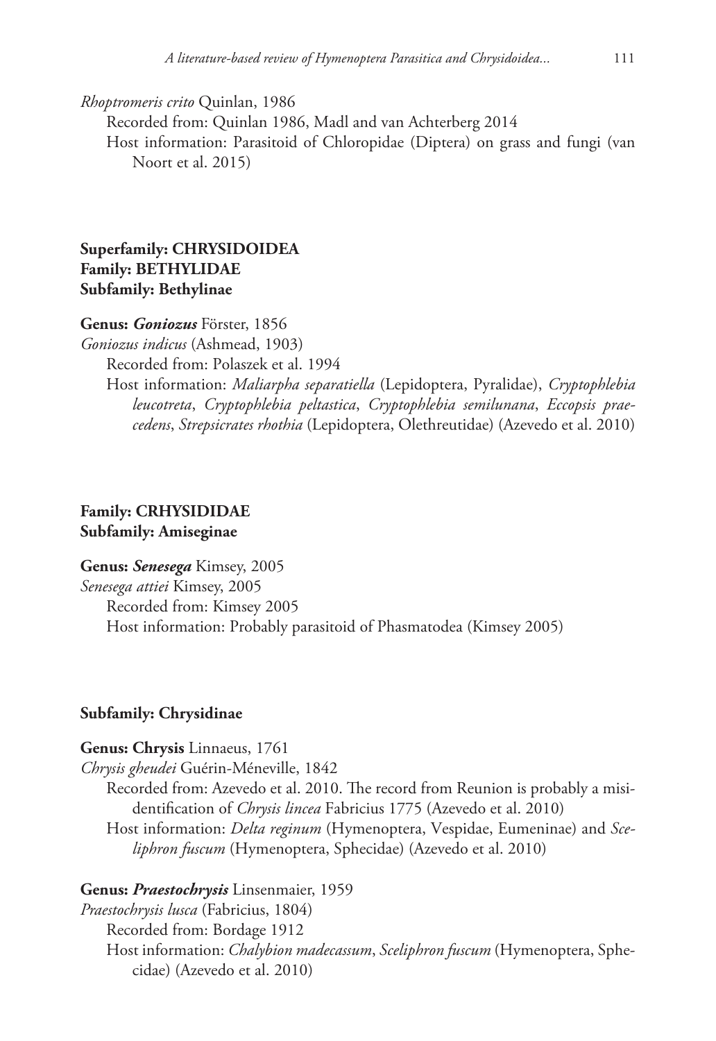*Rhoptromeris crito* Quinlan, 1986

Recorded from: Quinlan 1986, Madl and van Achterberg 2014

Host information: Parasitoid of Chloropidae (Diptera) on grass and fungi (van Noort et al. 2015)

**Superfamily: CHRYSIDOIDEA**
**Family: BETHYLIDAE**
**Subfamily: Bethylinae**

**Genus: *Goniozus*** Förster, 1856

*Goniozus indicus* (Ashmead, 1903)

Recorded from: Polaszek et al. 1994

Host information: *Maliarpha separatiella* (Lepidoptera, Pyralidae), *Cryptophlebia leucotreta*, *Cryptophlebia peltastica*, *Cryptophlebia semilunana*, *Eccopsis praecedens*, *Strepsicrates rhothia* (Lepidoptera, Olethreutidae) (Azevedo et al. 2010)

**Family: CRHYSIDIDAE**
**Subfamily: Amiseginae**

**Genus: *Senesega*** Kimsey, 2005

*Senesega attiei* Kimsey, 2005

Recorded from: Kimsey 2005

Host information: Probably parasitoid of Phasmatodea (Kimsey 2005)

**Subfamily: Chrysidinae**

**Genus: Chrysis** Linnaeus, 1761

*Chrysis gheudei* Guérin-Méneville, 1842

Recorded from: Azevedo et al. 2010. The record from Reunion is probably a misidentification of *Chrysis lincea* Fabricius 1775 (Azevedo et al. 2010)

Host information: *Delta reginum* (Hymenoptera, Vespidae, Eumeninae) and *Sceliphron fuscum* (Hymenoptera, Sphecidae) (Azevedo et al. 2010)

**Genus: *Praestochrysis*** Linsenmaier, 1959

*Praestochrysis lusca* (Fabricius, 1804)

Recorded from: Bordage 1912

Host information: *Chalybion madecassum*, *Sceliphron fuscum* (Hymenoptera, Sphecidae) (Azevedo et al. 2010)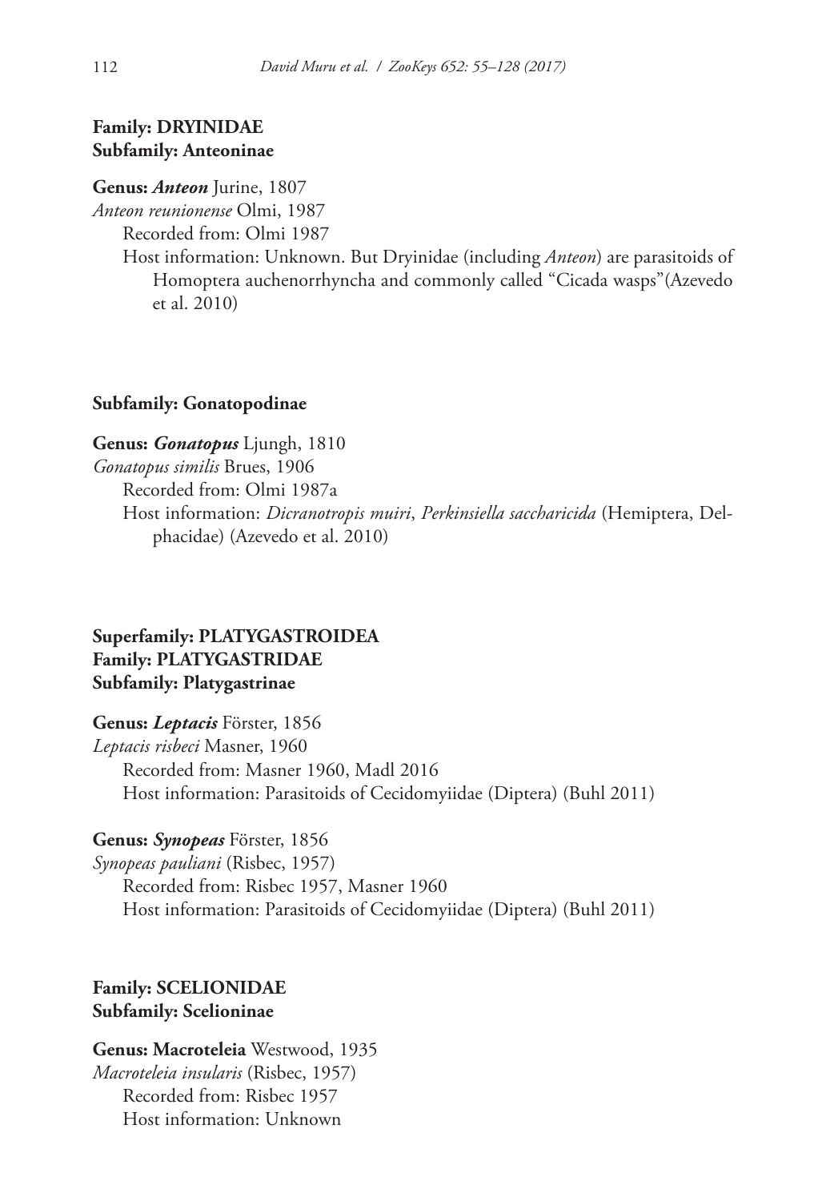**Family: DRYINIDAE**
**Subfamily: Anteoninae**

**Genus: *Anteon*** Jurine, 1807

*Anteon reunionense* Olmi, 1987

Recorded from: Olmi 1987

Host information: Unknown. But Dryinidae (including *Anteon*) are parasitoids of Homoptera auchenorrhyncha and commonly called "Cicada wasps"(Azevedo et al. 2010)

**Subfamily: Gonatopodinae**

**Genus: *Gonatopus*** Ljungh, 1810

*Gonatopus similis* Brues, 1906

Recorded from: Olmi 1987a

Host information: *Dicranotropis muiri*, *Perkinsiella saccharicida* (Hemiptera, Delphacidae) (Azevedo et al. 2010)

**Superfamily: PLATYGASTROIDEA**
**Family: PLATYGASTRIDAE**
**Subfamily: Platygastrinae**

**Genus: *Leptacis*** Förster, 1856

*Leptacis risbeci* Masner, 1960

Recorded from: Masner 1960, Madl 2016

Host information: Parasitoids of Cecidomyiidae (Diptera) (Buhl 2011)

**Genus: *Synopeas*** Förster, 1856

*Synopeas pauliani* (Risbec, 1957)

Recorded from: Risbec 1957, Masner 1960

Host information: Parasitoids of Cecidomyiidae (Diptera) (Buhl 2011)

**Family: SCELIONIDAE**
**Subfamily: Scelioninae**

**Genus: Macroteleia** Westwood, 1935

*Macroteleia insularis* (Risbec, 1957)

Recorded from: Risbec 1957

Host information: Unknown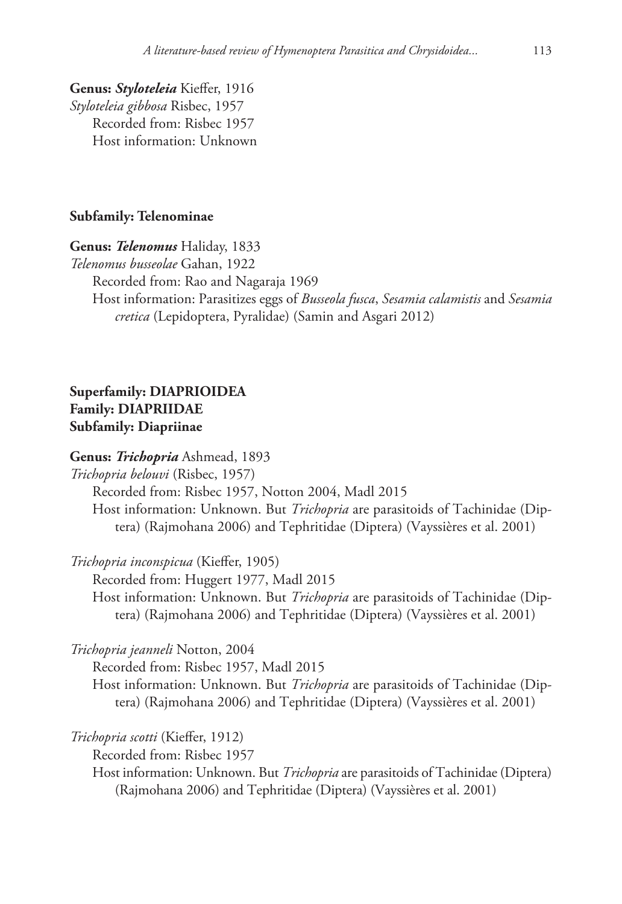**Genus: *Styloteleia* Kieffer, 1916**

*Styloteleia gibbosa* Risbec, 1957

Recorded from: Risbec 1957

Host information: Unknown

**Subfamily: Telenominae**

**Genus: *Telenomus* Haliday, 1833**

*Telenomus busseolae* Gahan, 1922

Recorded from: Rao and Nagaraja 1969

Host information: Parasitizes eggs of *Busseola fusca*, *Sesamia calamistis* and *Sesamia cretica* (Lepidoptera, Pyralidae) (Samin and Asgari 2012)

**Superfamily: DIAPRIOIDEA**
**Family: DIAPRIIDAE**
**Subfamily: Diapriinae**

**Genus: *Trichopria* Ashmead, 1893**

*Trichopria belouvi* (Risbec, 1957)

Recorded from: Risbec 1957, Notton 2004, Madl 2015

Host information: Unknown. But *Trichopria* are parasitoids of Tachinidae (Diptera) (Rajmohana 2006) and Tephritidae (Diptera) (Vayssières et al. 2001)

*Trichopria inconspicua* (Kieffer, 1905)

Recorded from: Huggert 1977, Madl 2015

Host information: Unknown. But *Trichopria* are parasitoids of Tachinidae (Diptera) (Rajmohana 2006) and Tephritidae (Diptera) (Vayssières et al. 2001)

*Trichopria jeanneli* Notton, 2004

Recorded from: Risbec 1957, Madl 2015

Host information: Unknown. But *Trichopria* are parasitoids of Tachinidae (Diptera) (Rajmohana 2006) and Tephritidae (Diptera) (Vayssières et al. 2001)

*Trichopria scotti* (Kieffer, 1912)

Recorded from: Risbec 1957

Host information: Unknown. But *Trichopria* are parasitoids of Tachinidae (Diptera) (Rajmohana 2006) and Tephritidae (Diptera) (Vayssières et al. 2001)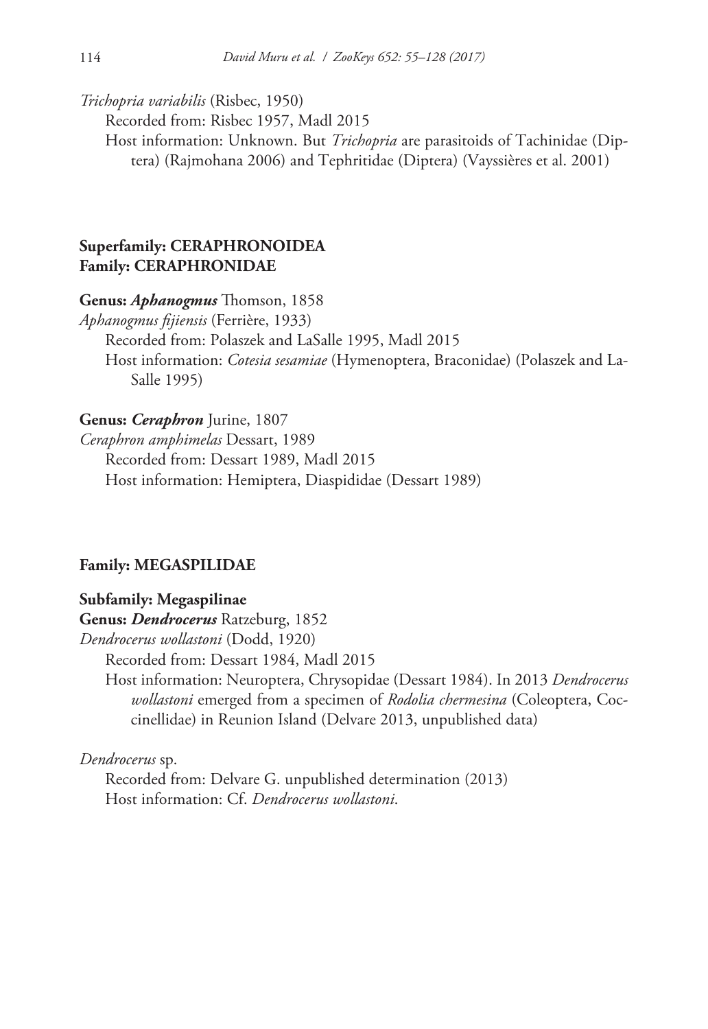*Trichopria variabilis* (Risbec, 1950)

Recorded from: Risbec 1957, Madl 2015

Host information: Unknown. But *Trichopria* are parasitoids of Tachinidae (Diptera) (Rajmohana 2006) and Tephritidae (Diptera) (Vayssières et al. 2001)

**Superfamily: CERAPHRONOIDEA**
**Family: CERAPHRONIDAE**

**Genus: *Aphanogmus*** Thomson, 1858

*Aphanogmus fijiensis* (Ferrière, 1933)

Recorded from: Polaszek and LaSalle 1995, Madl 2015

Host information: *Cotesia sesamiae* (Hymenoptera, Braconidae) (Polaszek and LaSalle 1995)

**Genus: *Ceraphron*** Jurine, 1807

*Ceraphron amphimelas* Dessart, 1989

Recorded from: Dessart 1989, Madl 2015

Host information: Hemiptera, Diaspididae (Dessart 1989)

**Family: MEGASPILIDAE**

**Subfamily: Megaspilinae**
**Genus: *Dendrocerus*** Ratzeburg, 1852

*Dendrocerus wollastoni* (Dodd, 1920)

Recorded from: Dessart 1984, Madl 2015

Host information: Neuroptera, Chrysopidae (Dessart 1984). In 2013 *Dendrocerus wollastoni* emerged from a specimen of *Rodolia chermesina* (Coleoptera, Coccinellidae) in Reunion Island (Delvare 2013, unpublished data)

*Dendrocerus* sp.

Recorded from: Delvare G. unpublished determination (2013)

Host information: Cf. *Dendrocerus wollastoni*.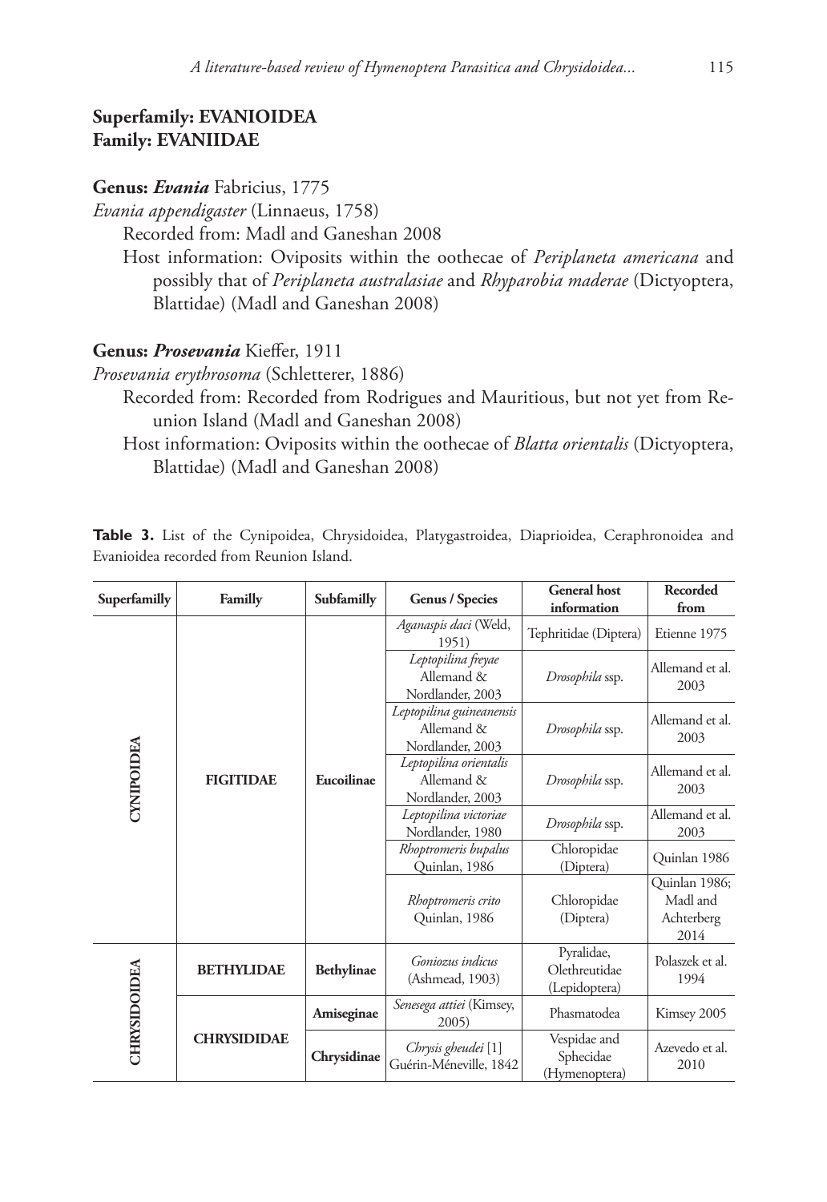**Superfamily: EVANIOIDEA**
**Family: EVANIIDAE**

**Genus:** ***Evania*** Fabricius, 1775

*Evania appendigaster* (Linnaeus, 1758)

Recorded from: Madl and Ganeshan 2008

Host information: Oviposits within the oothecae of *Periplaneta americana* and possibly that of *Periplaneta australasiae* and *Rhyparobia maderae* (Dictyoptera, Blattidae) (Madl and Ganeshan 2008)

**Genus:** ***Prosevania*** Kieffer, 1911

*Prosevania erythrosoma* (Schletterer, 1886)

Recorded from: Recorded from Rodrigues and Mauritious, but not yet from Reunion Island (Madl and Ganeshan 2008)

Host information: Oviposits within the oothecae of *Blatta orientalis* (Dictyoptera, Blattidae) (Madl and Ganeshan 2008)

**Table 3.** List of the Cynipoidea, Chrysidoidea, Platygastroidea, Diaprioidea, Ceraphronoidea and Evanioidea recorded from Reunion Island.

| Superfamilly | Familly | Subfamilly | Genus / Species | General host information | Recorded from |
|---|---|---|---|---|---|
| CYNIPOIDEA | FIGITIDAE | Eucoilinae | *Aganaspis daci* (Weld, 1951) | Tephritidae (Diptera) | Etienne 1975 |
| | | | *Leptopilina freyae* Allemand & Nordlander, 2003 | *Drosophila* ssp. | Allemand et al. 2003 |
| | | | *Leptopilina guineaensis* Allemand & Nordlander, 2003 | *Drosophila* ssp. | Allemand et al. 2003 |
| | | | *Leptopilina orientalis* Allemand & Nordlander, 2003 | *Drosophila* ssp. | Allemand et al. 2003 |
| | | | *Leptopilina victoriae* Nordlander, 1980 | *Drosophila* ssp. | Allemand et al. 2003 |
| | | | *Rhoptromeris bupalus* Quinlan, 1986 | Chloropidae (Diptera) | Quinlan 1986 |
| | | | *Rhoptromeris crito* Quinlan, 1986 | Chloropidae (Diptera) | Quinlan 1986; Madl and Achterberg 2014 |
| CHRYSIDOIDEA | BETHYLIDAE | Bethylinae | *Goniozus indicus* (Ashmead, 1903) | Pyralidae, Olethreutidae (Lepidoptera) | Polaszek et al. 1994 |
| | CHRYSIDIDAE | Amiseginae | *Senesega attiei* (Kimsey, 2005) | Phasmatodea | Kimsey 2005 |
| | | Chrysidinae | *Chrysis gheudei* [1] Guérin-Méneville, 1842 | Vespidae and Sphecidae (Hymenoptera) | Azevedo et al. 2010 |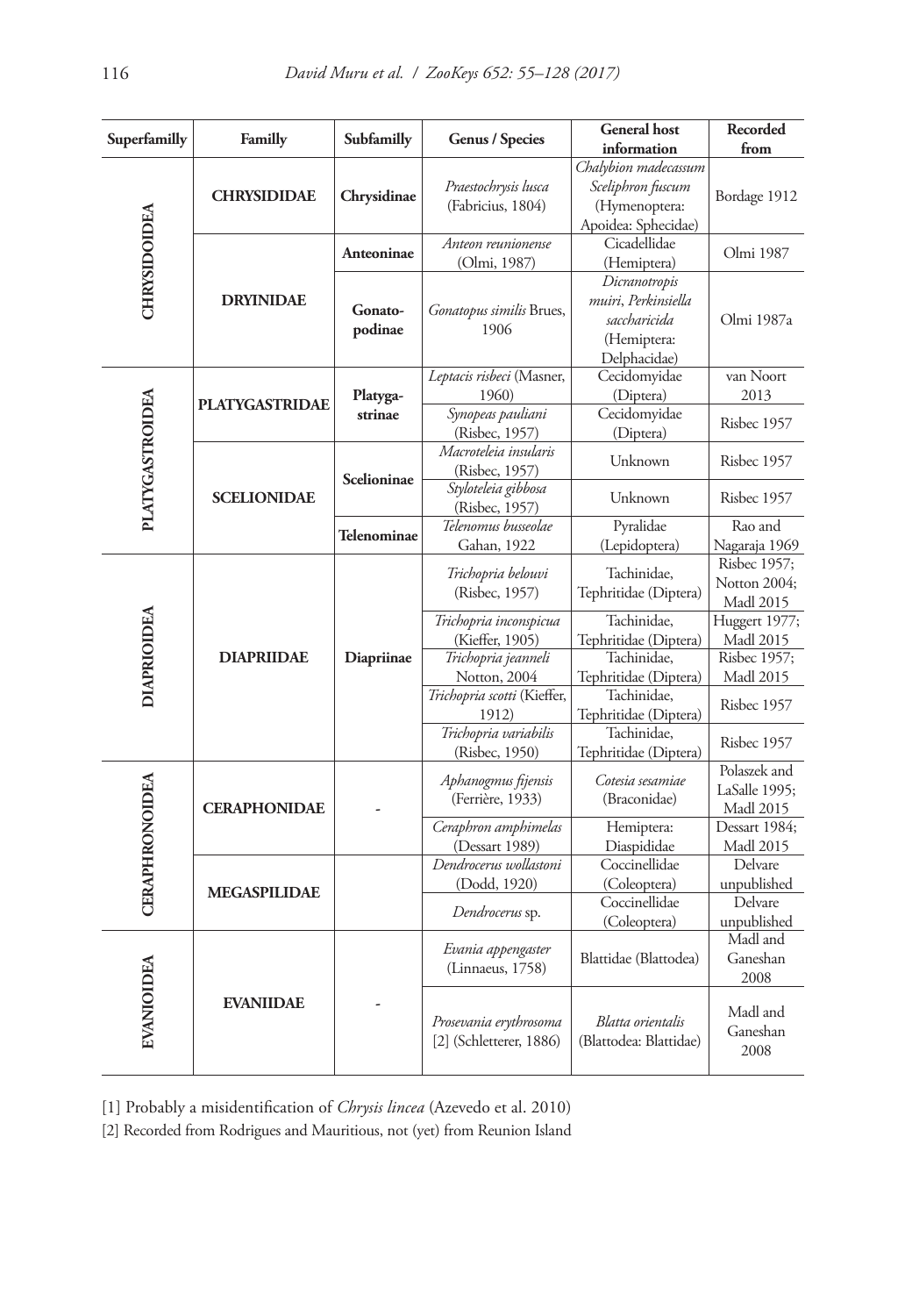| Superfamilly | Familly | Subfamilly | Genus / Species | General host information | Recorded from |
|---|---|---|---|---|---|
| CHRYSIDOIDEA | CHRYSIDIDAE | Chrysidinae | *Praestochrysis lusca* (Fabricius, 1804) | *Chalybion madecassum Sceliphron fuscum* (Hymenoptera: Apoidea: Sphecidae) | Bordage 1912 |
| | DRYINIDAE | Anteoninae | *Anteon reunionense* (Olmi, 1987) | Cicadellidae (Hemiptera) | Olmi 1987 |
| | | Gonatopodinae | *Gonatopus similis* Brues, 1906 | *Dicranotropis muiri*, *Perkinsiella saccharicida* (Hemiptera: Delphacidae) | Olmi 1987a |
| PLATYGASTROIDEA | PLATYGASTRIDAE | Platygastrinae | *Leptacis risbeci* (Masner, 1960) | Cecidomyidae (Diptera) | van Noort 2013 |
| | | | *Synopeas pauliani* (Risbec, 1957) | Cecidomyidae (Diptera) | Risbec 1957 |
| | SCELIONIDAE | Scelioninae | *Macroteleia insularis* (Risbec, 1957) | Unknown | Risbec 1957 |
| | | | *Styloteleia gibbosa* (Risbec, 1957) | Unknown | Risbec 1957 |
| | | Telenominae | *Telenomus busseolae* Gahan, 1922 | Pyralidae (Lepidoptera) | Rao and Nagaraja 1969 |
| DIAPRIOIDEA | DIAPRIIDAE | Diapriinae | *Trichopria belouvi* (Risbec, 1957) | Tachinidae, Tephritidae (Diptera) | Risbec 1957; Notton 2004; Madl 2015 |
| | | | *Trichopria inconspicua* (Kieffer, 1905) | Tachinidae, Tephritidae (Diptera) | Huggert 1977; Madl 2015 |
| | | | *Trichopria jeanneli* Notton, 2004 | Tachinidae, Tephritidae (Diptera) | Risbec 1957; Madl 2015 |
| | | | *Trichopria scotti* (Kieffer, 1912) | Tachinidae, Tephritidae (Diptera) | Risbec 1957 |
| | | | *Trichopria variabilis* (Risbec, 1950) | Tachinidae, Tephritidae (Diptera) | Risbec 1957 |
| CERAPHRONOIDEA | CERAPHONIDAE | - | *Aphanogmus fijensis* (Ferrière, 1933) | *Cotesia sesamiae* (Braconidae) | Polaszek and LaSalle 1995; Madl 2015 |
| | | | *Ceraphron amphimelas* (Dessart 1989) | Hemiptera: Diaspididae | Dessart 1984; Madl 2015 |
| | MEGASPILIDAE | | *Dendrocerus wollastoni* (Dodd, 1920) | Coccinellidae (Coleoptera) | Delvare unpublished |
| | | | *Dendrocerus* sp. | Coccinellidae (Coleoptera) | Delvare unpublished |
| EVANIOIDEA | EVANIIDAE | - | *Evania appengaster* (Linnaeus, 1758) | Blattidae (Blattodea) | Madl and Ganeshan 2008 |
| | | | *Prosevania erythrosoma* [2] (Schletterer, 1886) | *Blatta orientalis* (Blattodea: Blattidae) | Madl and Ganeshan 2008 |

[1] Probably a misidentification of *Chrysis lincea* (Azevedo et al. 2010)

[2] Recorded from Rodrigues and Mauritious, not (yet) from Reunion Island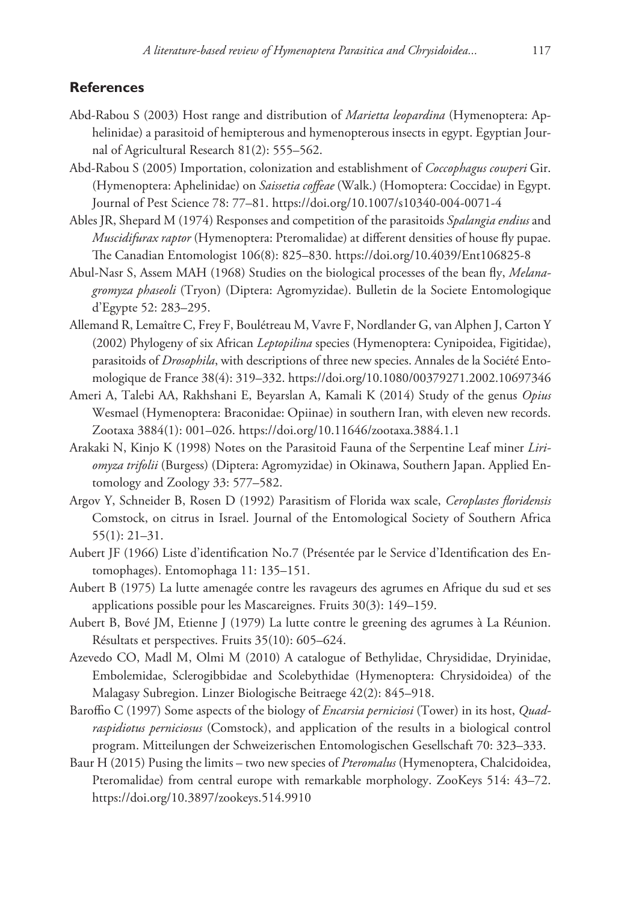## References

Abd-Rabou S (2003) Host range and distribution of *Marietta leopardina* (Hymenoptera: Aphelinidae) a parasitoid of hemipterous and hymenopterous insects in egypt. Egyptian Journal of Agricultural Research 81(2): 555–562.

Abd-Rabou S (2005) Importation, colonization and establishment of *Coccophagus cowperi* Gir. (Hymenoptera: Aphelinidae) on *Saissetia coffeae* (Walk.) (Homoptera: Coccidae) in Egypt. Journal of Pest Science 78: 77–81. https://doi.org/10.1007/s10340-004-0071-4

Ables JR, Shepard M (1974) Responses and competition of the parasitoids *Spalangia endius* and *Muscidifurax raptor* (Hymenoptera: Pteromalidae) at different densities of house fly pupae. The Canadian Entomologist 106(8): 825–830. https://doi.org/10.4039/Ent106825-8

Abul-Nasr S, Assem MAH (1968) Studies on the biological processes of the bean fly, *Melanagromyza phaseoli* (Tryon) (Diptera: Agromyzidae). Bulletin de la Societe Entomologique d'Egypte 52: 283–295.

Allemand R, Lemaître C, Frey F, Boulétreau M, Vavre F, Nordlander G, van Alphen J, Carton Y (2002) Phylogeny of six African *Leptopilina* species (Hymenoptera: Cynipoidea, Figitidae), parasitoids of *Drosophila*, with descriptions of three new species. Annales de la Société Entomologique de France 38(4): 319–332. https://doi.org/10.1080/00379271.2002.10697346

Ameri A, Talebi AA, Rakhshani E, Beyarslan A, Kamali K (2014) Study of the genus *Opius* Wesmael (Hymenoptera: Braconidae: Opiinae) in southern Iran, with eleven new records. Zootaxa 3884(1): 001–026. https://doi.org/10.11646/zootaxa.3884.1.1

Arakaki N, Kinjo K (1998) Notes on the Parasitoid Fauna of the Serpentine Leaf miner *Liriomyza trifolii* (Burgess) (Diptera: Agromyzidae) in Okinawa, Southern Japan. Applied Entomology and Zoology 33: 577–582.

Argov Y, Schneider B, Rosen D (1992) Parasitism of Florida wax scale, *Ceroplastes floridensis* Comstock, on citrus in Israel. Journal of the Entomological Society of Southern Africa 55(1): 21–31.

Aubert JF (1966) Liste d'identification No.7 (Présentée par le Service d'Identification des Entomophages). Entomophaga 11: 135–151.

Aubert B (1975) La lutte amenagée contre les ravageurs des agrumes en Afrique du sud et ses applications possible pour les Mascareignes. Fruits 30(3): 149–159.

Aubert B, Bové JM, Etienne J (1979) La lutte contre le greening des agrumes à La Réunion. Résultats et perspectives. Fruits 35(10): 605–624.

Azevedo CO, Madl M, Olmi M (2010) A catalogue of Bethylidae, Chrysididae, Dryinidae, Embolemidae, Sclerogibbidae and Scolebythidae (Hymenoptera: Chrysidoidea) of the Malagasy Subregion. Linzer Biologische Beitraege 42(2): 845–918.

Baroffio C (1997) Some aspects of the biology of *Encarsia perniciosi* (Tower) in its host, *Quadraspidiotus perniciosus* (Comstock), and application of the results in a biological control program. Mitteilungen der Schweizerischen Entomologischen Gesellschaft 70: 323–333.

Baur H (2015) Pusing the limits – two new species of *Pteromalus* (Hymenoptera, Chalcidoidea, Pteromalidae) from central europe with remarkable morphology. ZooKeys 514: 43–72. https://doi.org/10.3897/zookeys.514.9910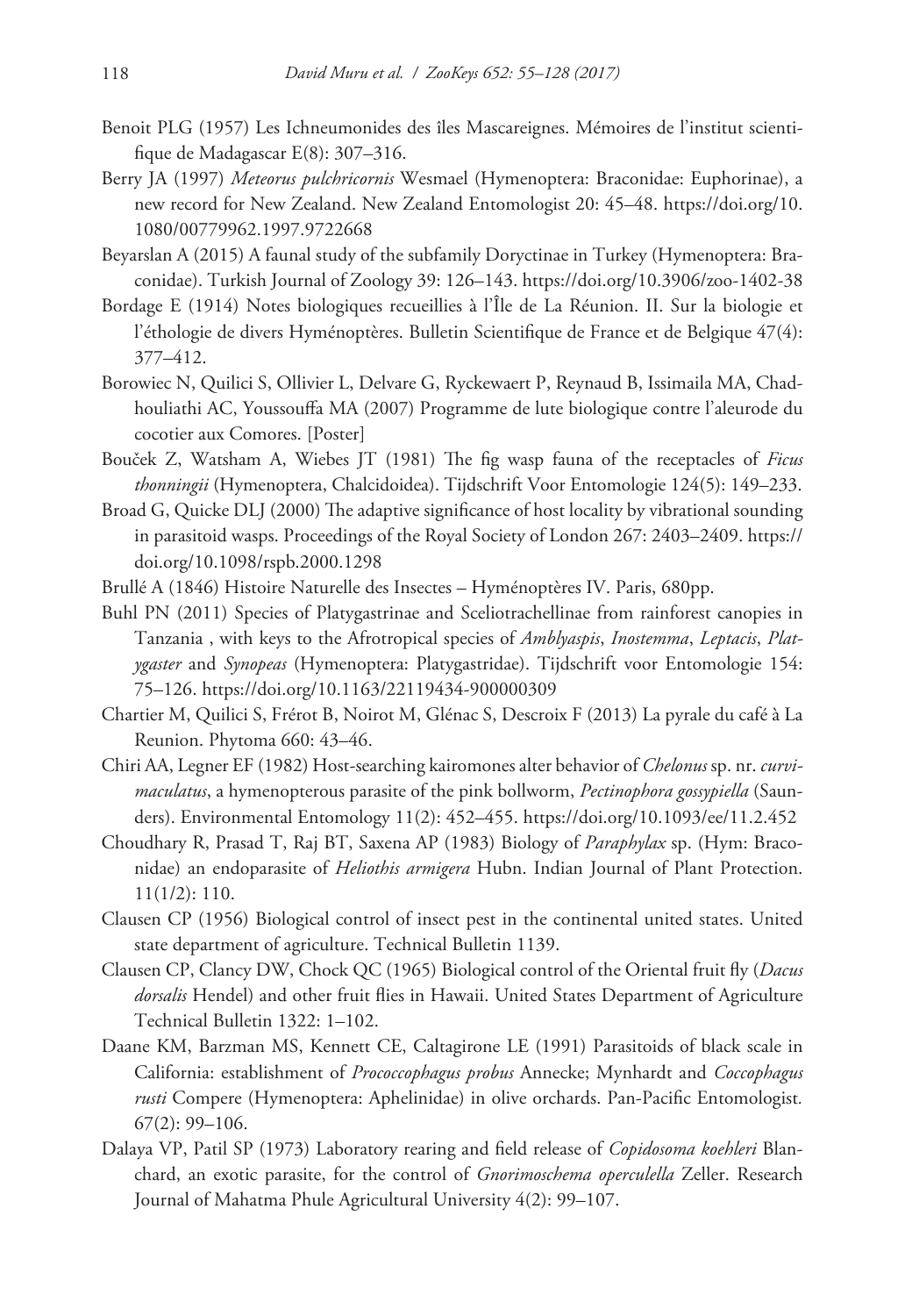Benoit PLG (1957) Les Ichneumonides des îles Mascareignes. Mémoires de l'institut scientifique de Madagascar E(8): 307–316.

Berry JA (1997) *Meteorus pulchricornis* Wesmael (Hymenoptera: Braconidae: Euphorinae), a new record for New Zealand. New Zealand Entomologist 20: 45–48. https://doi.org/10.1080/00779962.1997.9722668

Beyarslan A (2015) A faunal study of the subfamily Doryctinae in Turkey (Hymenoptera: Braconidae). Turkish Journal of Zoology 39: 126–143. https://doi.org/10.3906/zoo-1402-38

Bordage E (1914) Notes biologiques recueillies à l'Île de La Réunion. II. Sur la biologie et l'éthologie de divers Hyménoptères. Bulletin Scientifique de France et de Belgique 47(4): 377–412.

Borowiec N, Quilici S, Ollivier L, Delvare G, Ryckewaert P, Reynaud B, Issimaila MA, Chadhouliathi AC, Youssouffa MA (2007) Programme de lute biologique contre l'aleurode du cocotier aux Comores. [Poster]

Bouček Z, Watsham A, Wiebes JT (1981) The fig wasp fauna of the receptacles of *Ficus thonningii* (Hymenoptera, Chalcidoidea). Tijdschrift Voor Entomologie 124(5): 149–233.

Broad G, Quicke DLJ (2000) The adaptive significance of host locality by vibrational sounding in parasitoid wasps. Proceedings of the Royal Society of London 267: 2403–2409. https://doi.org/10.1098/rspb.2000.1298

Brullé A (1846) Histoire Naturelle des Insectes – Hyménoptères IV. Paris, 680pp.

Buhl PN (2011) Species of Platygastrinae and Sceliotrachellinae from rainforest canopies in Tanzania , with keys to the Afrotropical species of *Amblyaspis*, *Inostemma*, *Leptacis*, *Platygaster* and *Synopeas* (Hymenoptera: Platygastridae). Tijdschrift voor Entomologie 154: 75–126. https://doi.org/10.1163/22119434-900000309

Chartier M, Quilici S, Frérot B, Noirot M, Glénac S, Descroix F (2013) La pyrale du café à La Reunion. Phytoma 660: 43–46.

Chiri AA, Legner EF (1982) Host-searching kairomones alter behavior of *Chelonus* sp. nr. *curvimaculatus*, a hymenopterous parasite of the pink bollworm, *Pectinophora gossypiella* (Saunders). Environmental Entomology 11(2): 452–455. https://doi.org/10.1093/ee/11.2.452

Choudhary R, Prasad T, Raj BT, Saxena AP (1983) Biology of *Paraphylax* sp. (Hym: Braconidae) an endoparasite of *Heliothis armigera* Hubn. Indian Journal of Plant Protection. 11(1/2): 110.

Clausen CP (1956) Biological control of insect pest in the continental united states. United state department of agriculture. Technical Bulletin 1139.

Clausen CP, Clancy DW, Chock QC (1965) Biological control of the Oriental fruit fly (*Dacus dorsalis* Hendel) and other fruit flies in Hawaii. United States Department of Agriculture Technical Bulletin 1322: 1–102.

Daane KM, Barzman MS, Kennett CE, Caltagirone LE (1991) Parasitoids of black scale in California: establishment of *Prococcophagus probus* Annecke; Mynhardt and *Coccophagus rusti* Compere (Hymenoptera: Aphelinidae) in olive orchards. Pan-Pacific Entomologist. 67(2): 99–106.

Dalaya VP, Patil SP (1973) Laboratory rearing and field release of *Copidosoma koehleri* Blanchard, an exotic parasite, for the control of *Gnorimoschema operculella* Zeller. Research Journal of Mahatma Phule Agricultural University 4(2): 99–107.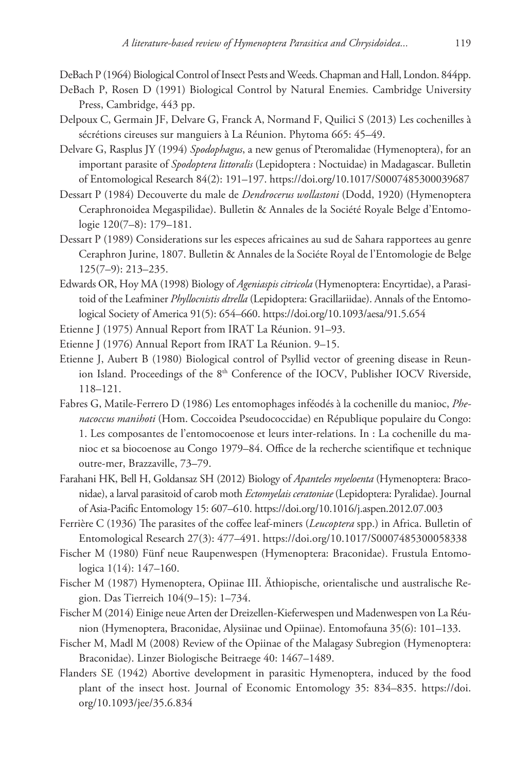DeBach P (1964) Biological Control of Insect Pests and Weeds. Chapman and Hall, London. 844pp.

DeBach P, Rosen D (1991) Biological Control by Natural Enemies. Cambridge University Press, Cambridge, 443 pp.

Delpoux C, Germain JF, Delvare G, Franck A, Normand F, Quilici S (2013) Les cochenilles à sécrétions cireuses sur manguiers à La Réunion. Phytoma 665: 45–49.

Delvare G, Rasplus JY (1994) *Spodophagus*, a new genus of Pteromalidae (Hymenoptera), for an important parasite of *Spodoptera littoralis* (Lepidoptera : Noctuidae) in Madagascar. Bulletin of Entomological Research 84(2): 191–197. https://doi.org/10.1017/S0007485300039687

Dessart P (1984) Decouverte du male de *Dendrocerus wollastoni* (Dodd, 1920) (Hymenoptera Ceraphronoidea Megaspilidae). Bulletin & Annales de la Société Royale Belge d'Entomologie 120(7–8): 179–181.

Dessart P (1989) Considerations sur les especes africaines au sud de Sahara rapportees au genre Ceraphron Jurine, 1807. Bulletin & Annales de la Sociéte Royal de l'Entomologie de Belge 125(7–9): 213–235.

Edwards OR, Hoy MA (1998) Biology of *Ageniaspis citricola* (Hymenoptera: Encyrtidae), a Parasitoid of the Leafminer *Phyllocnistis dtrella* (Lepidoptera: Gracillariidae). Annals of the Entomological Society of America 91(5): 654–660. https://doi.org/10.1093/aesa/91.5.654

Etienne J (1975) Annual Report from IRAT La Réunion. 91–93.

Etienne J (1976) Annual Report from IRAT La Réunion. 9–15.

Etienne J, Aubert B (1980) Biological control of Psyllid vector of greening disease in Reunion Island. Proceedings of the 8th Conference of the IOCV, Publisher IOCV Riverside, 118–121.

Fabres G, Matile-Ferrero D (1986) Les entomophages inféodés à la cochenille du manioc, *Phenacoccus manihoti* (Hom. Coccoidea Pseudococcidae) en République populaire du Congo: 1. Les composantes de l'entomocoenose et leurs inter-relations. In : La cochenille du manioc et sa biocoenose au Congo 1979–84. Office de la recherche scientifique et technique outre-mer, Brazzaville, 73–79.

Farahani HK, Bell H, Goldansaz SH (2012) Biology of *Apanteles myeloenta* (Hymenoptera: Braconidae), a larval parasitoid of carob moth *Ectomyelais ceratoniae* (Lepidoptera: Pyralidae). Journal of Asia-Pacific Entomology 15: 607–610. https://doi.org/10.1016/j.aspen.2012.07.003

Ferrière C (1936) The parasites of the coffee leaf-miners (*Leucoptera* spp.) in Africa. Bulletin of Entomological Research 27(3): 477–491. https://doi.org/10.1017/S0007485300058338

Fischer M (1980) Fünf neue Raupenwespen (Hymenoptera: Braconidae). Frustula Entomologica 1(14): 147–160.

Fischer M (1987) Hymenoptera, Opiinae III. Äthiopische, orientalische und australische Region. Das Tierreich 104(9–15): 1–734.

Fischer M (2014) Einige neue Arten der Dreizellen-Kieferwespen und Madenwespen von La Réunion (Hymenoptera, Braconidae, Alysiinae und Opiinae). Entomofauna 35(6): 101–133.

Fischer M, Madl M (2008) Review of the Opiinae of the Malagasy Subregion (Hymenoptera: Braconidae). Linzer Biologische Beitraege 40: 1467–1489.

Flanders SE (1942) Abortive development in parasitic Hymenoptera, induced by the food plant of the insect host. Journal of Economic Entomology 35: 834–835. https://doi.org/10.1093/jee/35.6.834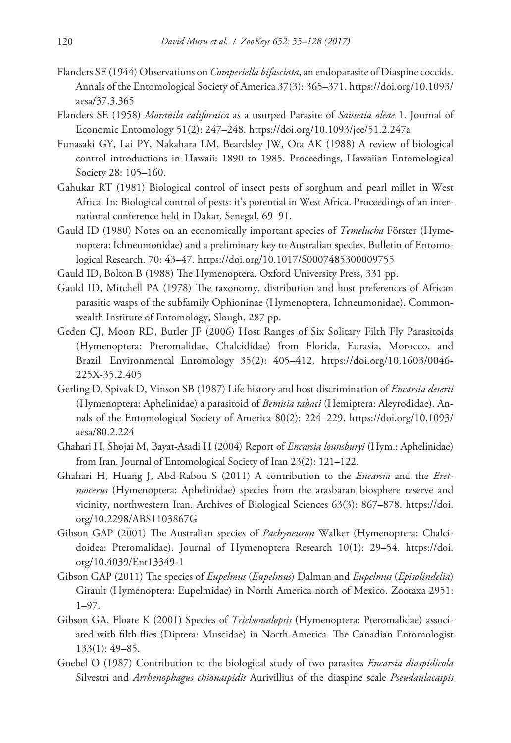Flanders SE (1944) Observations on *Comperiella bifasciata*, an endoparasite of Diaspine coccids. Annals of the Entomological Society of America 37(3): 365–371. https://doi.org/10.1093/aesa/37.3.365

Flanders SE (1958) *Moranila californica* as a usurped Parasite of *Saissetia oleae* 1. Journal of Economic Entomology 51(2): 247–248. https://doi.org/10.1093/jee/51.2.247a

Funasaki GY, Lai PY, Nakahara LM, Beardsley JW, Ota AK (1988) A review of biological control introductions in Hawaii: 1890 to 1985. Proceedings, Hawaiian Entomological Society 28: 105–160.

Gahukar RT (1981) Biological control of insect pests of sorghum and pearl millet in West Africa. In: Biological control of pests: it's potential in West Africa. Proceedings of an international conference held in Dakar, Senegal, 69–91.

Gauld ID (1980) Notes on an economically important species of *Temelucha* Förster (Hymenoptera: Ichneumonidae) and a preliminary key to Australian species. Bulletin of Entomological Research. 70: 43–47. https://doi.org/10.1017/S0007485300009755

Gauld ID, Bolton B (1988) The Hymenoptera. Oxford University Press, 331 pp.

Gauld ID, Mitchell PA (1978) The taxonomy, distribution and host preferences of African parasitic wasps of the subfamily Ophioninae (Hymenoptera, Ichneumonidae). Commonwealth Institute of Entomology, Slough, 287 pp.

Geden CJ, Moon RD, Butler JF (2006) Host Ranges of Six Solitary Filth Fly Parasitoids (Hymenoptera: Pteromalidae, Chalcididae) from Florida, Eurasia, Morocco, and Brazil. Environmental Entomology 35(2): 405–412. https://doi.org/10.1603/0046-225X-35.2.405

Gerling D, Spivak D, Vinson SB (1987) Life history and host discrimination of *Encarsia deserti* (Hymenoptera: Aphelinidae) a parasitoid of *Bemisia tabaci* (Hemiptera: Aleyrodidae). Annals of the Entomological Society of America 80(2): 224–229. https://doi.org/10.1093/aesa/80.2.224

Ghahari H, Shojai M, Bayat-Asadi H (2004) Report of *Encarsia lounsburyi* (Hym.: Aphelinidae) from Iran. Journal of Entomological Society of Iran 23(2): 121–122.

Ghahari H, Huang J, Abd-Rabou S (2011) A contribution to the *Encarsia* and the *Eretmocerus* (Hymenoptera: Aphelinidae) species from the arasbaran biosphere reserve and vicinity, northwestern Iran. Archives of Biological Sciences 63(3): 867–878. https://doi.org/10.2298/ABS1103867G

Gibson GAP (2001) The Australian species of *Pachyneuron* Walker (Hymenoptera: Chalcidoidea: Pteromalidae). Journal of Hymenoptera Research 10(1): 29–54. https://doi.org/10.4039/Ent13349-1

Gibson GAP (2011) The species of *Eupelmus* (*Eupelmus*) Dalman and *Eupelmus* (*Episolindelia*) Girault (Hymenoptera: Eupelmidae) in North America north of Mexico. Zootaxa 2951: 1–97.

Gibson GA, Floate K (2001) Species of *Trichomalopsis* (Hymenoptera: Pteromalidae) associated with filth flies (Diptera: Muscidae) in North America. The Canadian Entomologist 133(1): 49–85.

Goebel O (1987) Contribution to the biological study of two parasites *Encarsia diaspidicola* Silvestri and *Arrhenophagus chionaspidis* Aurivillius of the diaspine scale *Pseudaulacaspis*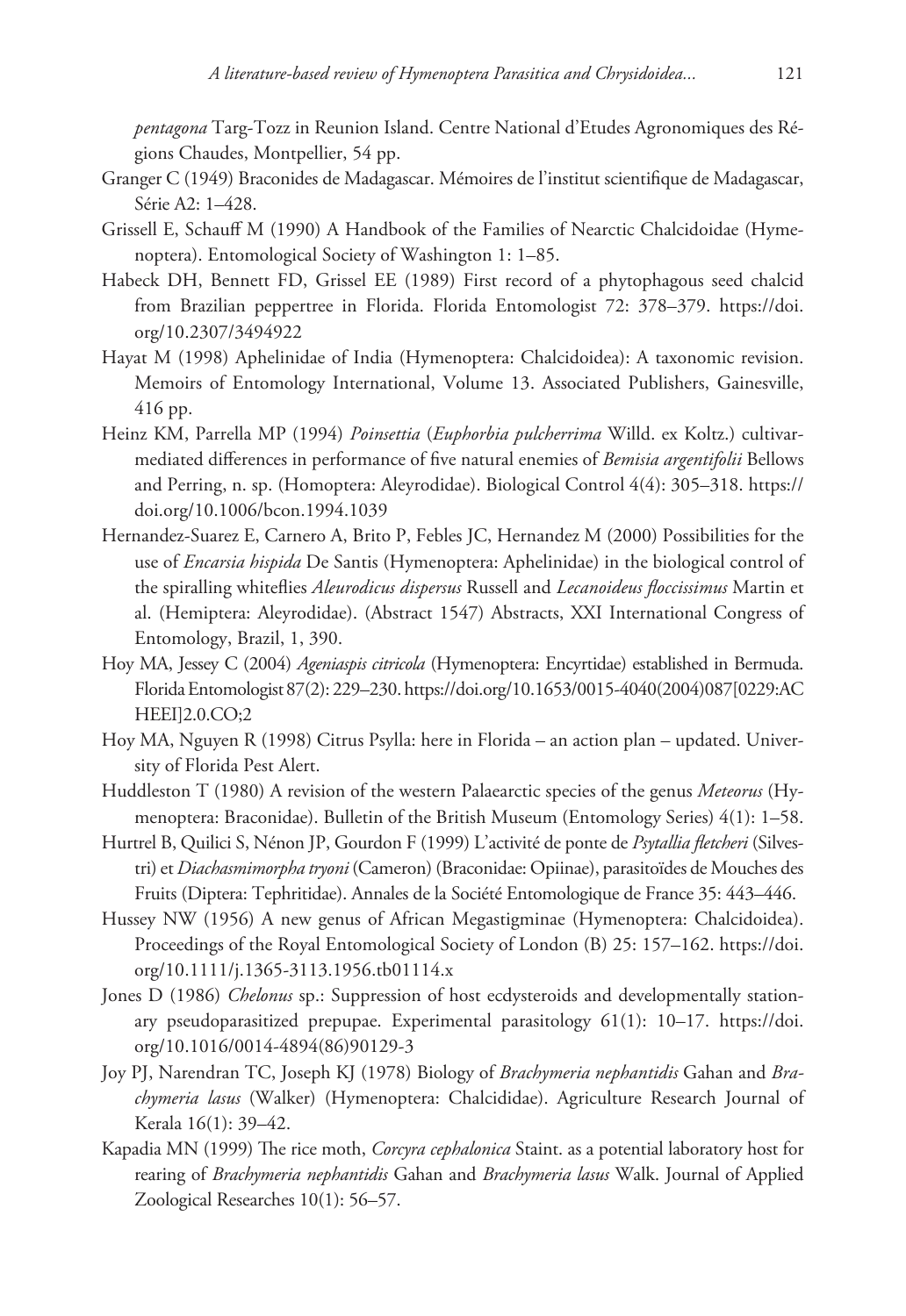*pentagona* Targ-Tozz in Reunion Island. Centre National d'Etudes Agronomiques des Régions Chaudes, Montpellier, 54 pp.

Granger C (1949) Braconides de Madagascar. Mémoires de l'institut scientifique de Madagascar, Série A2: 1–428.

Grissell E, Schauff M (1990) A Handbook of the Families of Nearctic Chalcidoidae (Hymenoptera). Entomological Society of Washington 1: 1–85.

Habeck DH, Bennett FD, Grissel EE (1989) First record of a phytophagous seed chalcid from Brazilian peppertree in Florida. Florida Entomologist 72: 378–379. https://doi.org/10.2307/3494922

Hayat M (1998) Aphelinidae of India (Hymenoptera: Chalcidoidea): A taxonomic revision. Memoirs of Entomology International, Volume 13. Associated Publishers, Gainesville, 416 pp.

Heinz KM, Parrella MP (1994) *Poinsettia* (*Euphorbia pulcherrima* Willd. ex Koltz.) cultivar-mediated differences in performance of five natural enemies of *Bemisia argentifolii* Bellows and Perring, n. sp. (Homoptera: Aleyrodidae). Biological Control 4(4): 305–318. https://doi.org/10.1006/bcon.1994.1039

Hernandez-Suarez E, Carnero A, Brito P, Febles JC, Hernandez M (2000) Possibilities for the use of *Encarsia hispida* De Santis (Hymenoptera: Aphelinidae) in the biological control of the spiralling whiteflies *Aleurodicus dispersus* Russell and *Lecanoideus floccissimus* Martin et al. (Hemiptera: Aleyrodidae). (Abstract 1547) Abstracts, XXI International Congress of Entomology, Brazil, 1, 390.

Hoy MA, Jessey C (2004) *Ageniaspis citricola* (Hymenoptera: Encyrtidae) established in Bermuda. Florida Entomologist 87(2): 229–230. https://doi.org/10.1653/0015-4040(2004)087[0229:ACHEEI]2.0.CO;2

Hoy MA, Nguyen R (1998) Citrus Psylla: here in Florida – an action plan – updated. University of Florida Pest Alert.

Huddleston T (1980) A revision of the western Palaearctic species of the genus *Meteorus* (Hymenoptera: Braconidae). Bulletin of the British Museum (Entomology Series) 4(1): 1–58.

Hurtrel B, Quilici S, Nénon JP, Gourdon F (1999) L'activité de ponte de *Psytallia fletcheri* (Silvestri) et *Diachasmimorpha tryoni* (Cameron) (Braconidae: Opiinae), parasitoïdes de Mouches des Fruits (Diptera: Tephritidae). Annales de la Société Entomologique de France 35: 443–446.

Hussey NW (1956) A new genus of African Megastigminae (Hymenoptera: Chalcidoidea). Proceedings of the Royal Entomological Society of London (B) 25: 157–162. https://doi.org/10.1111/j.1365-3113.1956.tb01114.x

Jones D (1986) *Chelonus* sp.: Suppression of host ecdysteroids and developmentally stationary pseudoparasitized prepupae. Experimental parasitology 61(1): 10–17. https://doi.org/10.1016/0014-4894(86)90129-3

Joy PJ, Narendran TC, Joseph KJ (1978) Biology of *Brachymeria nephantidis* Gahan and *Brachymeria lasus* (Walker) (Hymenoptera: Chalcididae). Agriculture Research Journal of Kerala 16(1): 39–42.

Kapadia MN (1999) The rice moth, *Corcyra cephalonica* Staint. as a potential laboratory host for rearing of *Brachymeria nephantidis* Gahan and *Brachymeria lasus* Walk. Journal of Applied Zoological Researches 10(1): 56–57.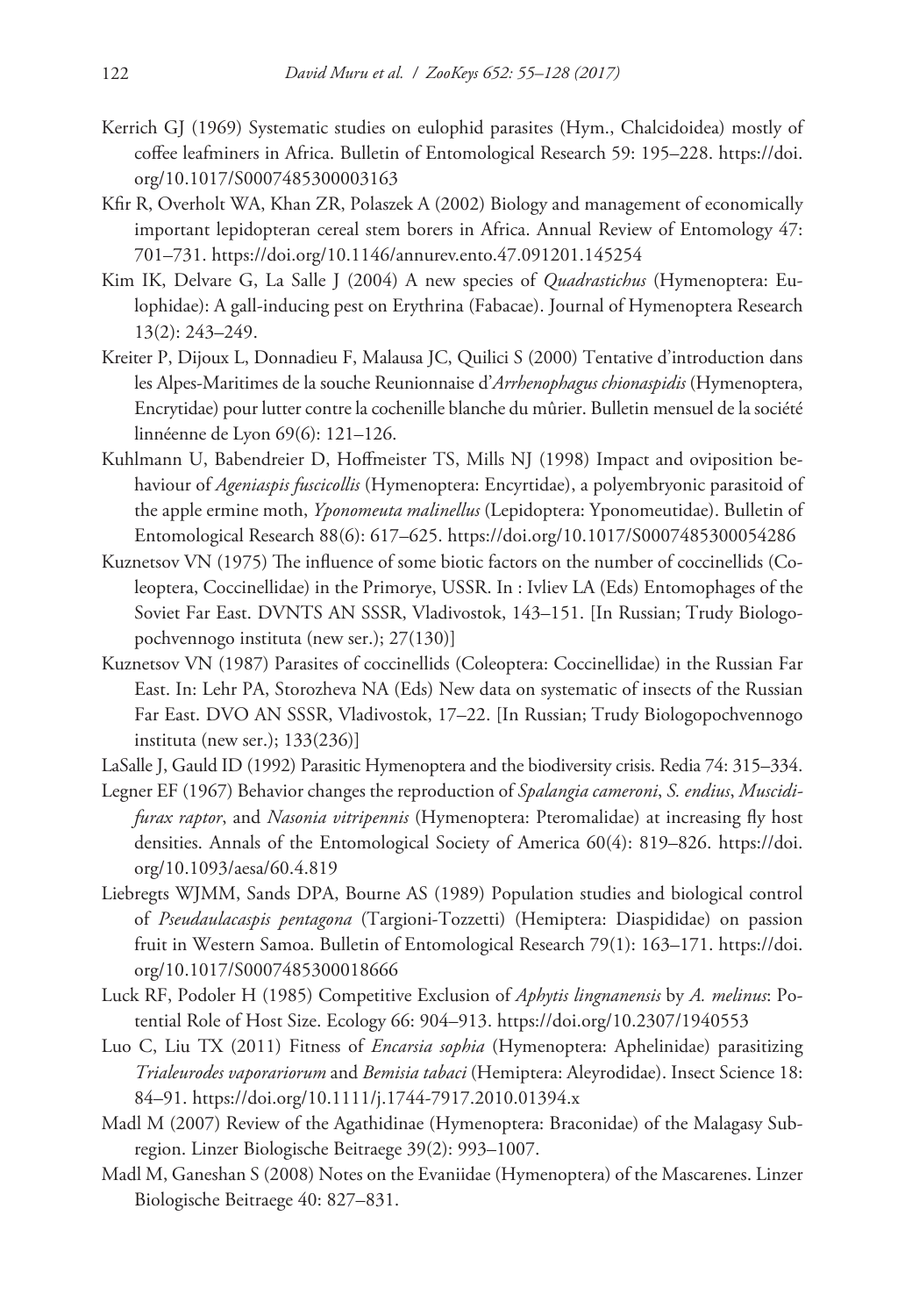Kerrich GJ (1969) Systematic studies on eulophid parasites (Hym., Chalcidoidea) mostly of coffee leafminers in Africa. Bulletin of Entomological Research 59: 195–228. https://doi.org/10.1017/S0007485300003163

Kfir R, Overholt WA, Khan ZR, Polaszek A (2002) Biology and management of economically important lepidopteran cereal stem borers in Africa. Annual Review of Entomology 47: 701–731. https://doi.org/10.1146/annurev.ento.47.091201.145254

Kim IK, Delvare G, La Salle J (2004) A new species of *Quadrastichus* (Hymenoptera: Eulophidae): A gall-inducing pest on Erythrina (Fabacae). Journal of Hymenoptera Research 13(2): 243–249.

Kreiter P, Dijoux L, Donnadieu F, Malausa JC, Quilici S (2000) Tentative d'introduction dans les Alpes-Maritimes de la souche Reunionnaise d'*Arrhenophagus chionaspidis* (Hymenoptera, Encrytidae) pour lutter contre la cochenille blanche du mûrier. Bulletin mensuel de la société linnéenne de Lyon 69(6): 121–126.

Kuhlmann U, Babendreier D, Hoffmeister TS, Mills NJ (1998) Impact and oviposition behaviour of *Ageniaspis fuscicollis* (Hymenoptera: Encyrtidae), a polyembryonic parasitoid of the apple ermine moth, *Yponomeuta malinellus* (Lepidoptera: Yponomeutidae). Bulletin of Entomological Research 88(6): 617–625. https://doi.org/10.1017/S0007485300054286

Kuznetsov VN (1975) The influence of some biotic factors on the number of coccinellids (Coleoptera, Coccinellidae) in the Primorye, USSR. In : Ivliev LA (Eds) Entomophages of the Soviet Far East. DVNTS AN SSSR, Vladivostok, 143–151. [In Russian; Trudy Biologopochvennogo instituta (new ser.); 27(130)]

Kuznetsov VN (1987) Parasites of coccinellids (Coleoptera: Coccinellidae) in the Russian Far East. In: Lehr PA, Storozheva NA (Eds) New data on systematic of insects of the Russian Far East. DVO AN SSSR, Vladivostok, 17–22. [In Russian; Trudy Biologopochvennogo instituta (new ser.); 133(236)]

LaSalle J, Gauld ID (1992) Parasitic Hymenoptera and the biodiversity crisis. Redia 74: 315–334.

Legner EF (1967) Behavior changes the reproduction of *Spalangia cameroni*, *S. endius*, *Muscidifurax raptor*, and *Nasonia vitripennis* (Hymenoptera: Pteromalidae) at increasing fly host densities. Annals of the Entomological Society of America 60(4): 819–826. https://doi.org/10.1093/aesa/60.4.819

Liebregts WJMM, Sands DPA, Bourne AS (1989) Population studies and biological control of *Pseudaulacaspis pentagona* (Targioni-Tozzetti) (Hemiptera: Diaspididae) on passion fruit in Western Samoa. Bulletin of Entomological Research 79(1): 163–171. https://doi.org/10.1017/S0007485300018666

Luck RF, Podoler H (1985) Competitive Exclusion of *Aphytis lingnanensis* by *A. melinus*: Potential Role of Host Size. Ecology 66: 904–913. https://doi.org/10.2307/1940553

Luo C, Liu TX (2011) Fitness of *Encarsia sophia* (Hymenoptera: Aphelinidae) parasitizing *Trialeurodes vaporariorum* and *Bemisia tabaci* (Hemiptera: Aleyrodidae). Insect Science 18: 84–91. https://doi.org/10.1111/j.1744-7917.2010.01394.x

Madl M (2007) Review of the Agathidinae (Hymenoptera: Braconidae) of the Malagasy Subregion. Linzer Biologische Beitraege 39(2): 993–1007.

Madl M, Ganeshan S (2008) Notes on the Evaniidae (Hymenoptera) of the Mascarenes. Linzer Biologische Beitraege 40: 827–831.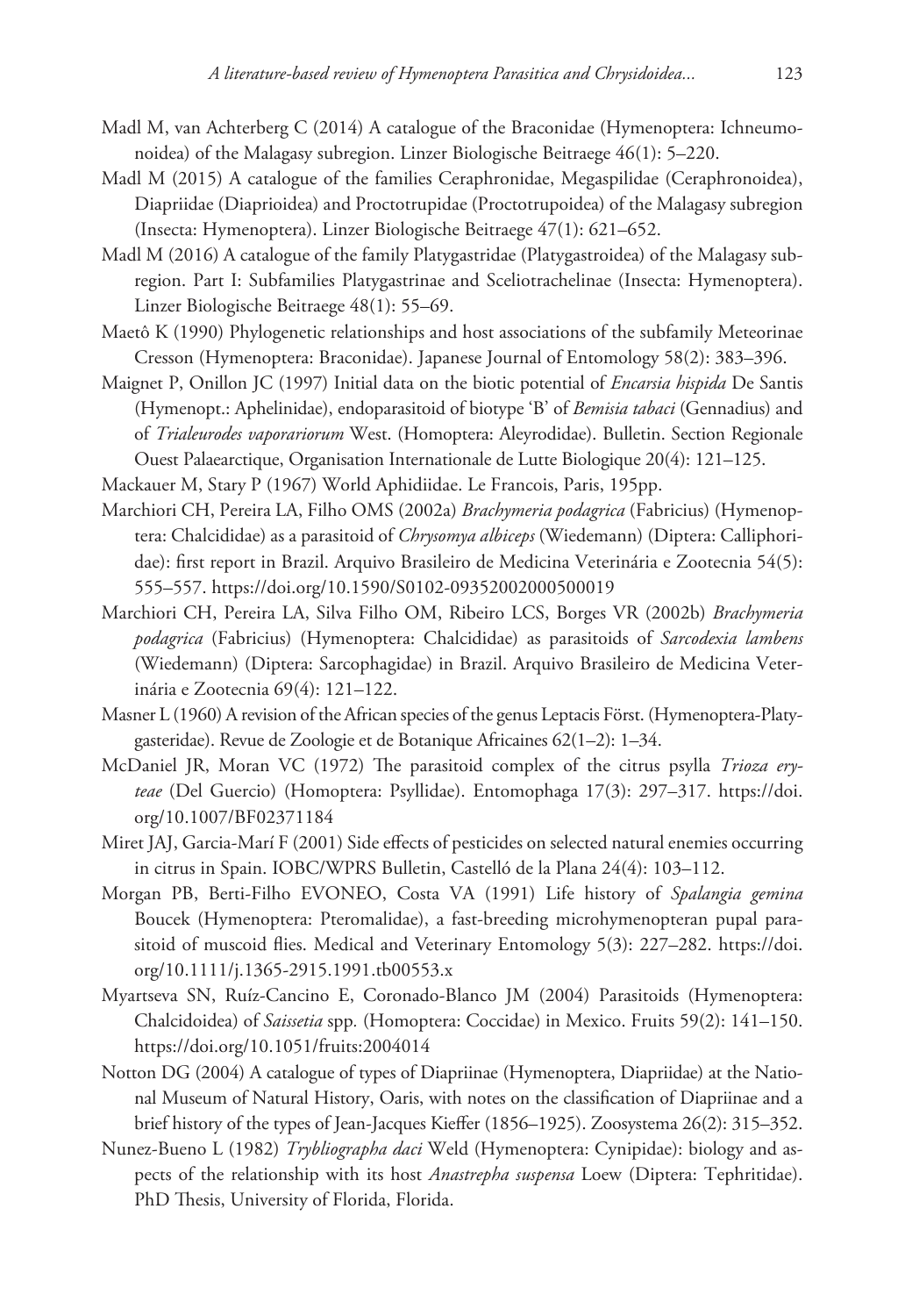Madl M, van Achterberg C (2014) A catalogue of the Braconidae (Hymenoptera: Ichneumonoidea) of the Malagasy subregion. Linzer Biologische Beitraege 46(1): 5–220.

Madl M (2015) A catalogue of the families Ceraphronidae, Megaspilidae (Ceraphronoidea), Diapriidae (Diaprioidea) and Proctotrupidae (Proctotrupoidea) of the Malagasy subregion (Insecta: Hymenoptera). Linzer Biologische Beitraege 47(1): 621–652.

Madl M (2016) A catalogue of the family Platygastridae (Platygastroidea) of the Malagasy subregion. Part I: Subfamilies Platygastrinae and Sceliotrachelinae (Insecta: Hymenoptera). Linzer Biologische Beitraege 48(1): 55–69.

Maetô K (1990) Phylogenetic relationships and host associations of the subfamily Meteorinae Cresson (Hymenoptera: Braconidae). Japanese Journal of Entomology 58(2): 383–396.

Maignet P, Onillon JC (1997) Initial data on the biotic potential of *Encarsia hispida* De Santis (Hymenopt.: Aphelinidae), endoparasitoid of biotype 'B' of *Bemisia tabaci* (Gennadius) and of *Trialeurodes vaporariorum* West. (Homoptera: Aleyrodidae). Bulletin. Section Regionale Ouest Palaearctique, Organisation Internationale de Lutte Biologique 20(4): 121–125.

Mackauer M, Stary P (1967) World Aphidiidae. Le Francois, Paris, 195pp.

Marchiori CH, Pereira LA, Filho OMS (2002a) *Brachymeria podagrica* (Fabricius) (Hymenoptera: Chalcididae) as a parasitoid of *Chrysomya albiceps* (Wiedemann) (Diptera: Calliphoridae): first report in Brazil. Arquivo Brasileiro de Medicina Veterinária e Zootecnia 54(5): 555–557. https://doi.org/10.1590/S0102-09352002000500019

Marchiori CH, Pereira LA, Silva Filho OM, Ribeiro LCS, Borges VR (2002b) *Brachymeria podagrica* (Fabricius) (Hymenoptera: Chalcididae) as parasitoids of *Sarcodexia lambens* (Wiedemann) (Diptera: Sarcophagidae) in Brazil. Arquivo Brasileiro de Medicina Veterinária e Zootecnia 69(4): 121–122.

Masner L (1960) A revision of the African species of the genus Leptacis Först. (Hymenoptera-Platygasteridae). Revue de Zoologie et de Botanique Africaines 62(1–2): 1–34.

McDaniel JR, Moran VC (1972) The parasitoid complex of the citrus psylla *Trioza eryteae* (Del Guercio) (Homoptera: Psyllidae). Entomophaga 17(3): 297–317. https://doi.org/10.1007/BF02371184

Miret JAJ, Garcia-Marí F (2001) Side effects of pesticides on selected natural enemies occurring in citrus in Spain. IOBC/WPRS Bulletin, Castelló de la Plana 24(4): 103–112.

Morgan PB, Berti-Filho EVONEO, Costa VA (1991) Life history of *Spalangia gemina* Boucek (Hymenoptera: Pteromalidae), a fast-breeding microhymenopteran pupal parasitoid of muscoid flies. Medical and Veterinary Entomology 5(3): 227–282. https://doi.org/10.1111/j.1365-2915.1991.tb00553.x

Myartseva SN, Ruíz-Cancino E, Coronado-Blanco JM (2004) Parasitoids (Hymenoptera: Chalcidoidea) of *Saissetia* spp. (Homoptera: Coccidae) in Mexico. Fruits 59(2): 141–150. https://doi.org/10.1051/fruits:2004014

Notton DG (2004) A catalogue of types of Diapriinae (Hymenoptera, Diapriidae) at the National Museum of Natural History, Oaris, with notes on the classification of Diapriinae and a brief history of the types of Jean-Jacques Kieffer (1856–1925). Zoosystema 26(2): 315–352.

Nunez-Bueno L (1982) *Trybliographa daci* Weld (Hymenoptera: Cynipidae): biology and aspects of the relationship with its host *Anastrepha suspensa* Loew (Diptera: Tephritidae). PhD Thesis, University of Florida, Florida.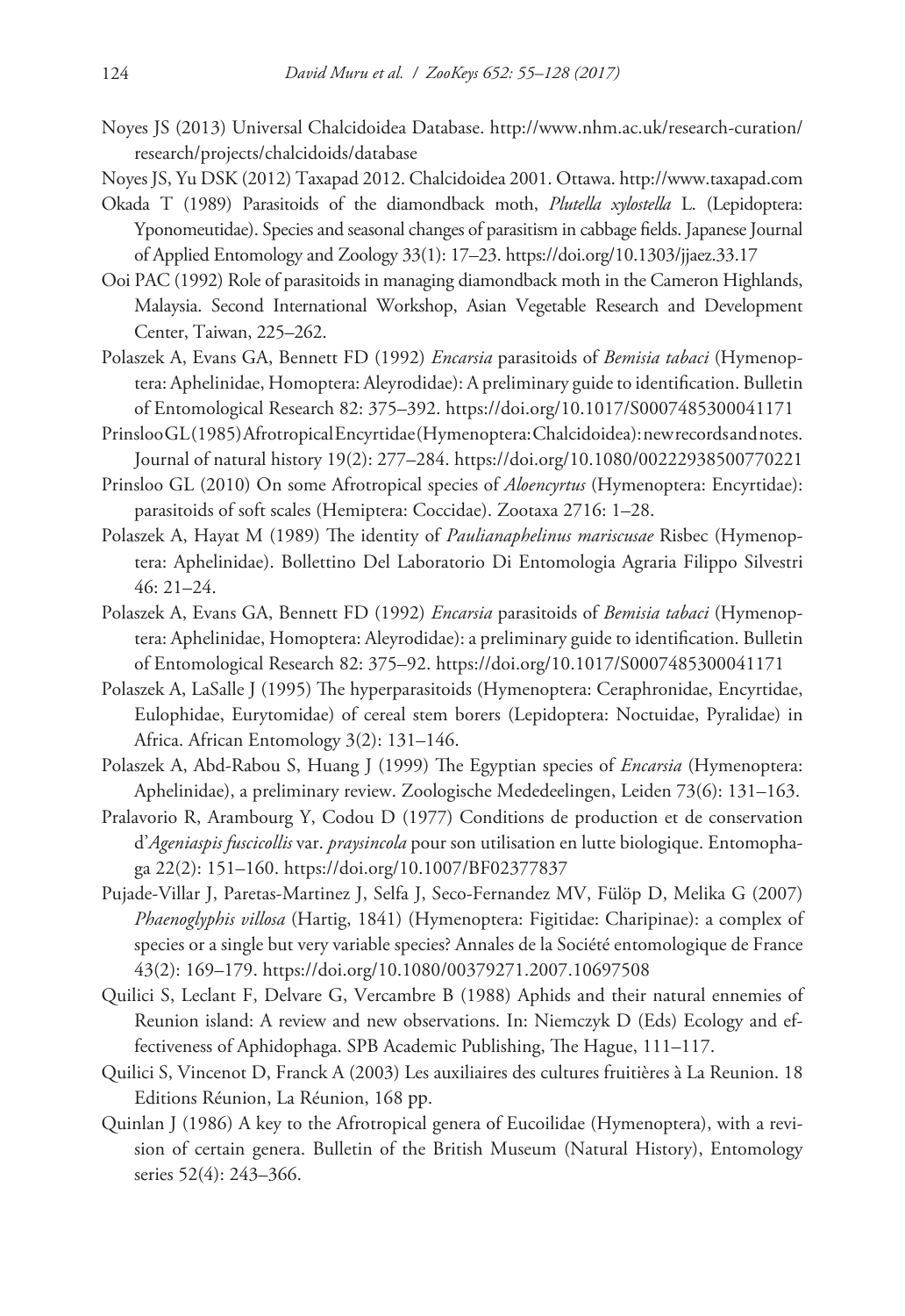Noyes JS (2013) Universal Chalcidoidea Database. http://www.nhm.ac.uk/research-curation/research/projects/chalcidoids/database

Noyes JS, Yu DSK (2012) Taxapad 2012. Chalcidoidea 2001. Ottawa. http://www.taxapad.com

Okada T (1989) Parasitoids of the diamondback moth, *Plutella xylostella* L. (Lepidoptera: Yponomeutidae). Species and seasonal changes of parasitism in cabbage fields. Japanese Journal of Applied Entomology and Zoology 33(1): 17–23. https://doi.org/10.1303/jjaez.33.17

Ooi PAC (1992) Role of parasitoids in managing diamondback moth in the Cameron Highlands, Malaysia. Second International Workshop, Asian Vegetable Research and Development Center, Taiwan, 225–262.

Polaszek A, Evans GA, Bennett FD (1992) *Encarsia* parasitoids of *Bemisia tabaci* (Hymenoptera: Aphelinidae, Homoptera: Aleyrodidae): A preliminary guide to identification. Bulletin of Entomological Research 82: 375–392. https://doi.org/10.1017/S0007485300041171

Prinsloo GL (1985) Afrotropical Encyrtidae (Hymenoptera: Chalcidoidea): new records and notes. Journal of natural history 19(2): 277–284. https://doi.org/10.1080/00222938500770221

Prinsloo GL (2010) On some Afrotropical species of *Aloencyrtus* (Hymenoptera: Encyrtidae): parasitoids of soft scales (Hemiptera: Coccidae). Zootaxa 2716: 1–28.

Polaszek A, Hayat M (1989) The identity of *Paulianaphelinus mariscusae* Risbec (Hymenoptera: Aphelinidae). Bollettino Del Laboratorio Di Entomologia Agraria Filippo Silvestri 46: 21–24.

Polaszek A, Evans GA, Bennett FD (1992) *Encarsia* parasitoids of *Bemisia tabaci* (Hymenoptera: Aphelinidae, Homoptera: Aleyrodidae): a preliminary guide to identification. Bulletin of Entomological Research 82: 375–92. https://doi.org/10.1017/S0007485300041171

Polaszek A, LaSalle J (1995) The hyperparasitoids (Hymenoptera: Ceraphronidae, Encyrtidae, Eulophidae, Eurytomidae) of cereal stem borers (Lepidoptera: Noctuidae, Pyralidae) in Africa. African Entomology 3(2): 131–146.

Polaszek A, Abd-Rabou S, Huang J (1999) The Egyptian species of *Encarsia* (Hymenoptera: Aphelinidae), a preliminary review. Zoologische Mededeelingen, Leiden 73(6): 131–163.

Pralavorio R, Arambourg Y, Codou D (1977) Conditions de production et de conservation d'*Ageniaspis fuscicollis* var. *praysincola* pour son utilisation en lutte biologique. Entomophaga 22(2): 151–160. https://doi.org/10.1007/BF02377837

Pujade-Villar J, Paretas-Martinez J, Selfa J, Seco-Fernandez MV, Fülöp D, Melika G (2007) *Phaenoglyphis villosa* (Hartig, 1841) (Hymenoptera: Figitidae: Charipinae): a complex of species or a single but very variable species? Annales de la Société entomologique de France 43(2): 169–179. https://doi.org/10.1080/00379271.2007.10697508

Quilici S, Leclant F, Delvare G, Vercambre B (1988) Aphids and their natural ennemies of Reunion island: A review and new observations. In: Niemczyk D (Eds) Ecology and effectiveness of Aphidophaga. SPB Academic Publishing, The Hague, 111–117.

Quilici S, Vincenot D, Franck A (2003) Les auxiliaires des cultures fruitières à La Reunion. 18 Editions Réunion, La Réunion, 168 pp.

Quinlan J (1986) A key to the Afrotropical genera of Eucoilidae (Hymenoptera), with a revision of certain genera. Bulletin of the British Museum (Natural History), Entomology series 52(4): 243–366.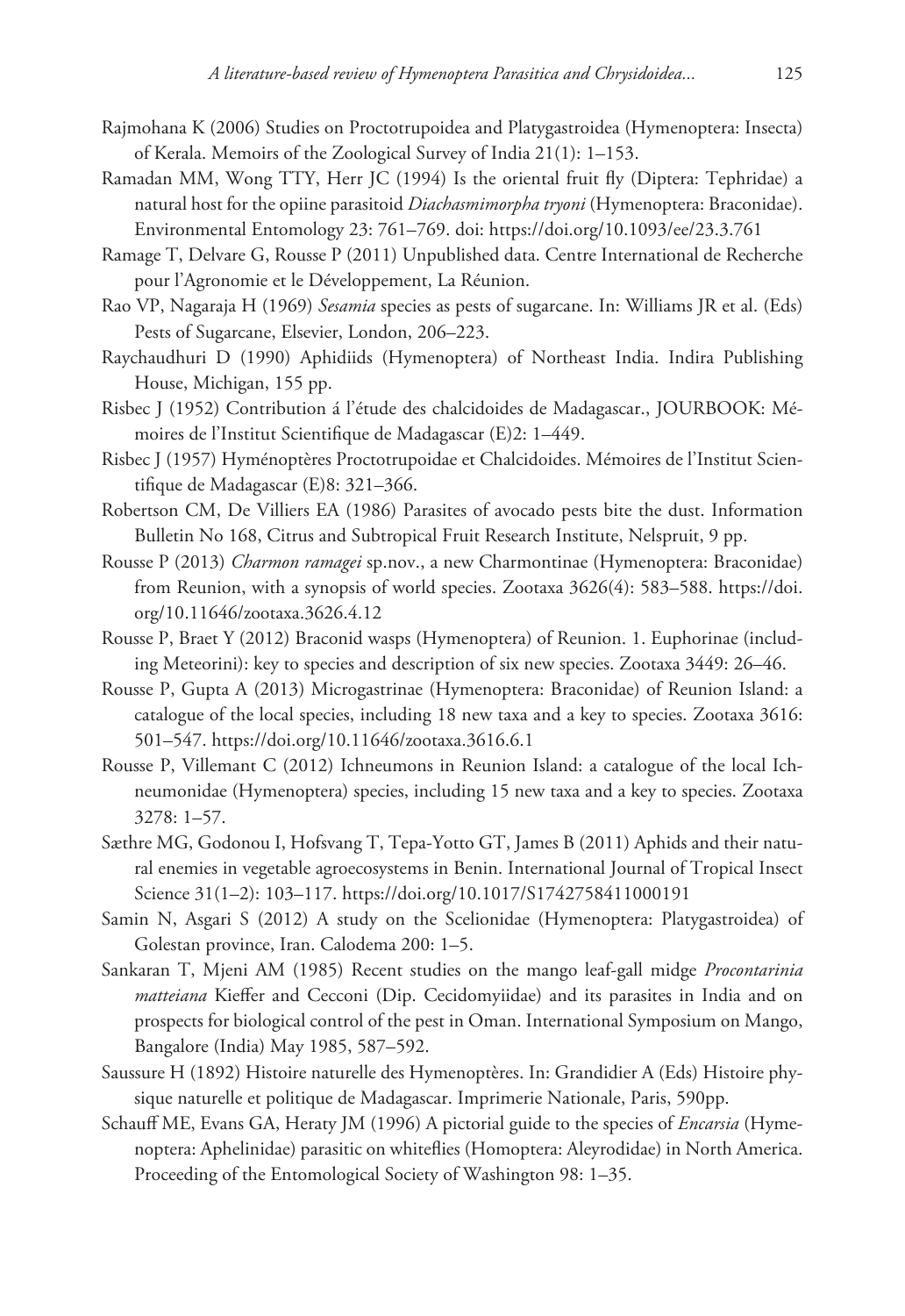Rajmohana K (2006) Studies on Proctotrupoidea and Platygastroidea (Hymenoptera: Insecta) of Kerala. Memoirs of the Zoological Survey of India 21(1): 1–153.

Ramadan MM, Wong TTY, Herr JC (1994) Is the oriental fruit fly (Diptera: Tephridae) a natural host for the opiine parasitoid *Diachasmimorpha tryoni* (Hymenoptera: Braconidae). Environmental Entomology 23: 761–769. doi: https://doi.org/10.1093/ee/23.3.761

Ramage T, Delvare G, Rousse P (2011) Unpublished data. Centre International de Recherche pour l'Agronomie et le Développement, La Réunion.

Rao VP, Nagaraja H (1969) *Sesamia* species as pests of sugarcane. In: Williams JR et al. (Eds) Pests of Sugarcane, Elsevier, London, 206–223.

Raychaudhuri D (1990) Aphidiids (Hymenoptera) of Northeast India. Indira Publishing House, Michigan, 155 pp.

Risbec J (1952) Contribution á l'étude des chalcidoides de Madagascar., JOURBOOK: Mémoires de l'Institut Scientifique de Madagascar (E)2: 1–449.

Risbec J (1957) Hyménoptères Proctotrupoidae et Chalcidoides. Mémoires de l'Institut Scientifique de Madagascar (E)8: 321–366.

Robertson CM, De Villiers EA (1986) Parasites of avocado pests bite the dust. Information Bulletin No 168, Citrus and Subtropical Fruit Research Institute, Nelspruit, 9 pp.

Rousse P (2013) *Charmon ramagei* sp.nov., a new Charmontinae (Hymenoptera: Braconidae) from Reunion, with a synopsis of world species. Zootaxa 3626(4): 583–588. https://doi.org/10.11646/zootaxa.3626.4.12

Rousse P, Braet Y (2012) Braconid wasps (Hymenoptera) of Reunion. 1. Euphorinae (including Meteorini): key to species and description of six new species. Zootaxa 3449: 26–46.

Rousse P, Gupta A (2013) Microgastrinae (Hymenoptera: Braconidae) of Reunion Island: a catalogue of the local species, including 18 new taxa and a key to species. Zootaxa 3616: 501–547. https://doi.org/10.11646/zootaxa.3616.6.1

Rousse P, Villemant C (2012) Ichneumons in Reunion Island: a catalogue of the local Ichneumonidae (Hymenoptera) species, including 15 new taxa and a key to species. Zootaxa 3278: 1–57.

Sæthre MG, Godonou I, Hofsvang T, Tepa-Yotto GT, James B (2011) Aphids and their natural enemies in vegetable agroecosystems in Benin. International Journal of Tropical Insect Science 31(1–2): 103–117. https://doi.org/10.1017/S1742758411000191

Samin N, Asgari S (2012) A study on the Scelionidae (Hymenoptera: Platygastroidea) of Golestan province, Iran. Calodema 200: 1–5.

Sankaran T, Mjeni AM (1985) Recent studies on the mango leaf-gall midge *Procontarinia matteiana* Kieffer and Cecconi (Dip. Cecidomyiidae) and its parasites in India and on prospects for biological control of the pest in Oman. International Symposium on Mango, Bangalore (India) May 1985, 587–592.

Saussure H (1892) Histoire naturelle des Hymenoptères. In: Grandidier A (Eds) Histoire physique naturelle et politique de Madagascar. Imprimerie Nationale, Paris, 590pp.

Schauff ME, Evans GA, Heraty JM (1996) A pictorial guide to the species of *Encarsia* (Hymenoptera: Aphelinidae) parasitic on whiteflies (Homoptera: Aleyrodidae) in North America. Proceeding of the Entomological Society of Washington 98: 1–35.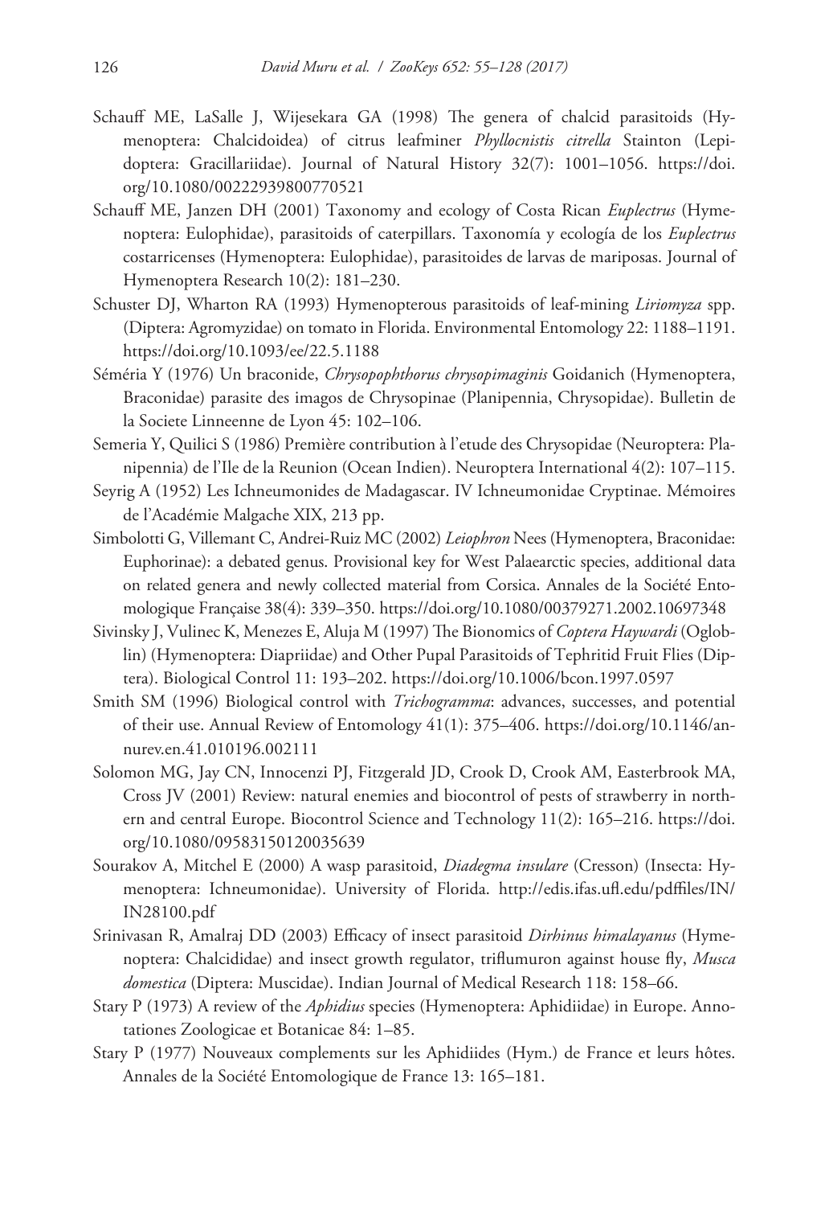Schauff ME, LaSalle J, Wijesekara GA (1998) The genera of chalcid parasitoids (Hymenoptera: Chalcidoidea) of citrus leafminer *Phyllocnistis citrella* Stainton (Lepidoptera: Gracillariidae). Journal of Natural History 32(7): 1001–1056. https://doi.org/10.1080/00222939800770521

Schauff ME, Janzen DH (2001) Taxonomy and ecology of Costa Rican *Euplectrus* (Hymenoptera: Eulophidae), parasitoids of caterpillars. Taxonomía y ecología de los *Euplectrus* costarricenses (Hymenoptera: Eulophidae), parasitoides de larvas de mariposas. Journal of Hymenoptera Research 10(2): 181–230.

Schuster DJ, Wharton RA (1993) Hymenopterous parasitoids of leaf-mining *Liriomyza* spp. (Diptera: Agromyzidae) on tomato in Florida. Environmental Entomology 22: 1188–1191. https://doi.org/10.1093/ee/22.5.1188

Séméria Y (1976) Un braconide, *Chrysopophthorus chrysopimaginis* Goidanich (Hymenoptera, Braconidae) parasite des imagos de Chrysopinae (Planipennia, Chrysopidae). Bulletin de la Societe Linneenne de Lyon 45: 102–106.

Semeria Y, Quilici S (1986) Première contribution à l'etude des Chrysopidae (Neuroptera: Planipennia) de l'Ile de la Reunion (Ocean Indien). Neuroptera International 4(2): 107–115.

Seyrig A (1952) Les Ichneumonides de Madagascar. IV Ichneumonidae Cryptinae. Mémoires de l'Académie Malgache XIX, 213 pp.

Simbolotti G, Villemant C, Andrei-Ruiz MC (2002) *Leiophron* Nees (Hymenoptera, Braconidae: Euphorinae): a debated genus. Provisional key for West Palaearctic species, additional data on related genera and newly collected material from Corsica. Annales de la Société Entomologique Française 38(4): 339–350. https://doi.org/10.1080/00379271.2002.10697348

Sivinsky J, Vulinec K, Menezes E, Aluja M (1997) The Bionomics of *Coptera Haywardi* (Oglobin) (Hymenoptera: Diapriidae) and Other Pupal Parasitoids of Tephritid Fruit Flies (Diptera). Biological Control 11: 193–202. https://doi.org/10.1006/bcon.1997.0597

Smith SM (1996) Biological control with *Trichogramma*: advances, successes, and potential of their use. Annual Review of Entomology 41(1): 375–406. https://doi.org/10.1146/annurev.en.41.010196.002111

Solomon MG, Jay CN, Innocenzi PJ, Fitzgerald JD, Crook D, Crook AM, Easterbrook MA, Cross JV (2001) Review: natural enemies and biocontrol of pests of strawberry in northern and central Europe. Biocontrol Science and Technology 11(2): 165–216. https://doi.org/10.1080/09583150120035639

Sourakov A, Mitchel E (2000) A wasp parasitoid, *Diadegma insulare* (Cresson) (Insecta: Hymenoptera: Ichneumonidae). University of Florida. http://edis.ifas.ufl.edu/pdffiles/IN/IN28100.pdf

Srinivasan R, Amalraj DD (2003) Efficacy of insect parasitoid *Dirhinus himalayanus* (Hymenoptera: Chalcididae) and insect growth regulator, triflumuron against house fly, *Musca domestica* (Diptera: Muscidae). Indian Journal of Medical Research 118: 158–66.

Stary P (1973) A review of the *Aphidius* species (Hymenoptera: Aphidiidae) in Europe. Annotationes Zoologicae et Botanicae 84: 1–85.

Stary P (1977) Nouveaux complements sur les Aphidiides (Hym.) de France et leurs hôtes. Annales de la Société Entomologique de France 13: 165–181.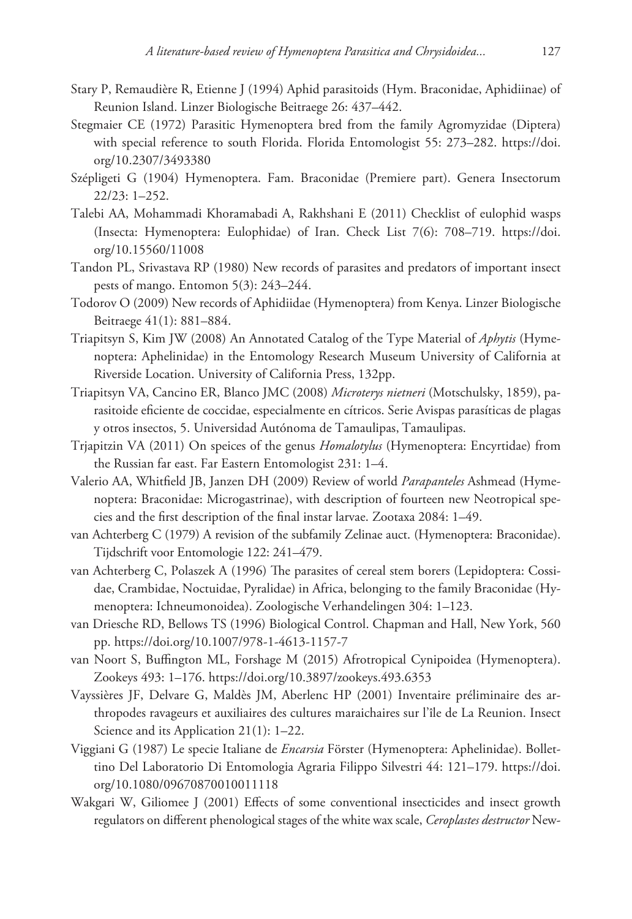Stary P, Remaudière R, Etienne J (1994) Aphid parasitoids (Hym. Braconidae, Aphidiinae) of Reunion Island. Linzer Biologische Beitraege 26: 437–442.

Stegmaier CE (1972) Parasitic Hymenoptera bred from the family Agromyzidae (Diptera) with special reference to south Florida. Florida Entomologist 55: 273–282. https://doi.org/10.2307/3493380

Szépligeti G (1904) Hymenoptera. Fam. Braconidae (Premiere part). Genera Insectorum 22/23: 1–252.

Talebi AA, Mohammadi Khoramabadi A, Rakhshani E (2011) Checklist of eulophid wasps (Insecta: Hymenoptera: Eulophidae) of Iran. Check List 7(6): 708–719. https://doi.org/10.15560/11008

Tandon PL, Srivastava RP (1980) New records of parasites and predators of important insect pests of mango. Entomon 5(3): 243–244.

Todorov O (2009) New records of Aphidiidae (Hymenoptera) from Kenya. Linzer Biologische Beitraege 41(1): 881–884.

Triapitsyn S, Kim JW (2008) An Annotated Catalog of the Type Material of *Aphytis* (Hymenoptera: Aphelinidae) in the Entomology Research Museum University of California at Riverside Location. University of California Press, 132pp.

Triapitsyn VA, Cancino ER, Blanco JMC (2008) *Microterys nietneri* (Motschulsky, 1859), parasitoide eficiente de coccidae, especialmente en cítricos. Serie Avispas parasíticas de plagas y otros insectos, 5. Universidad Autónoma de Tamaulipas, Tamaulipas.

Trjapitzin VA (2011) On speices of the genus *Homalotylus* (Hymenoptera: Encyrtidae) from the Russian far east. Far Eastern Entomologist 231: 1–4.

Valerio AA, Whitfield JB, Janzen DH (2009) Review of world *Parapanteles* Ashmead (Hymenoptera: Braconidae: Microgastrinae), with description of fourteen new Neotropical species and the first description of the final instar larvae. Zootaxa 2084: 1–49.

van Achterberg C (1979) A revision of the subfamily Zelinae auct. (Hymenoptera: Braconidae). Tijdschrift voor Entomologie 122: 241–479.

van Achterberg C, Polaszek A (1996) The parasites of cereal stem borers (Lepidoptera: Cossidae, Crambidae, Noctuidae, Pyralidae) in Africa, belonging to the family Braconidae (Hymenoptera: Ichneumonoidea). Zoologische Verhandelingen 304: 1–123.

van Driesche RD, Bellows TS (1996) Biological Control. Chapman and Hall, New York, 560 pp. https://doi.org/10.1007/978-1-4613-1157-7

van Noort S, Buffington ML, Forshage M (2015) Afrotropical Cynipoidea (Hymenoptera). Zookeys 493: 1–176. https://doi.org/10.3897/zookeys.493.6353

Vayssières JF, Delvare G, Maldès JM, Aberlenc HP (2001) Inventaire préliminaire des arthropodes ravageurs et auxiliaires des cultures maraichaires sur l'île de La Reunion. Insect Science and its Application 21(1): 1–22.

Viggiani G (1987) Le specie Italiane de *Encarsia* Förster (Hymenoptera: Aphelinidae). Bollettino Del Laboratorio Di Entomologia Agraria Filippo Silvestri 44: 121–179. https://doi.org/10.1080/09670870010011118

Wakgari W, Giliomee J (2001) Effects of some conventional insecticides and insect growth regulators on different phenological stages of the white wax scale, *Ceroplastes destructor* New-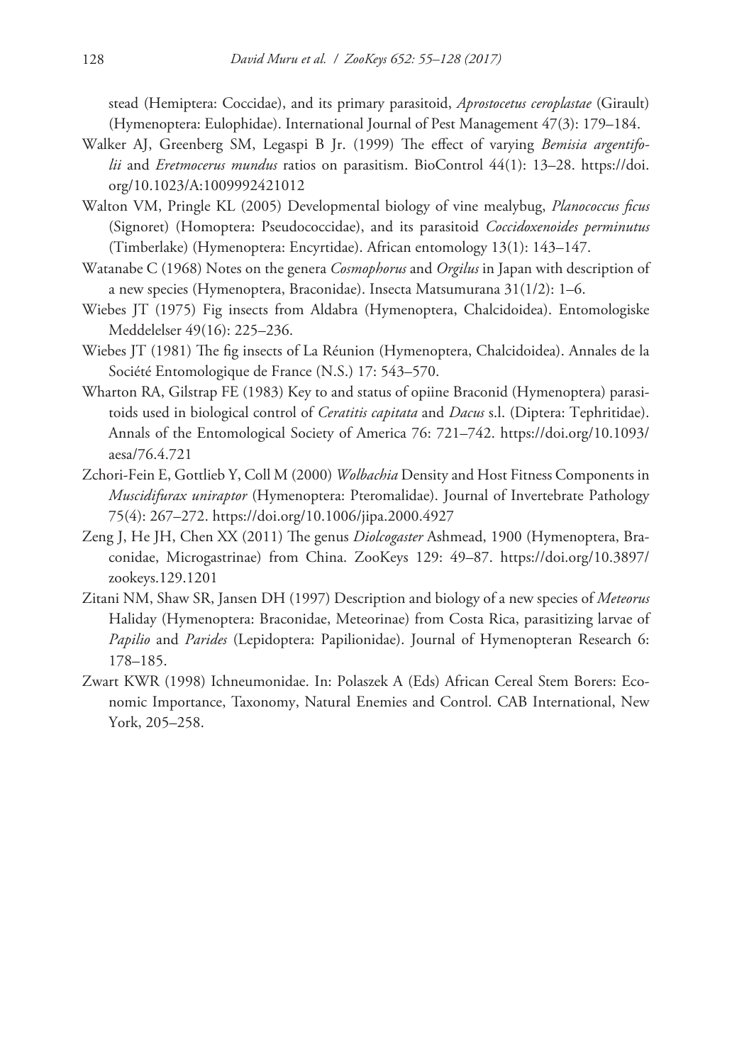stead (Hemiptera: Coccidae), and its primary parasitoid, *Aprostocetus ceroplastae* (Girault) (Hymenoptera: Eulophidae). International Journal of Pest Management 47(3): 179–184.

Walker AJ, Greenberg SM, Legaspi B Jr. (1999) The effect of varying *Bemisia argentifolii* and *Eretmocerus mundus* ratios on parasitism. BioControl 44(1): 13–28. https://doi.org/10.1023/A:1009992421012

Walton VM, Pringle KL (2005) Developmental biology of vine mealybug, *Planococcus ficus* (Signoret) (Homoptera: Pseudococcidae), and its parasitoid *Coccidoxenoides perminutus* (Timberlake) (Hymenoptera: Encyrtidae). African entomology 13(1): 143–147.

Watanabe C (1968) Notes on the genera *Cosmophorus* and *Orgilus* in Japan with description of a new species (Hymenoptera, Braconidae). Insecta Matsumurana 31(1/2): 1–6.

Wiebes JT (1975) Fig insects from Aldabra (Hymenoptera, Chalcidoidea). Entomologiske Meddelelser 49(16): 225–236.

Wiebes JT (1981) The fig insects of La Réunion (Hymenoptera, Chalcidoidea). Annales de la Société Entomologique de France (N.S.) 17: 543–570.

Wharton RA, Gilstrap FE (1983) Key to and status of opiine Braconid (Hymenoptera) parasitoids used in biological control of *Ceratitis capitata* and *Dacus* s.l. (Diptera: Tephritidae). Annals of the Entomological Society of America 76: 721–742. https://doi.org/10.1093/aesa/76.4.721

Zchori-Fein E, Gottlieb Y, Coll M (2000) *Wolbachia* Density and Host Fitness Components in *Muscidifurax uniraptor* (Hymenoptera: Pteromalidae). Journal of Invertebrate Pathology 75(4): 267–272. https://doi.org/10.1006/jipa.2000.4927

Zeng J, He JH, Chen XX (2011) The genus *Diolcogaster* Ashmead, 1900 (Hymenoptera, Braconidae, Microgastrinae) from China. ZooKeys 129: 49–87. https://doi.org/10.3897/zookeys.129.1201

Zitani NM, Shaw SR, Jansen DH (1997) Description and biology of a new species of *Meteorus* Haliday (Hymenoptera: Braconidae, Meteorinae) from Costa Rica, parasitizing larvae of *Papilio* and *Parides* (Lepidoptera: Papilionidae). Journal of Hymenopteran Research 6: 178–185.

Zwart KWR (1998) Ichneumonidae. In: Polaszek A (Eds) African Cereal Stem Borers: Economic Importance, Taxonomy, Natural Enemies and Control. CAB International, New York, 205–258.